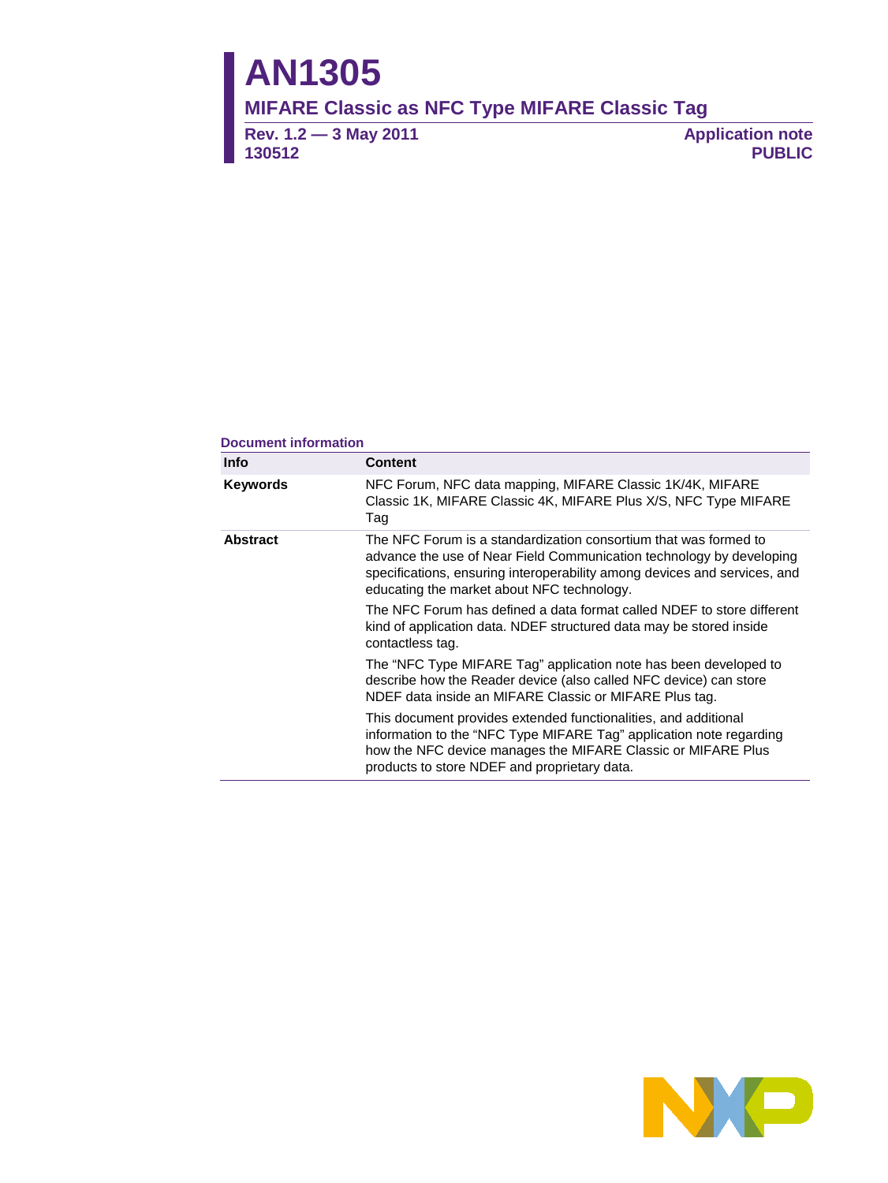# AN1305

## MIFARE Classic as NFC Type MIFARE Classic Tag

**Rev. 1.2 — 3 May 2011**
**130512**

**Application note**
**PUBLIC**

**Document information**

| Info | Content |
|---|---|
| **Keywords** | NFC Forum, NFC data mapping, MIFARE Classic 1K/4K, MIFARE Classic 1K, MIFARE Classic 4K, MIFARE Plus X/S, NFC Type MIFARE Tag |
| **Abstract** | The NFC Forum is a standardization consortium that was formed to advance the use of Near Field Communication technology by developing specifications, ensuring interoperability among devices and services, and educating the market about NFC technology. The NFC Forum has defined a data format called NDEF to store different kind of application data. NDEF structured data may be stored inside contactless tag. The "NFC Type MIFARE Tag" application note has been developed to describe how the Reader device (also called NFC device) can store NDEF data inside an MIFARE Classic or MIFARE Plus tag. This document provides extended functionalities, and additional information to the "NFC Type MIFARE Tag" application note regarding how the NFC device manages the MIFARE Classic or MIFARE Plus products to store NDEF and proprietary data. |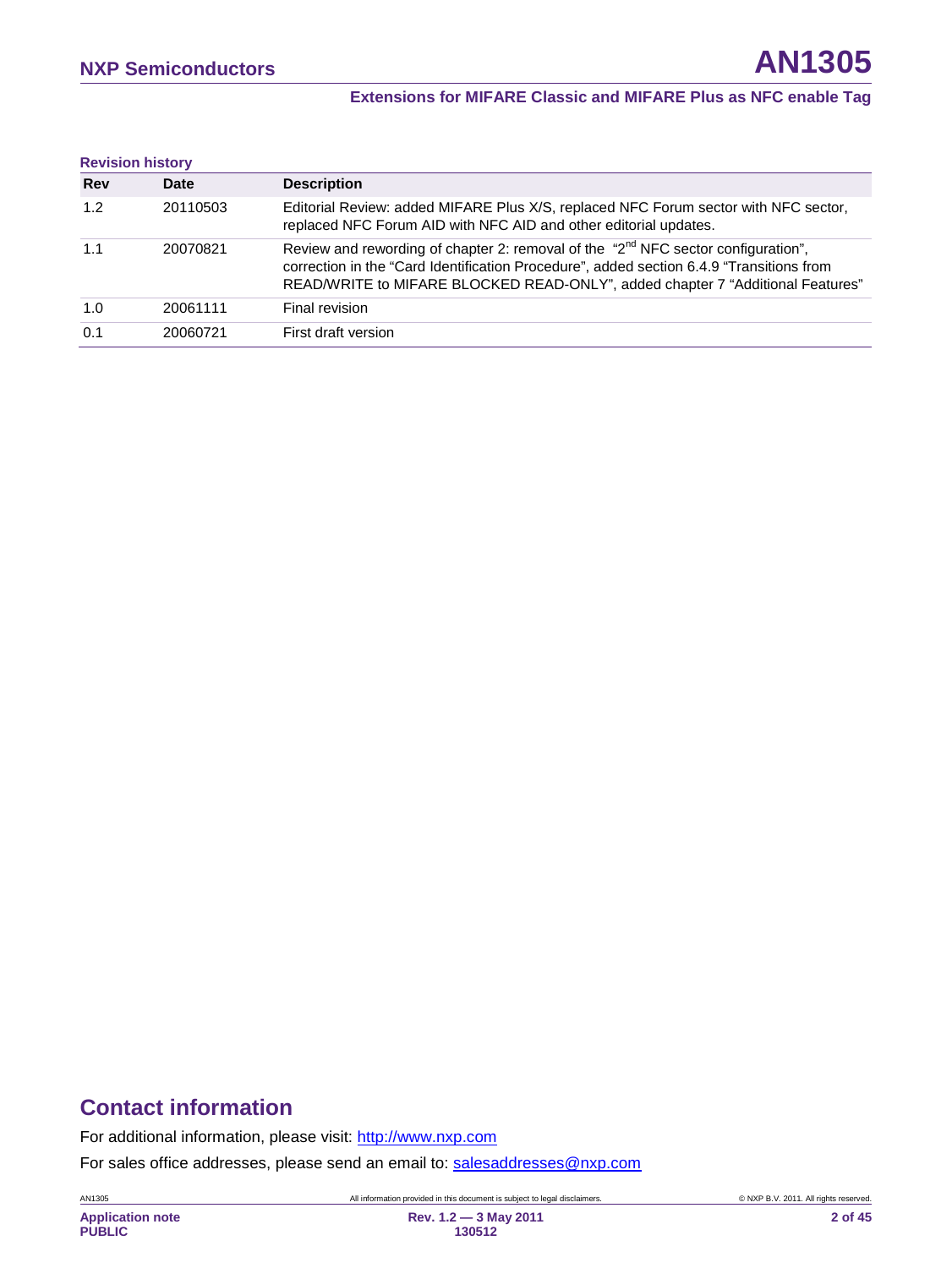**Revision history**

| Rev | Date | Description |
|---|---|---|
| 1.2 | 20110503 | Editorial Review: added MIFARE Plus X/S, replaced NFC Forum sector with NFC sector, replaced NFC Forum AID with NFC AID and other editorial updates. |
| 1.1 | 20070821 | Review and rewording of chapter 2: removal of the "2nd NFC sector configuration", correction in the "Card Identification Procedure", added section 6.4.9 "Transitions from READ/WRITE to MIFARE BLOCKED READ-ONLY", added chapter 7 "Additional Features" |
| 1.0 | 20061111 | Final revision |
| 0.1 | 20060721 | First draft version |

# Contact information

For additional information, please visit: http://www.nxp.com

For sales office addresses, please send an email to: salesaddresses@nxp.com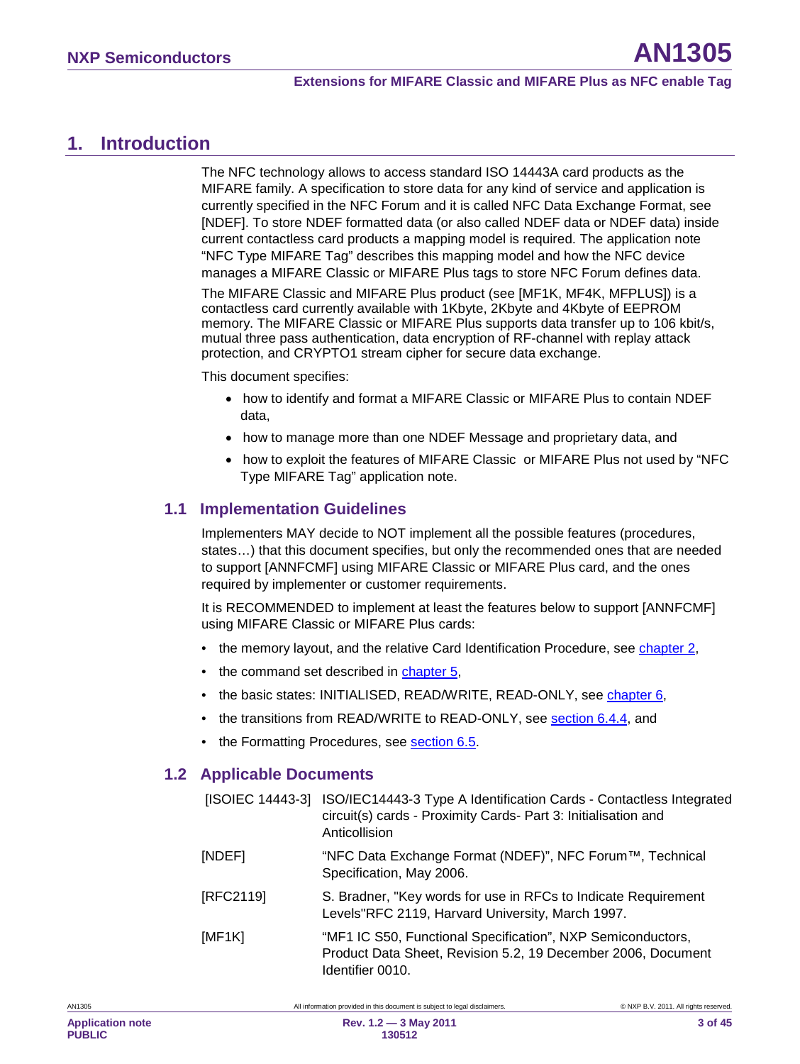# 1. Introduction

The NFC technology allows to access standard ISO 14443A card products as the MIFARE family. A specification to store data for any kind of service and application is currently specified in the NFC Forum and it is called NFC Data Exchange Format, see [NDEF]. To store NDEF formatted data (or also called NDEF data or NDEF data) inside current contactless card products a mapping model is required. The application note "NFC Type MIFARE Tag" describes this mapping model and how the NFC device manages a MIFARE Classic or MIFARE Plus tags to store NFC Forum defines data.

The MIFARE Classic and MIFARE Plus product (see [MF1K, MF4K, MFPLUS]) is a contactless card currently available with 1Kbyte, 2Kbyte and 4Kbyte of EEPROM memory. The MIFARE Classic or MIFARE Plus supports data transfer up to 106 kbit/s, mutual three pass authentication, data encryption of RF-channel with replay attack protection, and CRYPTO1 stream cipher for secure data exchange.

This document specifies:

- how to identify and format a MIFARE Classic or MIFARE Plus to contain NDEF data,
- how to manage more than one NDEF Message and proprietary data, and
- how to exploit the features of MIFARE Classic or MIFARE Plus not used by "NFC Type MIFARE Tag" application note.

## 1.1 Implementation Guidelines

Implementers MAY decide to NOT implement all the possible features (procedures, states…) that this document specifies, but only the recommended ones that are needed to support [ANNFCMF] using MIFARE Classic or MIFARE Plus card, and the ones required by implementer or customer requirements.

It is RECOMMENDED to implement at least the features below to support [ANNFCMF] using MIFARE Classic or MIFARE Plus cards:

- the memory layout, and the relative Card Identification Procedure, see chapter 2,
- the command set described in chapter 5,
- the basic states: INITIALISED, READ/WRITE, READ-ONLY, see chapter 6,
- the transitions from READ/WRITE to READ-ONLY, see section 6.4.4, and
- the Formatting Procedures, see section 6.5.

## 1.2 Applicable Documents

| | |
|---|---|
| [ISOIEC 14443-3] | ISO/IEC14443-3 Type A Identification Cards - Contactless Integrated circuit(s) cards - Proximity Cards- Part 3: Initialisation and Anticollision |
| [NDEF] | "NFC Data Exchange Format (NDEF)", NFC Forum™, Technical Specification, May 2006. |
| [RFC2119] | S. Bradner, "Key words for use in RFCs to Indicate Requirement Levels"RFC 2119, Harvard University, March 1997. |
| [MF1K] | "MF1 IC S50, Functional Specification", NXP Semiconductors, Product Data Sheet, Revision 5.2, 19 December 2006, Document Identifier 0010. |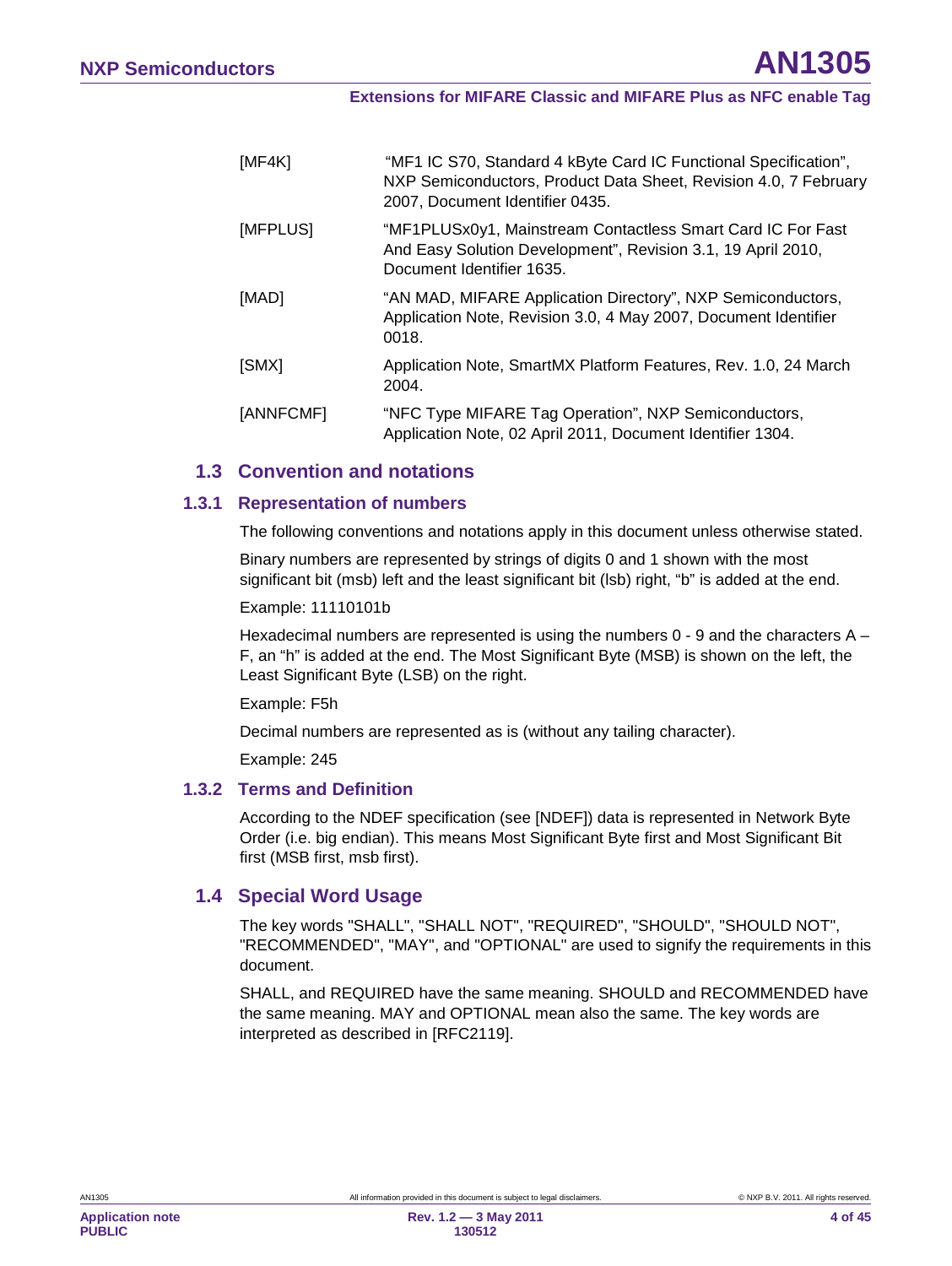| | |
|---|---|
| [MF4K] | "MF1 IC S70, Standard 4 kByte Card IC Functional Specification", NXP Semiconductors, Product Data Sheet, Revision 4.0, 7 February 2007, Document Identifier 0435. |
| [MFPLUS] | "MF1PLUSx0y1, Mainstream Contactless Smart Card IC For Fast And Easy Solution Development", Revision 3.1, 19 April 2010, Document Identifier 1635. |
| [MAD] | "AN MAD, MIFARE Application Directory", NXP Semiconductors, Application Note, Revision 3.0, 4 May 2007, Document Identifier 0018. |
| [SMX] | Application Note, SmartMX Platform Features, Rev. 1.0, 24 March 2004. |
| [ANNFCMF] | "NFC Type MIFARE Tag Operation", NXP Semiconductors, Application Note, 02 April 2011, Document Identifier 1304. |

## 1.3 Convention and notations

### 1.3.1 Representation of numbers

The following conventions and notations apply in this document unless otherwise stated.

Binary numbers are represented by strings of digits 0 and 1 shown with the most significant bit (msb) left and the least significant bit (lsb) right, "b" is added at the end.

Example: 11110101b

Hexadecimal numbers are represented is using the numbers 0 - 9 and the characters A – F, an "h" is added at the end. The Most Significant Byte (MSB) is shown on the left, the Least Significant Byte (LSB) on the right.

Example: F5h

Decimal numbers are represented as is (without any tailing character).

Example: 245

### 1.3.2 Terms and Definition

According to the NDEF specification (see [NDEF]) data is represented in Network Byte Order (i.e. big endian). This means Most Significant Byte first and Most Significant Bit first (MSB first, msb first).

## 1.4 Special Word Usage

The key words "SHALL", "SHALL NOT", "REQUIRED", "SHOULD", "SHOULD NOT", "RECOMMENDED", "MAY", and "OPTIONAL" are used to signify the requirements in this document.

SHALL, and REQUIRED have the same meaning. SHOULD and RECOMMENDED have the same meaning. MAY and OPTIONAL mean also the same. The key words are interpreted as described in [RFC2119].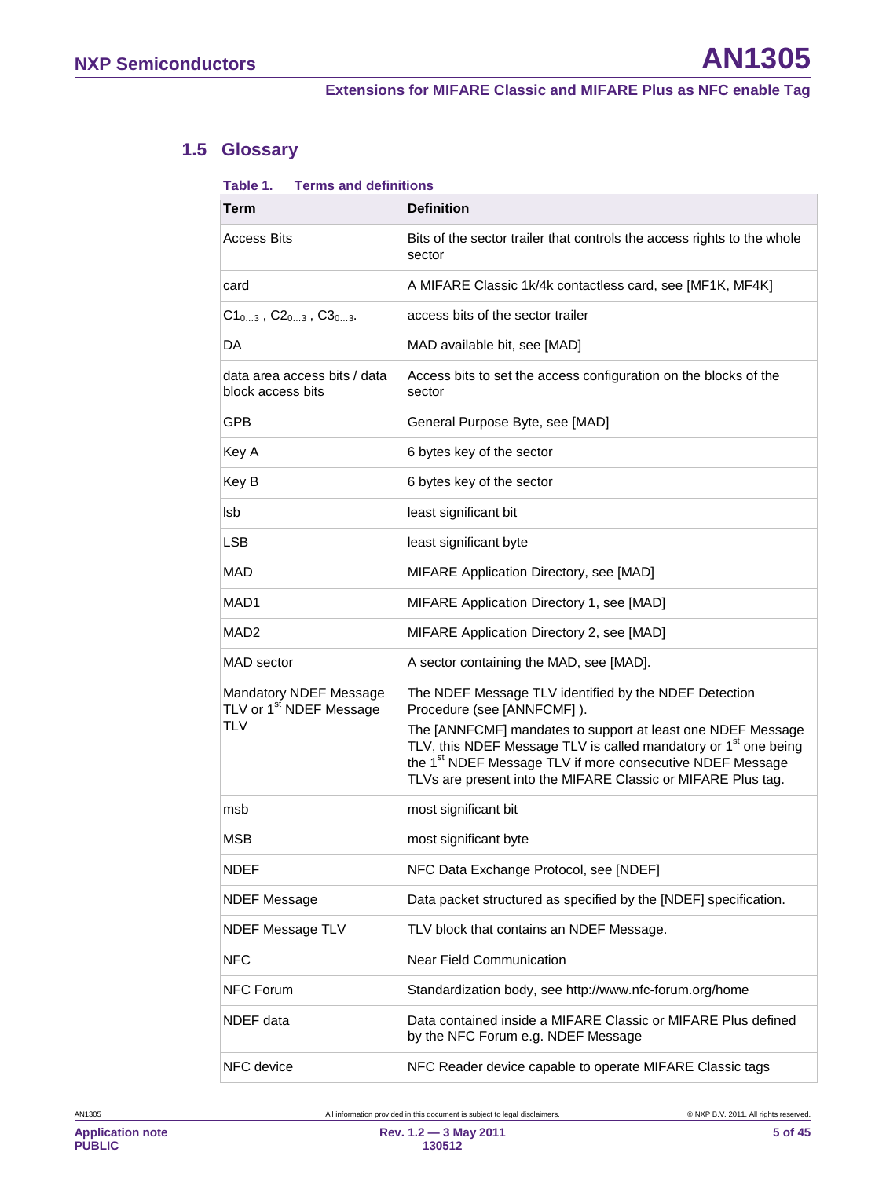## 1.5 Glossary

**Table 1. Terms and definitions**

| Term | Definition |
|---|---|
| Access Bits | Bits of the sector trailer that controls the access rights to the whole sector |
| card | A MIFARE Classic 1k/4k contactless card, see [MF1K, MF4K] |
| $C1_{0...3}$ , $C2_{0...3}$ , $C3_{0...3}$. | access bits of the sector trailer |
| DA | MAD available bit, see [MAD] |
| data area access bits / data block access bits | Access bits to set the access configuration on the blocks of the sector |
| GPB | General Purpose Byte, see [MAD] |
| Key A | 6 bytes key of the sector |
| Key B | 6 bytes key of the sector |
| lsb | least significant bit |
| LSB | least significant byte |
| MAD | MIFARE Application Directory, see [MAD] |
| MAD1 | MIFARE Application Directory 1, see [MAD] |
| MAD2 | MIFARE Application Directory 2, see [MAD] |
| MAD sector | A sector containing the MAD, see [MAD]. |
| Mandatory NDEF Message TLV or 1st NDEF Message TLV | The NDEF Message TLV identified by the NDEF Detection Procedure (see [ANNFCMF] ). The [ANNFCMF] mandates to support at least one NDEF Message TLV, this NDEF Message TLV is called mandatory or 1st one being the 1st NDEF Message TLV if more consecutive NDEF Message TLVs are present into the MIFARE Classic or MIFARE Plus tag. |
| msb | most significant bit |
| MSB | most significant byte |
| NDEF | NFC Data Exchange Protocol, see [NDEF] |
| NDEF Message | Data packet structured as specified by the [NDEF] specification. |
| NDEF Message TLV | TLV block that contains an NDEF Message. |
| NFC | Near Field Communication |
| NFC Forum | Standardization body, see http://www.nfc-forum.org/home |
| NDEF data | Data contained inside a MIFARE Classic or MIFARE Plus defined by the NFC Forum e.g. NDEF Message |
| NFC device | NFC Reader device capable to operate MIFARE Classic tags |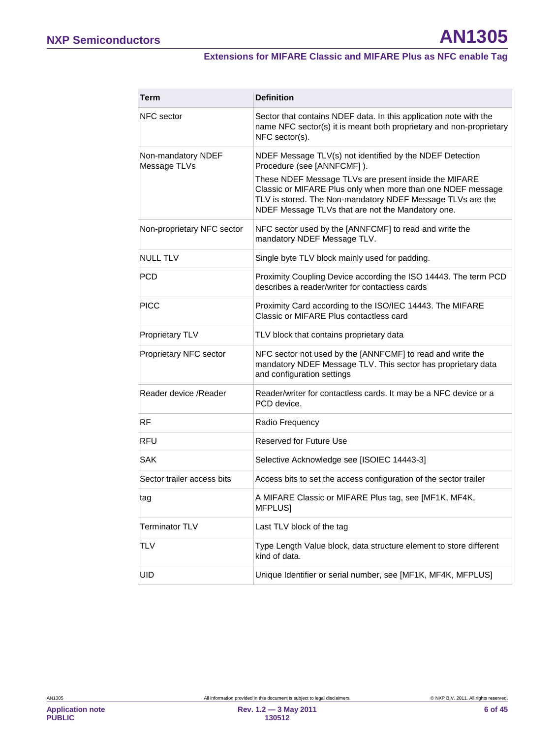| Term | Definition |
|---|---|
| NFC sector | Sector that contains NDEF data. In this application note with the name NFC sector(s) it is meant both proprietary and non-proprietary NFC sector(s). |
| Non-mandatory NDEF Message TLVs | NDEF Message TLV(s) not identified by the NDEF Detection Procedure (see [ANNFCMF] ).<br><br>These NDEF Message TLVs are present inside the MIFARE Classic or MIFARE Plus only when more than one NDEF message TLV is stored. The Non-mandatory NDEF Message TLVs are the NDEF Message TLVs that are not the Mandatory one. |
| Non-proprietary NFC sector | NFC sector used by the [ANNFCMF] to read and write the mandatory NDEF Message TLV. |
| NULL TLV | Single byte TLV block mainly used for padding. |
| PCD | Proximity Coupling Device according the ISO 14443. The term PCD describes a reader/writer for contactless cards |
| PICC | Proximity Card according to the ISO/IEC 14443. The MIFARE Classic or MIFARE Plus contactless card |
| Proprietary TLV | TLV block that contains proprietary data |
| Proprietary NFC sector | NFC sector not used by the [ANNFCMF] to read and write the mandatory NDEF Message TLV. This sector has proprietary data and configuration settings |
| Reader device /Reader | Reader/writer for contactless cards. It may be a NFC device or a PCD device. |
| RF | Radio Frequency |
| RFU | Reserved for Future Use |
| SAK | Selective Acknowledge see [ISOIEC 14443-3] |
| Sector trailer access bits | Access bits to set the access configuration of the sector trailer |
| tag | A MIFARE Classic or MIFARE Plus tag, see [MF1K, MF4K, MFPLUS] |
| Terminator TLV | Last TLV block of the tag |
| TLV | Type Length Value block, data structure element to store different kind of data. |
| UID | Unique Identifier or serial number, see [MF1K, MF4K, MFPLUS] |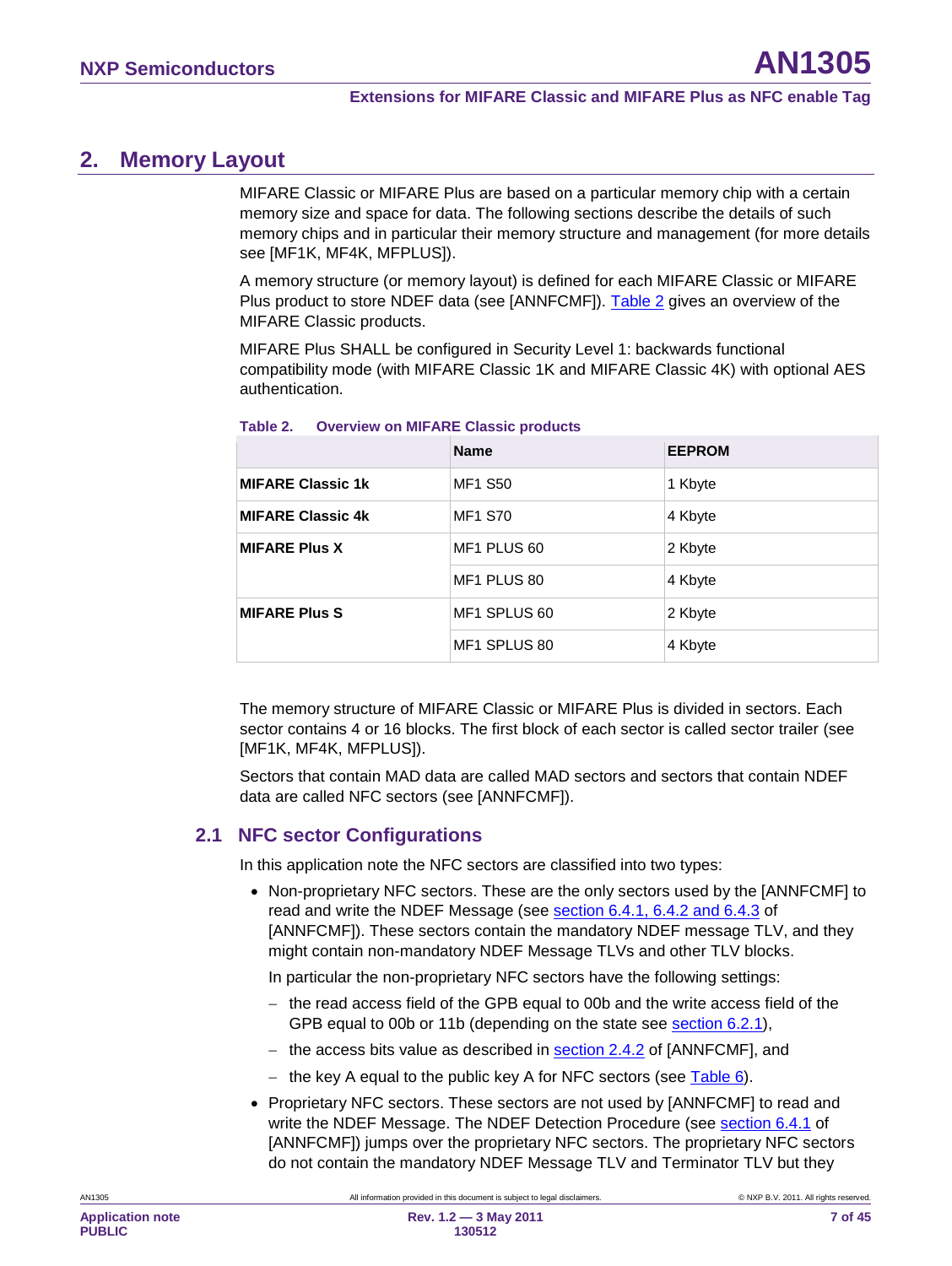# 2. Memory Layout

MIFARE Classic or MIFARE Plus are based on a particular memory chip with a certain memory size and space for data. The following sections describe the details of such memory chips and in particular their memory structure and management (for more details see [MF1K, MF4K, MFPLUS]).

A memory structure (or memory layout) is defined for each MIFARE Classic or MIFARE Plus product to store NDEF data (see [ANNFCMF]). Table 2 gives an overview of the MIFARE Classic products.

MIFARE Plus SHALL be configured in Security Level 1: backwards functional compatibility mode (with MIFARE Classic 1K and MIFARE Classic 4K) with optional AES authentication.

**Table 2. Overview on MIFARE Classic products**

| | Name | EEPROM |
|---|---|---|
| **MIFARE Classic 1k** | MF1 S50 | 1 Kbyte |
| **MIFARE Classic 4k** | MF1 S70 | 4 Kbyte |
| **MIFARE Plus X** | MF1 PLUS 60 | 2 Kbyte |
| | MF1 PLUS 80 | 4 Kbyte |
| **MIFARE Plus S** | MF1 SPLUS 60 | 2 Kbyte |
| | MF1 SPLUS 80 | 4 Kbyte |

The memory structure of MIFARE Classic or MIFARE Plus is divided in sectors. Each sector contains 4 or 16 blocks. The first block of each sector is called sector trailer (see [MF1K, MF4K, MFPLUS]).

Sectors that contain MAD data are called MAD sectors and sectors that contain NDEF data are called NFC sectors (see [ANNFCMF]).

## 2.1 NFC sector Configurations

In this application note the NFC sectors are classified into two types:

- Non-proprietary NFC sectors. These are the only sectors used by the [ANNFCMF] to read and write the NDEF Message (see section 6.4.1, 6.4.2 and 6.4.3 of [ANNFCMF]). These sectors contain the mandatory NDEF message TLV, and they might contain non-mandatory NDEF Message TLVs and other TLV blocks.

  In particular the non-proprietary NFC sectors have the following settings:

  - the read access field of the GPB equal to 00b and the write access field of the GPB equal to 00b or 11b (depending on the state see section 6.2.1),
  - the access bits value as described in section 2.4.2 of [ANNFCMF], and
  - the key A equal to the public key A for NFC sectors (see Table 6).

- Proprietary NFC sectors. These sectors are not used by [ANNFCMF] to read and write the NDEF Message. The NDEF Detection Procedure (see section 6.4.1 of [ANNFCMF]) jumps over the proprietary NFC sectors. The proprietary NFC sectors do not contain the mandatory NDEF Message TLV and Terminator TLV but they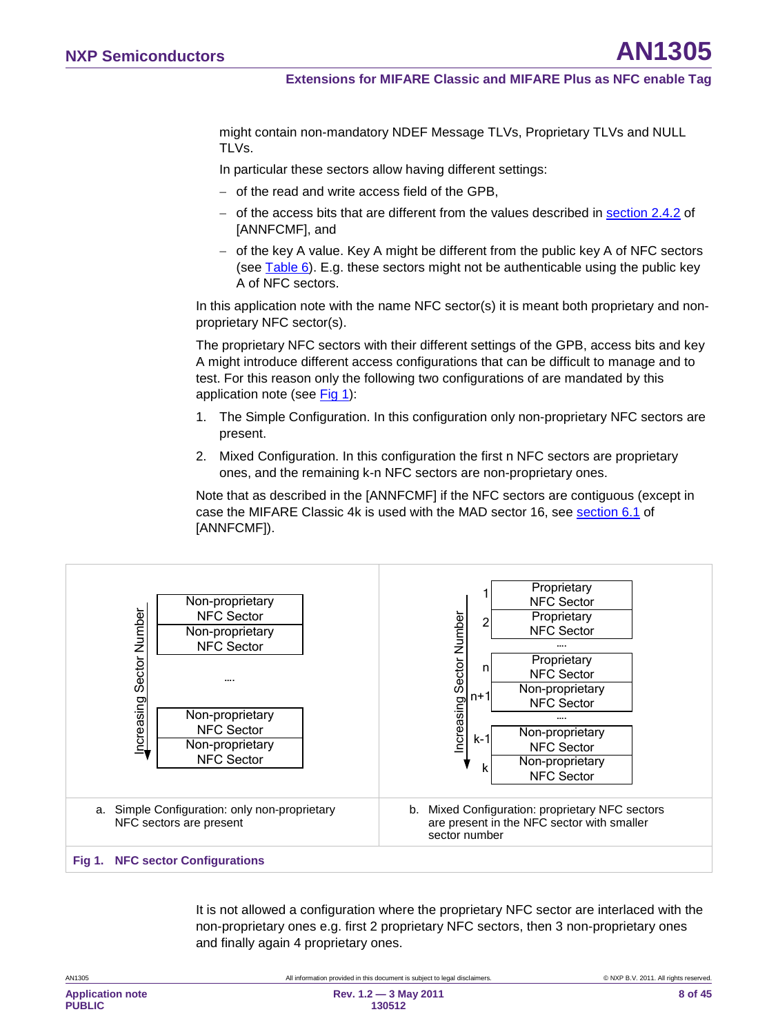might contain non-mandatory NDEF Message TLVs, Proprietary TLVs and NULL TLVs.

In particular these sectors allow having different settings:

- of the read and write access field of the GPB,
- of the access bits that are different from the values described in section 2.4.2 of [ANNFCMF], and
- of the key A value. Key A might be different from the public key A of NFC sectors (see Table 6). E.g. these sectors might not be authenticable using the public key A of NFC sectors.

In this application note with the name NFC sector(s) it is meant both proprietary and non-proprietary NFC sector(s).

The proprietary NFC sectors with their different settings of the GPB, access bits and key A might introduce different access configurations that can be difficult to manage and to test. For this reason only the following two configurations of are mandated by this application note (see Fig 1):

1. The Simple Configuration. In this configuration only non-proprietary NFC sectors are present.
2. Mixed Configuration. In this configuration the first n NFC sectors are proprietary ones, and the remaining k-n NFC sectors are non-proprietary ones.

Note that as described in the [ANNFCMF] if the NFC sectors are contiguous (except in case the MIFARE Classic 4k is used with the MAD sector 16, see section 6.1 of [ANNFCMF]).

a. Simple Configuration: only non-proprietary NFC sectors are present

b. Mixed Configuration: proprietary NFC sectors are present in the NFC sector with smaller sector number

**Fig 1. NFC sector Configurations**

It is not allowed a configuration where the proprietary NFC sector are interlaced with the non-proprietary ones e.g. first 2 proprietary NFC sectors, then 3 non-proprietary ones and finally again 4 proprietary ones.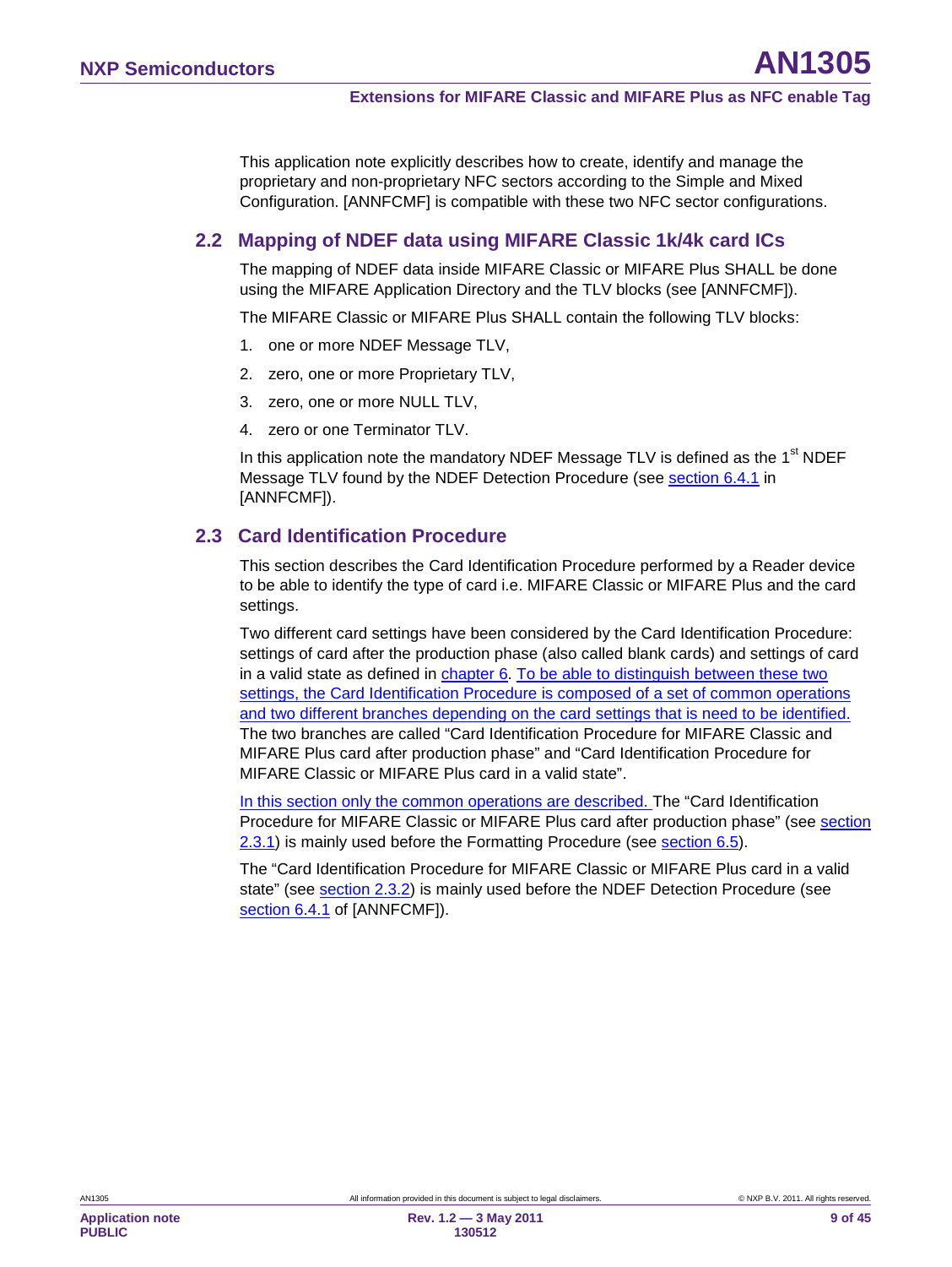This application note explicitly describes how to create, identify and manage the proprietary and non-proprietary NFC sectors according to the Simple and Mixed Configuration. [ANNFCMF] is compatible with these two NFC sector configurations.

## 2.2 Mapping of NDEF data using MIFARE Classic 1k/4k card ICs

The mapping of NDEF data inside MIFARE Classic or MIFARE Plus SHALL be done using the MIFARE Application Directory and the TLV blocks (see [ANNFCMF]).

The MIFARE Classic or MIFARE Plus SHALL contain the following TLV blocks:

1. one or more NDEF Message TLV,
2. zero, one or more Proprietary TLV,
3. zero, one or more NULL TLV,
4. zero or one Terminator TLV.

In this application note the mandatory NDEF Message TLV is defined as the 1st NDEF Message TLV found by the NDEF Detection Procedure (see section 6.4.1 in [ANNFCMF]).

## 2.3 Card Identification Procedure

This section describes the Card Identification Procedure performed by a Reader device to be able to identify the type of card i.e. MIFARE Classic or MIFARE Plus and the card settings.

Two different card settings have been considered by the Card Identification Procedure: settings of card after the production phase (also called blank cards) and settings of card in a valid state as defined in chapter 6. To be able to distinguish between these two settings, the Card Identification Procedure is composed of a set of common operations and two different branches depending on the card settings that is need to be identified. The two branches are called "Card Identification Procedure for MIFARE Classic and MIFARE Plus card after production phase" and "Card Identification Procedure for MIFARE Classic or MIFARE Plus card in a valid state".

In this section only the common operations are described. The "Card Identification Procedure for MIFARE Classic or MIFARE Plus card after production phase" (see section 2.3.1) is mainly used before the Formatting Procedure (see section 6.5).

The "Card Identification Procedure for MIFARE Classic or MIFARE Plus card in a valid state" (see section 2.3.2) is mainly used before the NDEF Detection Procedure (see section 6.4.1 of [ANNFCMF]).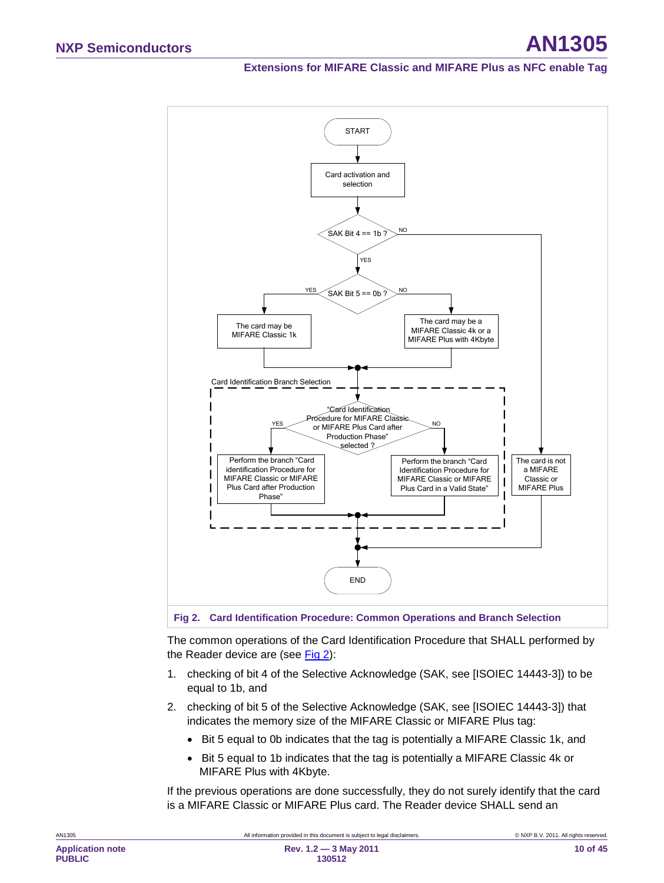Fig 2. Card Identification Procedure: Common Operations and Branch Selection

The common operations of the Card Identification Procedure that SHALL performed by the Reader device are (see Fig 2):

1. checking of bit 4 of the Selective Acknowledge (SAK, see [ISOIEC 14443-3]) to be equal to 1b, and
2. checking of bit 5 of the Selective Acknowledge (SAK, see [ISOIEC 14443-3]) that indicates the memory size of the MIFARE Classic or MIFARE Plus tag:
   - Bit 5 equal to 0b indicates that the tag is potentially a MIFARE Classic 1k, and
   - Bit 5 equal to 1b indicates that the tag is potentially a MIFARE Classic 4k or MIFARE Plus with 4Kbyte.

If the previous operations are done successfully, they do not surely identify that the card is a MIFARE Classic or MIFARE Plus card. The Reader device SHALL send an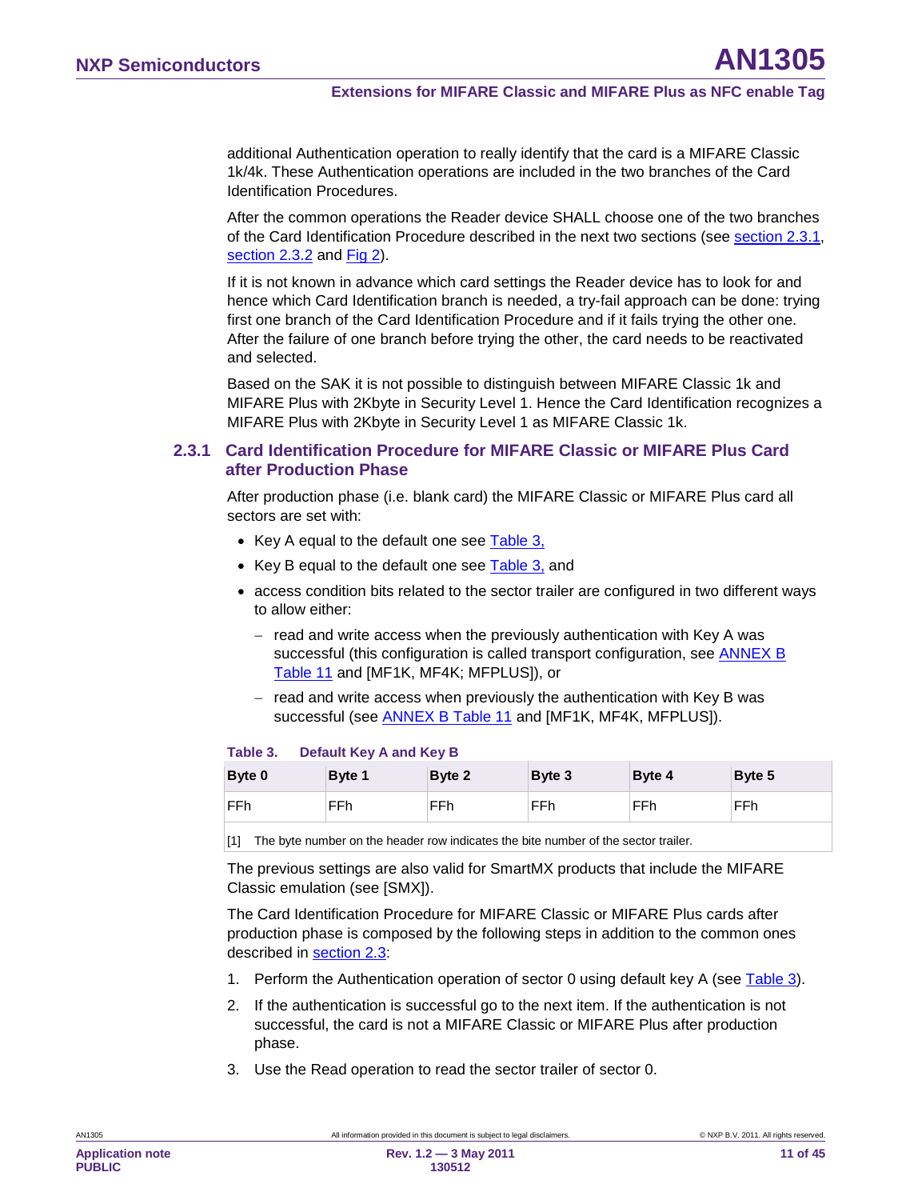additional Authentication operation to really identify that the card is a MIFARE Classic 1k/4k. These Authentication operations are included in the two branches of the Card Identification Procedures.

After the common operations the Reader device SHALL choose one of the two branches of the Card Identification Procedure described in the next two sections (see section 2.3.1, section 2.3.2 and Fig 2).

If it is not known in advance which card settings the Reader device has to look for and hence which Card Identification branch is needed, a try-fail approach can be done: trying first one branch of the Card Identification Procedure and if it fails trying the other one. After the failure of one branch before trying the other, the card needs to be reactivated and selected.

Based on the SAK it is not possible to distinguish between MIFARE Classic 1k and MIFARE Plus with 2Kbyte in Security Level 1. Hence the Card Identification recognizes a MIFARE Plus with 2Kbyte in Security Level 1 as MIFARE Classic 1k.

### 2.3.1 Card Identification Procedure for MIFARE Classic or MIFARE Plus Card after Production Phase

After production phase (i.e. blank card) the MIFARE Classic or MIFARE Plus card all sectors are set with:

- Key A equal to the default one see Table 3,
- Key B equal to the default one see Table 3, and
- access condition bits related to the sector trailer are configured in two different ways to allow either:
  - read and write access when the previously authentication with Key A was successful (this configuration is called transport configuration, see ANNEX B Table 11 and [MF1K, MF4K; MFPLUS]), or
  - read and write access when previously the authentication with Key B was successful (see ANNEX B Table 11 and [MF1K, MF4K, MFPLUS]).

**Table 3. Default Key A and Key B**

| Byte 0 | Byte 1 | Byte 2 | Byte 3 | Byte 4 | Byte 5 |
|---|---|---|---|---|---|
| FFh | FFh | FFh | FFh | FFh | FFh |

[1] The byte number on the header row indicates the bite number of the sector trailer.

The previous settings are also valid for SmartMX products that include the MIFARE Classic emulation (see [SMX]).

The Card Identification Procedure for MIFARE Classic or MIFARE Plus cards after production phase is composed by the following steps in addition to the common ones described in section 2.3:

1. Perform the Authentication operation of sector 0 using default key A (see Table 3).
2. If the authentication is successful go to the next item. If the authentication is not successful, the card is not a MIFARE Classic or MIFARE Plus after production phase.
3. Use the Read operation to read the sector trailer of sector 0.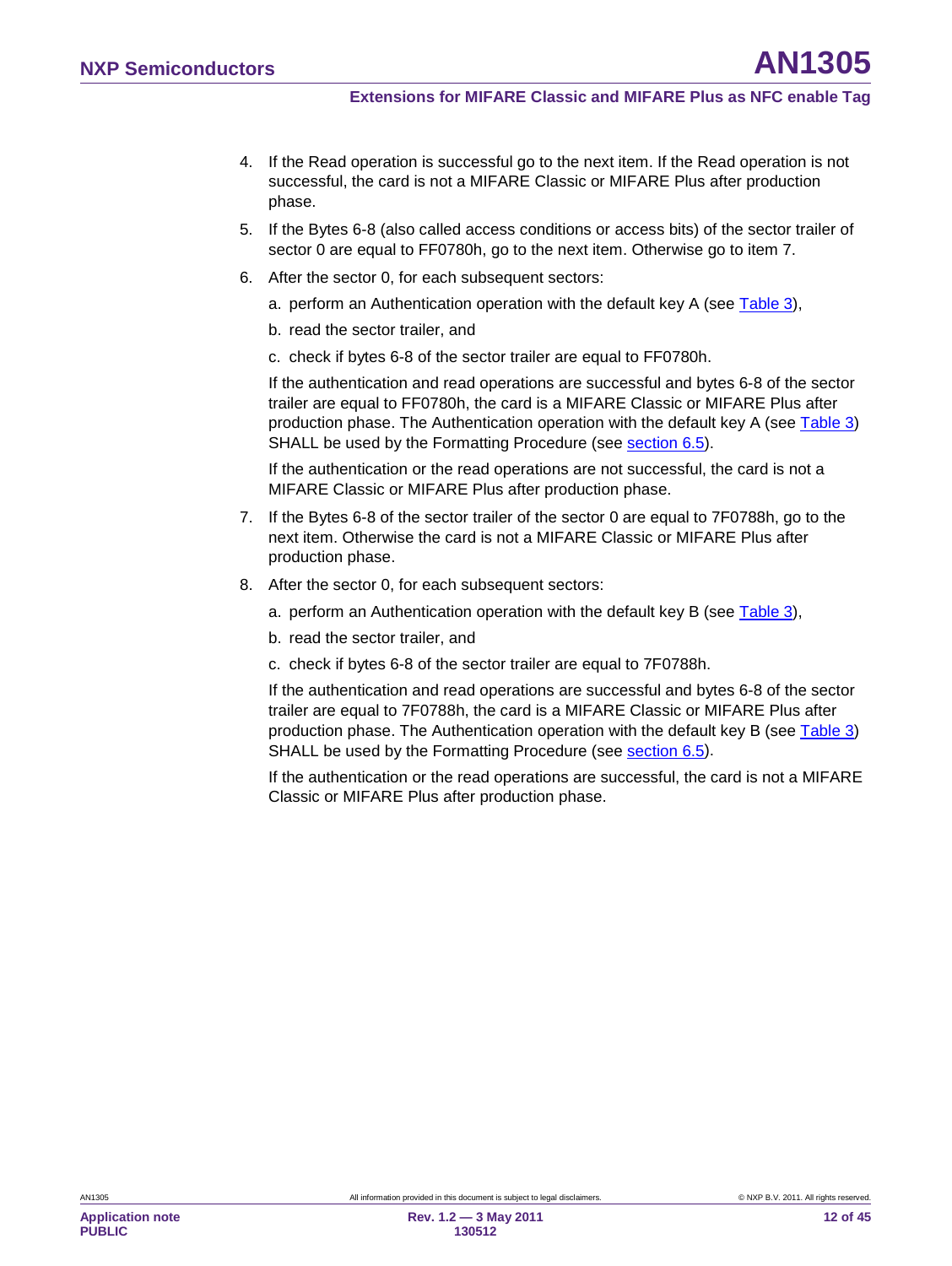4. If the Read operation is successful go to the next item. If the Read operation is not successful, the card is not a MIFARE Classic or MIFARE Plus after production phase.

5. If the Bytes 6-8 (also called access conditions or access bits) of the sector trailer of sector 0 are equal to FF0780h, go to the next item. Otherwise go to item 7.

6. After the sector 0, for each subsequent sectors:

   a. perform an Authentication operation with the default key A (see Table 3),

   b. read the sector trailer, and

   c. check if bytes 6-8 of the sector trailer are equal to FF0780h.

   If the authentication and read operations are successful and bytes 6-8 of the sector trailer are equal to FF0780h, the card is a MIFARE Classic or MIFARE Plus after production phase. The Authentication operation with the default key A (see Table 3) SHALL be used by the Formatting Procedure (see section 6.5).

   If the authentication or the read operations are not successful, the card is not a MIFARE Classic or MIFARE Plus after production phase.

7. If the Bytes 6-8 of the sector trailer of the sector 0 are equal to 7F0788h, go to the next item. Otherwise the card is not a MIFARE Classic or MIFARE Plus after production phase.

8. After the sector 0, for each subsequent sectors:

   a. perform an Authentication operation with the default key B (see Table 3),

   b. read the sector trailer, and

   c. check if bytes 6-8 of the sector trailer are equal to 7F0788h.

   If the authentication and read operations are successful and bytes 6-8 of the sector trailer are equal to 7F0788h, the card is a MIFARE Classic or MIFARE Plus after production phase. The Authentication operation with the default key B (see Table 3) SHALL be used by the Formatting Procedure (see section 6.5).

   If the authentication or the read operations are successful, the card is not a MIFARE Classic or MIFARE Plus after production phase.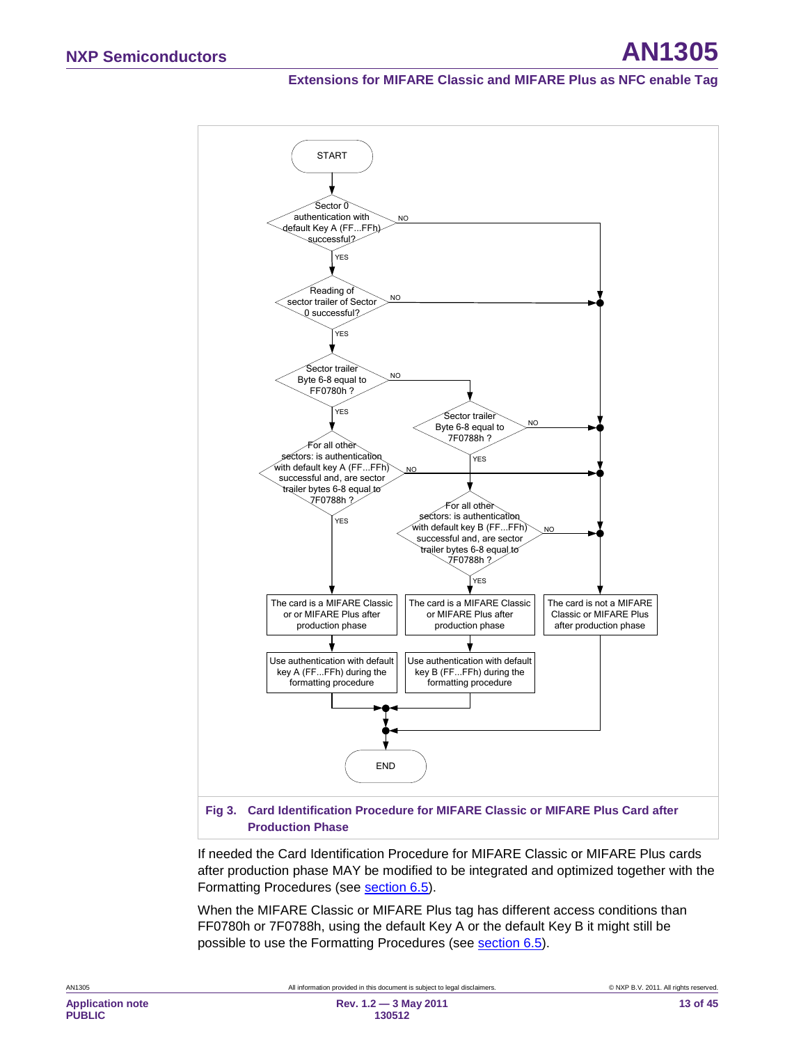START

Sector 0 authentication with default Key A (FF...FFh) successful? — NO / YES

Reading of sector trailer of Sector 0 successful? — NO / YES

Sector trailer Byte 6-8 equal to FF0780h ? — NO / YES

Sector trailer Byte 6-8 equal to 7F0788h ? — NO / YES

For all other sectors: is authentication with default key A (FF...FFh) successful and, are sector trailer bytes 6-8 equal to 7F0788h ? — NO / YES

For all other sectors: is authentication with default key B (FF...FFh) successful and, are sector trailer bytes 6-8 equal to 7F0788h ? — NO / YES

The card is a MIFARE Classic or or MIFARE Plus after production phase

The card is a MIFARE Classic or MIFARE Plus after production phase

The card is not a MIFARE Classic or MIFARE Plus after production phase

Use authentication with default key A (FF...FFh) during the formatting procedure

Use authentication with default key B (FF...FFh) during the formatting procedure

END

**Fig 3. Card Identification Procedure for MIFARE Classic or MIFARE Plus Card after Production Phase**

If needed the Card Identification Procedure for MIFARE Classic or MIFARE Plus cards after production phase MAY be modified to be integrated and optimized together with the Formatting Procedures (see section 6.5).

When the MIFARE Classic or MIFARE Plus tag has different access conditions than FF0780h or 7F0788h, using the default Key A or the default Key B it might still be possible to use the Formatting Procedures (see section 6.5).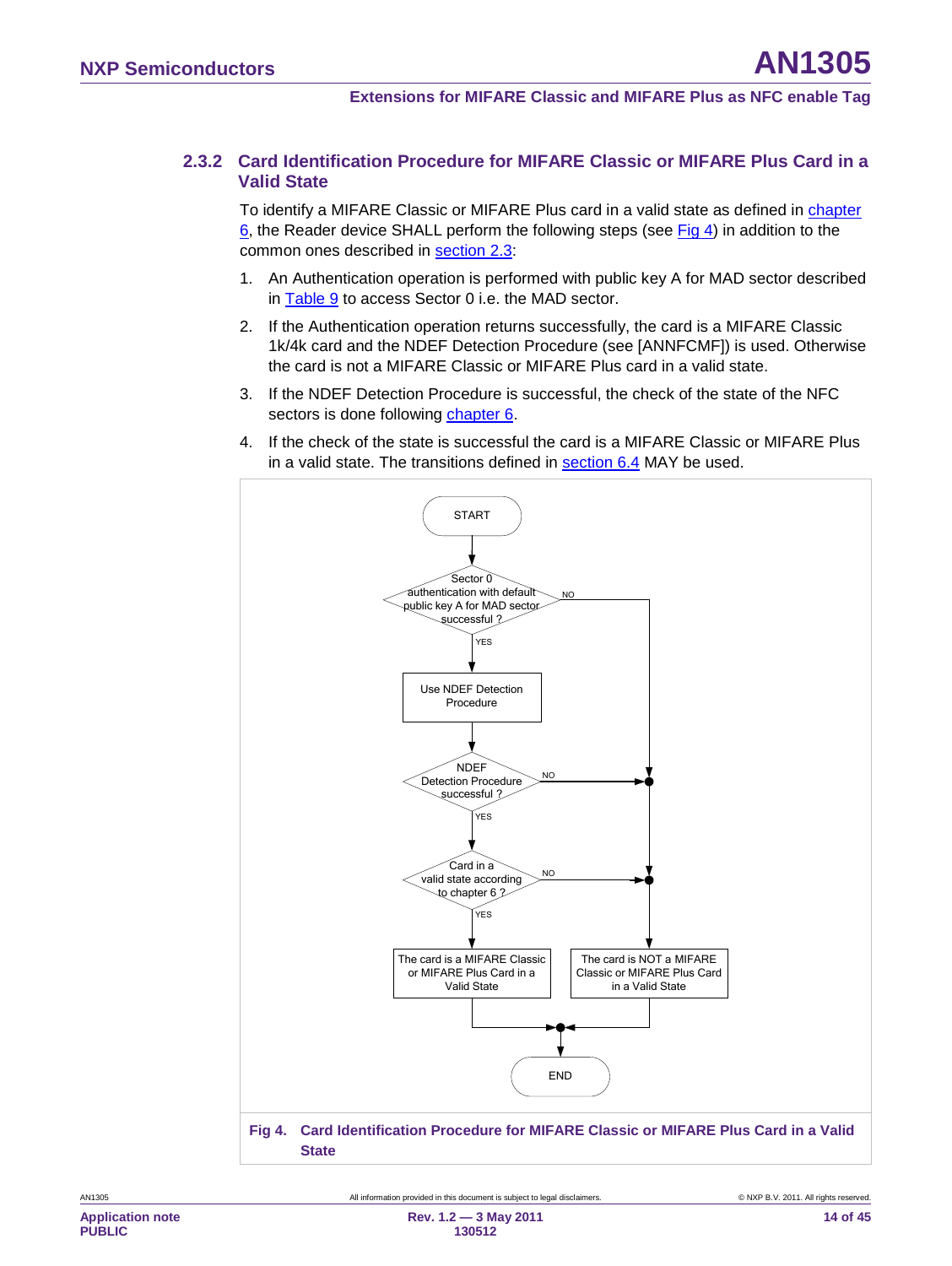### 2.3.2 Card Identification Procedure for MIFARE Classic or MIFARE Plus Card in a Valid State

To identify a MIFARE Classic or MIFARE Plus card in a valid state as defined in chapter 6, the Reader device SHALL perform the following steps (see Fig 4) in addition to the common ones described in section 2.3:

1. An Authentication operation is performed with public key A for MAD sector described in Table 9 to access Sector 0 i.e. the MAD sector.
2. If the Authentication operation returns successfully, the card is a MIFARE Classic 1k/4k card and the NDEF Detection Procedure (see [ANNFCMF]) is used. Otherwise the card is not a MIFARE Classic or MIFARE Plus card in a valid state.
3. If the NDEF Detection Procedure is successful, the check of the state of the NFC sectors is done following chapter 6.
4. If the check of the state is successful the card is a MIFARE Classic or MIFARE Plus in a valid state. The transitions defined in section 6.4 MAY be used.

START

Sector 0 authentication with default public key A for MAD sector successful ? — NO → The card is NOT a MIFARE Classic or MIFARE Plus Card in a Valid State; YES ↓

Use NDEF Detection Procedure

NDEF Detection Procedure successful ? — NO → The card is NOT a MIFARE Classic or MIFARE Plus Card in a Valid State; YES ↓

Card in a valid state according to chapter 6 ? — NO → The card is NOT a MIFARE Classic or MIFARE Plus Card in a Valid State; YES ↓

The card is a MIFARE Classic or MIFARE Plus Card in a Valid State

END

**Fig 4. Card Identification Procedure for MIFARE Classic or MIFARE Plus Card in a Valid State**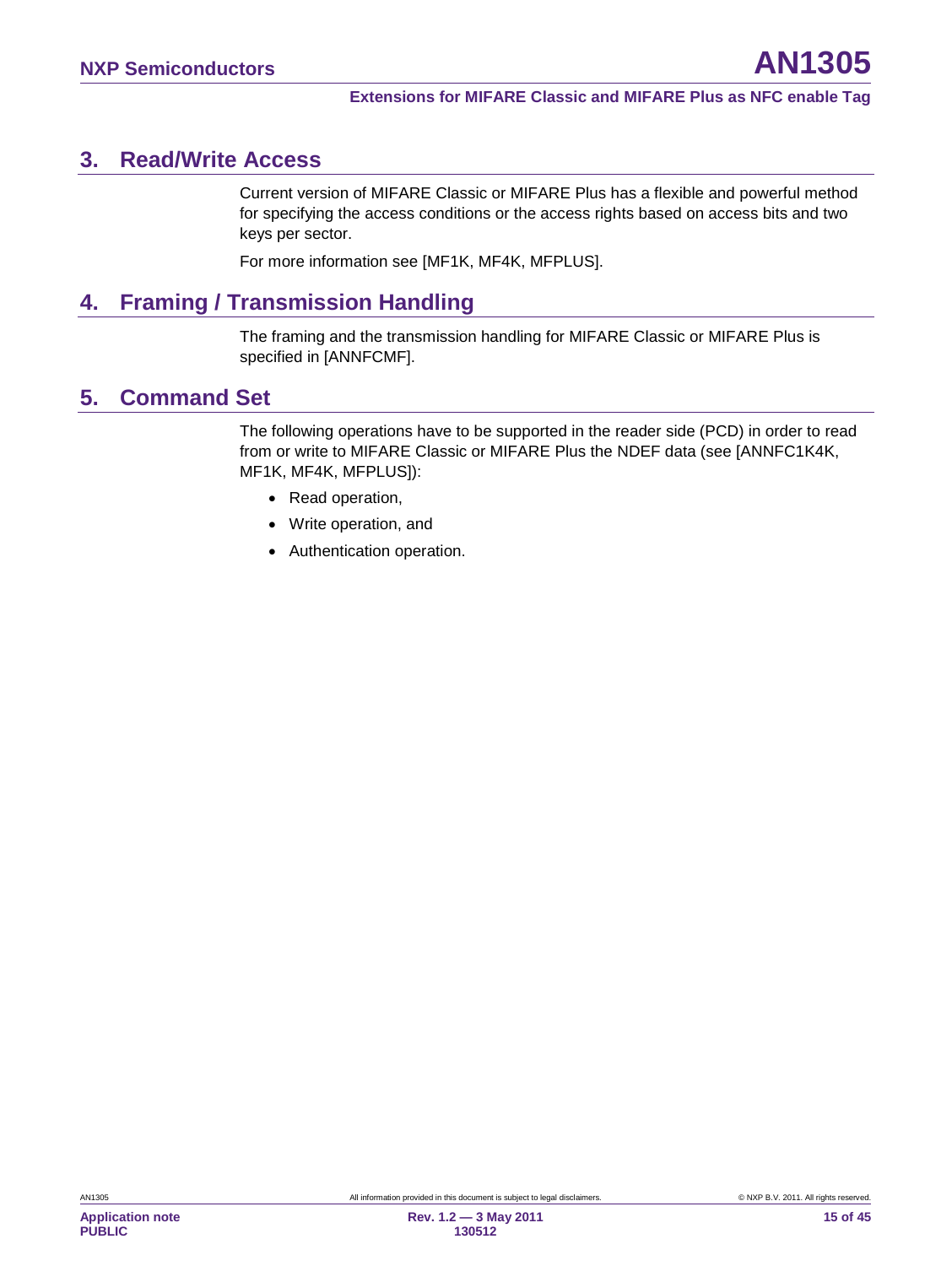## 3. Read/Write Access

Current version of MIFARE Classic or MIFARE Plus has a flexible and powerful method for specifying the access conditions or the access rights based on access bits and two keys per sector.

For more information see [MF1K, MF4K, MFPLUS].

## 4. Framing / Transmission Handling

The framing and the transmission handling for MIFARE Classic or MIFARE Plus is specified in [ANNFCMF].

## 5. Command Set

The following operations have to be supported in the reader side (PCD) in order to read from or write to MIFARE Classic or MIFARE Plus the NDEF data (see [ANNFC1K4K, MF1K, MF4K, MFPLUS]):

- Read operation,
- Write operation, and
- Authentication operation.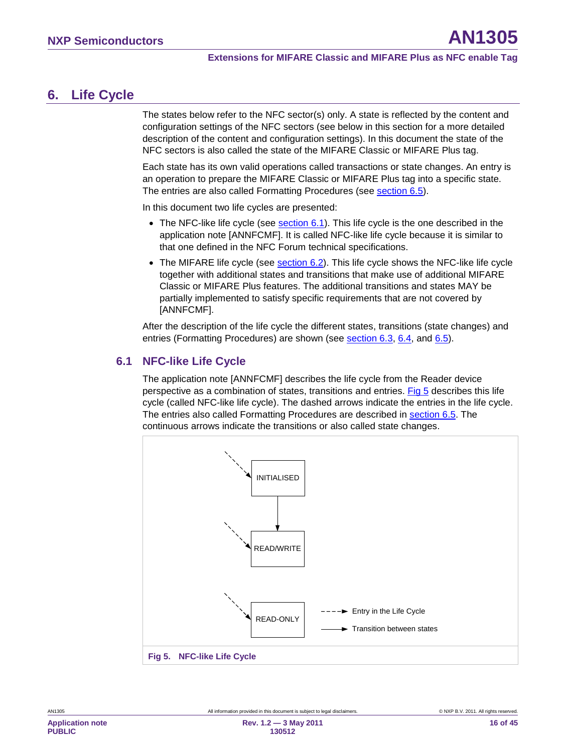# 6. Life Cycle

The states below refer to the NFC sector(s) only. A state is reflected by the content and configuration settings of the NFC sectors (see below in this section for a more detailed description of the content and configuration settings). In this document the state of the NFC sectors is also called the state of the MIFARE Classic or MIFARE Plus tag.

Each state has its own valid operations called transactions or state changes. An entry is an operation to prepare the MIFARE Classic or MIFARE Plus tag into a specific state. The entries are also called Formatting Procedures (see section 6.5).

In this document two life cycles are presented:

- The NFC-like life cycle (see section 6.1). This life cycle is the one described in the application note [ANNFCMF]. It is called NFC-like life cycle because it is similar to that one defined in the NFC Forum technical specifications.
- The MIFARE life cycle (see section 6.2). This life cycle shows the NFC-like life cycle together with additional states and transitions that make use of additional MIFARE Classic or MIFARE Plus features. The additional transitions and states MAY be partially implemented to satisfy specific requirements that are not covered by [ANNFCMF].

After the description of the life cycle the different states, transitions (state changes) and entries (Formatting Procedures) are shown (see section 6.3, 6.4, and 6.5).

## 6.1 NFC-like Life Cycle

The application note [ANNFCMF] describes the life cycle from the Reader device perspective as a combination of states, transitions and entries. Fig 5 describes this life cycle (called NFC-like life cycle). The dashed arrows indicate the entries in the life cycle. The entries also called Formatting Procedures are described in section 6.5. The continuous arrows indicate the transitions or also called state changes.

INITIALISED

READ/WRITE

READ-ONLY

Entry in the Life Cycle

Transition between states

**Fig 5. NFC-like Life Cycle**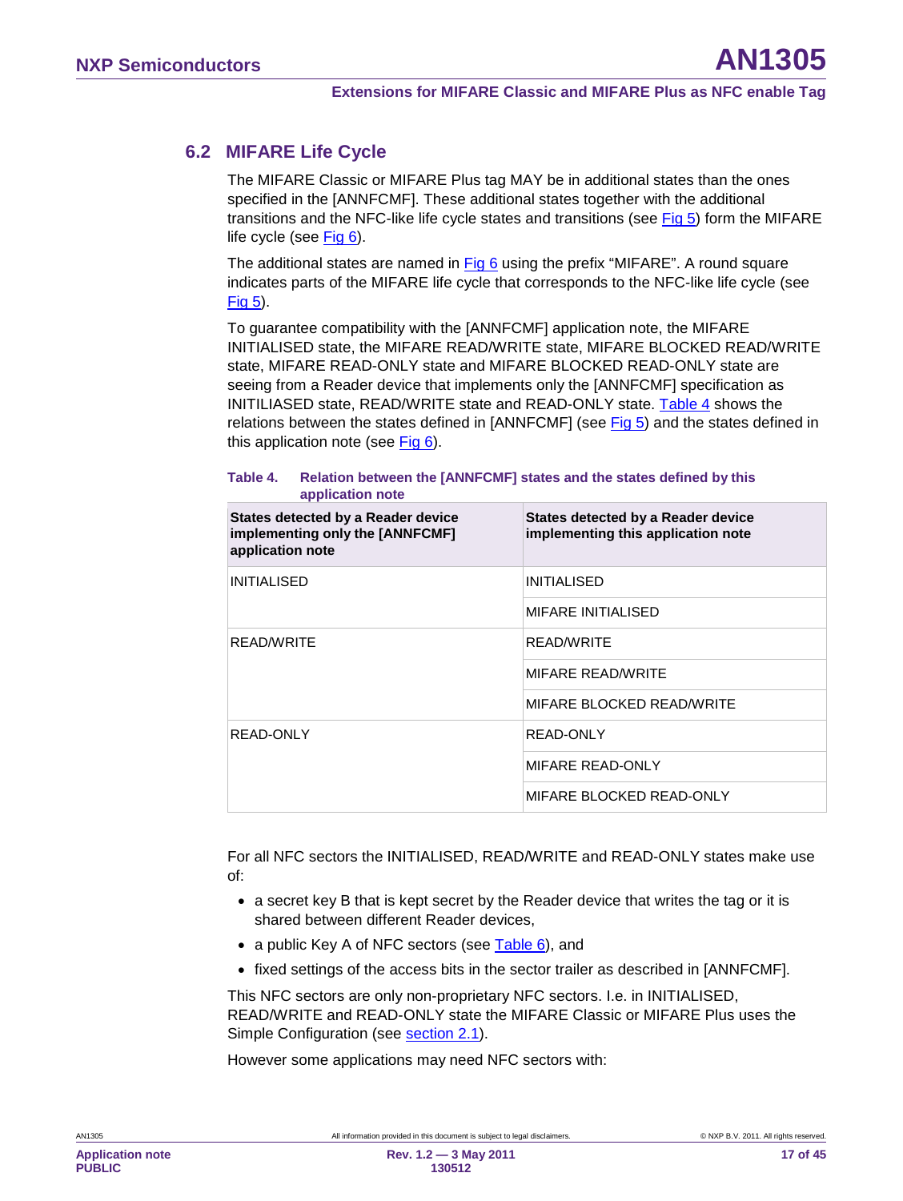## 6.2 MIFARE Life Cycle

The MIFARE Classic or MIFARE Plus tag MAY be in additional states than the ones specified in the [ANNFCMF]. These additional states together with the additional transitions and the NFC-like life cycle states and transitions (see Fig 5) form the MIFARE life cycle (see Fig 6).

The additional states are named in Fig 6 using the prefix "MIFARE". A round square indicates parts of the MIFARE life cycle that corresponds to the NFC-like life cycle (see Fig 5).

To guarantee compatibility with the [ANNFCMF] application note, the MIFARE INITIALISED state, the MIFARE READ/WRITE state, MIFARE BLOCKED READ/WRITE state, MIFARE READ-ONLY state and MIFARE BLOCKED READ-ONLY state are seeing from a Reader device that implements only the [ANNFCMF] specification as INITILIASED state, READ/WRITE state and READ-ONLY state. Table 4 shows the relations between the states defined in [ANNFCMF] (see Fig 5) and the states defined in this application note (see Fig 6).

**Table 4. Relation between the [ANNFCMF] states and the states defined by this application note**

| States detected by a Reader device implementing only the [ANNFCMF] application note | States detected by a Reader device implementing this application note |
|---|---|
| INITIALISED | INITIALISED |
| | MIFARE INITIALISED |
| READ/WRITE | READ/WRITE |
| | MIFARE READ/WRITE |
| | MIFARE BLOCKED READ/WRITE |
| READ-ONLY | READ-ONLY |
| | MIFARE READ-ONLY |
| | MIFARE BLOCKED READ-ONLY |

For all NFC sectors the INITIALISED, READ/WRITE and READ-ONLY states make use of:

- a secret key B that is kept secret by the Reader device that writes the tag or it is shared between different Reader devices,
- a public Key A of NFC sectors (see Table 6), and
- fixed settings of the access bits in the sector trailer as described in [ANNFCMF].

This NFC sectors are only non-proprietary NFC sectors. I.e. in INITIALISED, READ/WRITE and READ-ONLY state the MIFARE Classic or MIFARE Plus uses the Simple Configuration (see section 2.1).

However some applications may need NFC sectors with: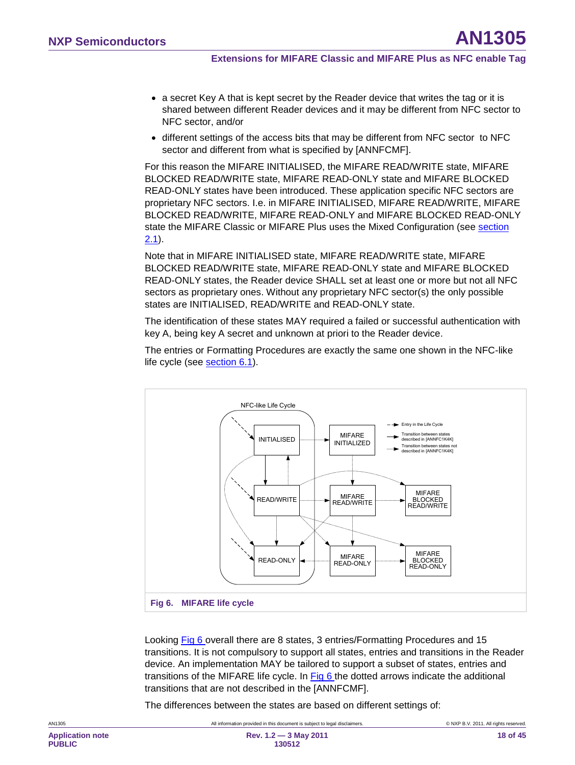- a secret Key A that is kept secret by the Reader device that writes the tag or it is shared between different Reader devices and it may be different from NFC sector to NFC sector, and/or
- different settings of the access bits that may be different from NFC sector to NFC sector and different from what is specified by [ANNFCMF].

For this reason the MIFARE INITIALISED, the MIFARE READ/WRITE state, MIFARE BLOCKED READ/WRITE state, MIFARE READ-ONLY state and MIFARE BLOCKED READ-ONLY states have been introduced. These application specific NFC sectors are proprietary NFC sectors. I.e. in MIFARE INITIALISED, MIFARE READ/WRITE, MIFARE BLOCKED READ/WRITE, MIFARE READ-ONLY and MIFARE BLOCKED READ-ONLY state the MIFARE Classic or MIFARE Plus uses the Mixed Configuration (see section 2.1).

Note that in MIFARE INITIALISED state, MIFARE READ/WRITE state, MIFARE BLOCKED READ/WRITE state, MIFARE READ-ONLY state and MIFARE BLOCKED READ-ONLY states, the Reader device SHALL set at least one or more but not all NFC sectors as proprietary ones. Without any proprietary NFC sector(s) the only possible states are INITIALISED, READ/WRITE and READ-ONLY state.

The identification of these states MAY required a failed or successful authentication with key A, being key A secret and unknown at priori to the Reader device.

The entries or Formatting Procedures are exactly the same one shown in the NFC-like life cycle (see section 6.1).

**Fig 6. MIFARE life cycle**

Looking Fig 6 overall there are 8 states, 3 entries/Formatting Procedures and 15 transitions. It is not compulsory to support all states, entries and transitions in the Reader device. An implementation MAY be tailored to support a subset of states, entries and transitions of the MIFARE life cycle. In Fig 6 the dotted arrows indicate the additional transitions that are not described in the [ANNFCMF].

The differences between the states are based on different settings of: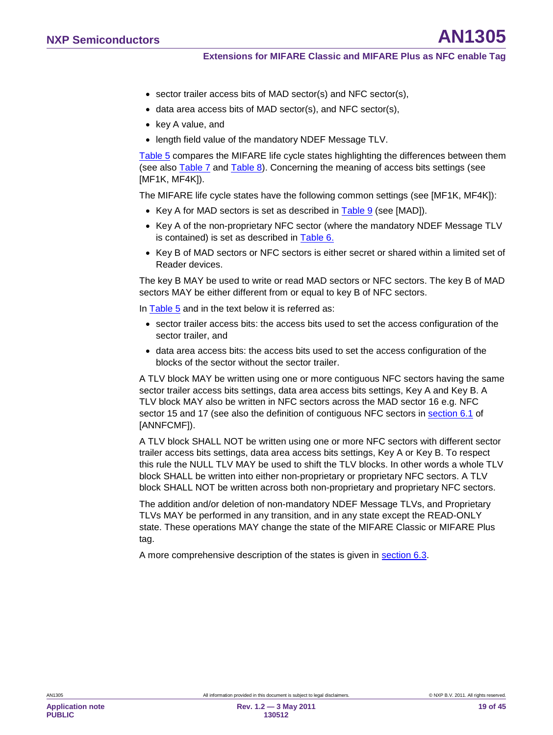- sector trailer access bits of MAD sector(s) and NFC sector(s),
- data area access bits of MAD sector(s), and NFC sector(s),
- key A value, and
- length field value of the mandatory NDEF Message TLV.

Table 5 compares the MIFARE life cycle states highlighting the differences between them (see also Table 7 and Table 8). Concerning the meaning of access bits settings (see [MF1K, MF4K]).

The MIFARE life cycle states have the following common settings (see [MF1K, MF4K]):

- Key A for MAD sectors is set as described in Table 9 (see [MAD]).
- Key A of the non-proprietary NFC sector (where the mandatory NDEF Message TLV is contained) is set as described in Table 6.
- Key B of MAD sectors or NFC sectors is either secret or shared within a limited set of Reader devices.

The key B MAY be used to write or read MAD sectors or NFC sectors. The key B of MAD sectors MAY be either different from or equal to key B of NFC sectors.

In Table 5 and in the text below it is referred as:

- sector trailer access bits: the access bits used to set the access configuration of the sector trailer, and
- data area access bits: the access bits used to set the access configuration of the blocks of the sector without the sector trailer.

A TLV block MAY be written using one or more contiguous NFC sectors having the same sector trailer access bits settings, data area access bits settings, Key A and Key B. A TLV block MAY also be written in NFC sectors across the MAD sector 16 e.g. NFC sector 15 and 17 (see also the definition of contiguous NFC sectors in section 6.1 of [ANNFCMF]).

A TLV block SHALL NOT be written using one or more NFC sectors with different sector trailer access bits settings, data area access bits settings, Key A or Key B. To respect this rule the NULL TLV MAY be used to shift the TLV blocks. In other words a whole TLV block SHALL be written into either non-proprietary or proprietary NFC sectors. A TLV block SHALL NOT be written across both non-proprietary and proprietary NFC sectors.

The addition and/or deletion of non-mandatory NDEF Message TLVs, and Proprietary TLVs MAY be performed in any transition, and in any state except the READ-ONLY state. These operations MAY change the state of the MIFARE Classic or MIFARE Plus tag.

A more comprehensive description of the states is given in section 6.3.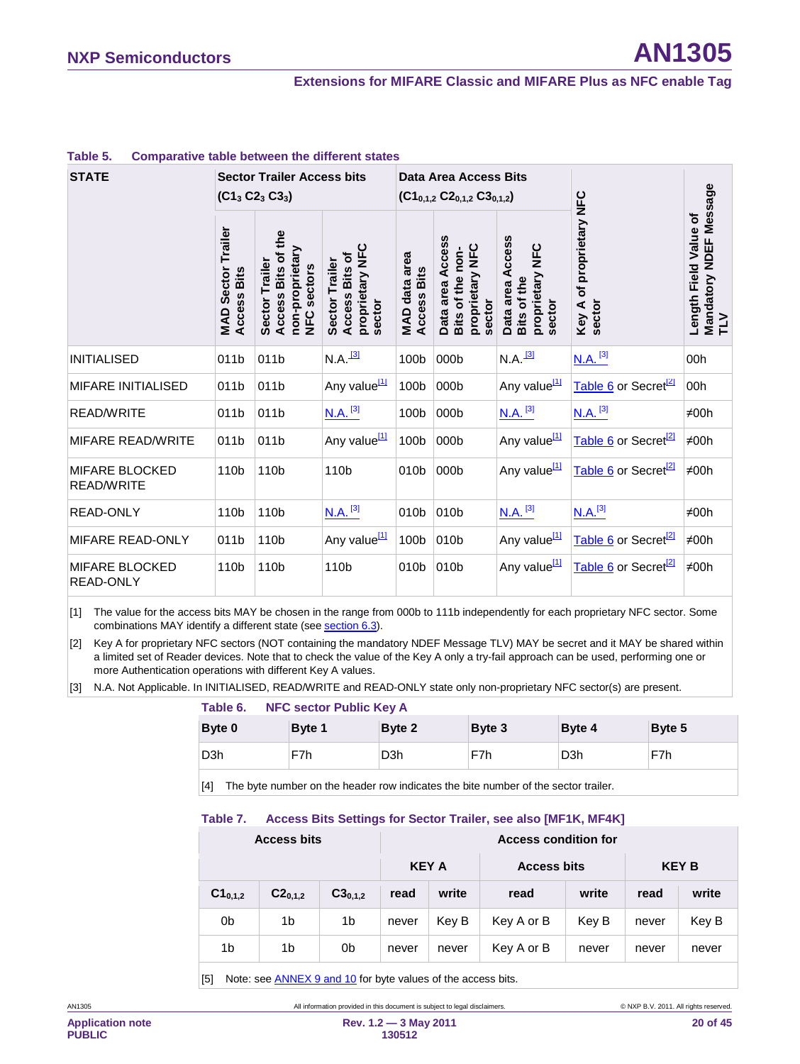**Table 5. Comparative table between the different states**

| STATE | Sector Trailer Access bits ($C1_3$ $C2_3$ $C3_3$) | | | Data Area Access Bits ($C1_{0,1,2}$ $C2_{0,1,2}$ $C3_{0,1,2}$) | | | Key A of proprietary NFC sector | Length Field Value of Mandatory NDEF Message TLV |
|---|---|---|---|---|---|---|---|---|
| | MAD Sector Trailer Access Bits | Sector Trailer Access Bits of the non-proprietary NFC sectors | Sector Trailer Access Bits of proprietary NFC sector | MAD data area Access Bits | Data area Access Bits of the non-proprietary NFC sector | Data area Access Bits of the proprietary NFC sector | | |
| INITIALISED | 011b | 011b | N.A.[3] | 100b | 000b | N.A.[3] | N.A.[3] | 00h |
| MIFARE INITIALISED | 011b | 011b | Any value[1] | 100b | 000b | Any value[1] | Table 6 or Secret[2] | 00h |
| READ/WRITE | 011b | 011b | N.A.[3] | 100b | 000b | N.A.[3] | N.A.[3] | ≠00h |
| MIFARE READ/WRITE | 011b | 011b | Any value[1] | 100b | 000b | Any value[1] | Table 6 or Secret[2] | ≠00h |
| MIFARE BLOCKED READ/WRITE | 110b | 110b | 110b | 010b | 000b | Any value[1] | Table 6 or Secret[2] | ≠00h |
| READ-ONLY | 110b | 110b | N.A.[3] | 010b | 010b | N.A.[3] | N.A.[3] | ≠00h |
| MIFARE READ-ONLY | 011b | 110b | Any value[1] | 100b | 010b | Any value[1] | Table 6 or Secret[2] | ≠00h |
| MIFARE BLOCKED READ-ONLY | 110b | 110b | 110b | 010b | 010b | Any value[1] | Table 6 or Secret[2] | ≠00h |

[1] The value for the access bits MAY be chosen in the range from 000b to 111b independently for each proprietary NFC sector. Some combinations MAY identify a different state (see section 6.3).

[2] Key A for proprietary NFC sectors (NOT containing the mandatory NDEF Message TLV) MAY be secret and it MAY be shared within a limited set of Reader devices. Note that to check the value of the Key A only a try-fail approach can be used, performing one or more Authentication operations with different Key A values.

[3] N.A. Not Applicable. In INITIALISED, READ/WRITE and READ-ONLY state only non-proprietary NFC sector(s) are present.

**Table 6. NFC sector Public Key A**

| Byte 0 | Byte 1 | Byte 2 | Byte 3 | Byte 4 | Byte 5 |
|---|---|---|---|---|---|
| D3h | F7h | D3h | F7h | D3h | F7h |

[4] The byte number on the header row indicates the bite number of the sector trailer.

**Table 7. Access Bits Settings for Sector Trailer, see also [MF1K, MF4K]**

| Access bits | | | Access condition for | | | | | |
|---|---|---|---|---|---|---|---|---|
| | | | KEY A | | Access bits | | KEY B | |
| $C1_{0,1,2}$ | $C2_{0,1,2}$ | $C3_{0,1,2}$ | read | write | read | write | read | write |
| 0b | 1b | 1b | never | Key B | Key A or B | Key B | never | Key B |
| 1b | 1b | 0b | never | never | Key A or B | never | never | never |

[5] Note: see ANNEX 9 and 10 for byte values of the access bits.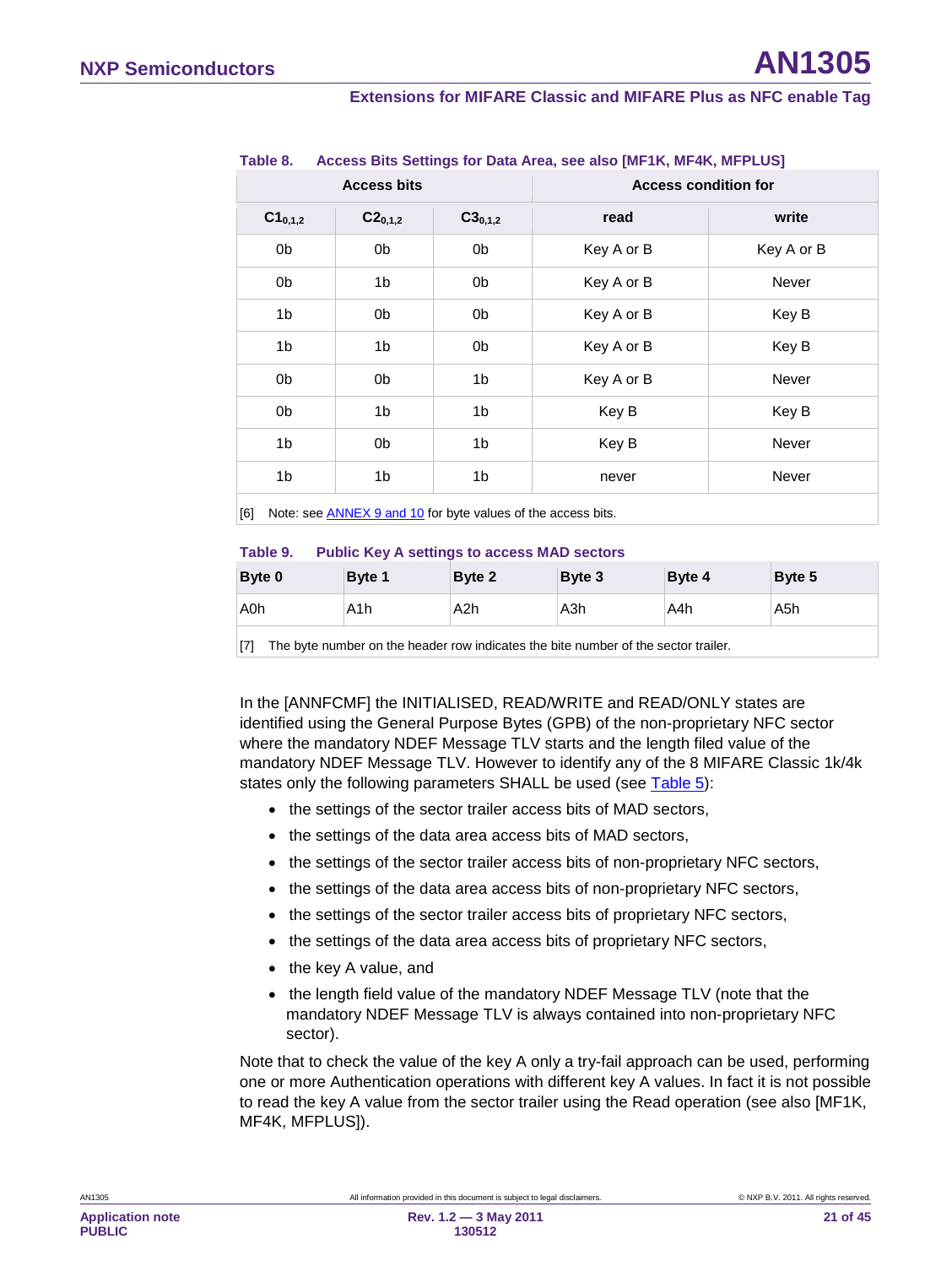**Table 8. Access Bits Settings for Data Area, see also [MF1K, MF4K, MFPLUS]**

| Access bits | | | Access condition for | |
|---|---|---|---|---|
| $C1_{0,1,2}$ | $C2_{0,1,2}$ | $C3_{0,1,2}$ | read | write |
| 0b | 0b | 0b | Key A or B | Key A or B |
| 0b | 1b | 0b | Key A or B | Never |
| 1b | 0b | 0b | Key A or B | Key B |
| 1b | 1b | 0b | Key A or B | Key B |
| 0b | 0b | 1b | Key A or B | Never |
| 0b | 1b | 1b | Key B | Key B |
| 1b | 0b | 1b | Key B | Never |
| 1b | 1b | 1b | never | Never |

[6] Note: see ANNEX 9 and 10 for byte values of the access bits.

**Table 9. Public Key A settings to access MAD sectors**

| Byte 0 | Byte 1 | Byte 2 | Byte 3 | Byte 4 | Byte 5 |
|---|---|---|---|---|---|
| A0h | A1h | A2h | A3h | A4h | A5h |

[7] The byte number on the header row indicates the bite number of the sector trailer.

In the [ANNFCMF] the INITIALISED, READ/WRITE and READ/ONLY states are identified using the General Purpose Bytes (GPB) of the non-proprietary NFC sector where the mandatory NDEF Message TLV starts and the length filed value of the mandatory NDEF Message TLV. However to identify any of the 8 MIFARE Classic 1k/4k states only the following parameters SHALL be used (see Table 5):

- the settings of the sector trailer access bits of MAD sectors,
- the settings of the data area access bits of MAD sectors,
- the settings of the sector trailer access bits of non-proprietary NFC sectors,
- the settings of the data area access bits of non-proprietary NFC sectors,
- the settings of the sector trailer access bits of proprietary NFC sectors,
- the settings of the data area access bits of proprietary NFC sectors,
- the key A value, and
- the length field value of the mandatory NDEF Message TLV (note that the mandatory NDEF Message TLV is always contained into non-proprietary NFC sector).

Note that to check the value of the key A only a try-fail approach can be used, performing one or more Authentication operations with different key A values. In fact it is not possible to read the key A value from the sector trailer using the Read operation (see also [MF1K, MF4K, MFPLUS]).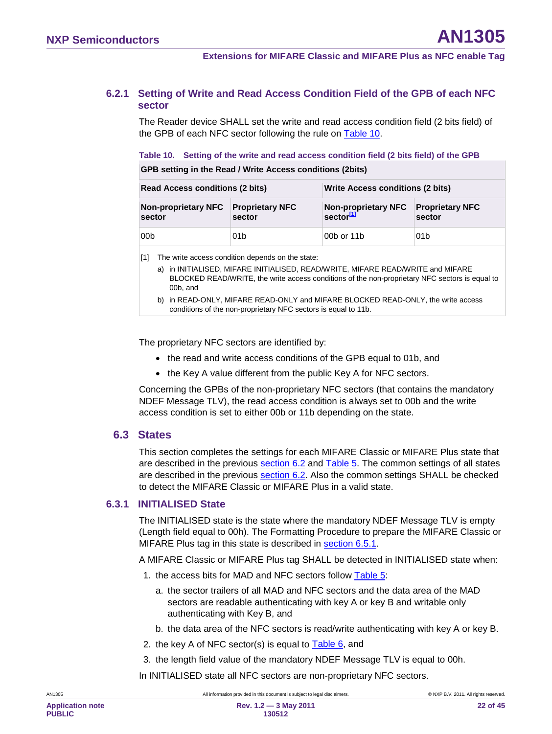### 6.2.1 Setting of Write and Read Access Condition Field of the GPB of each NFC sector

The Reader device SHALL set the write and read access condition field (2 bits field) of the GPB of each NFC sector following the rule on Table 10.

**Table 10. Setting of the write and read access condition field (2 bits field) of the GPB**

| GPB setting in the Read / Write Access conditions (2bits) | | | |
|---|---|---|---|
| **Read Access conditions (2 bits)** | | **Write Access conditions (2 bits)** | |
| **Non-proprietary NFC sector** | **Proprietary NFC sector** | **Non-proprietary NFC sector[1]** | **Proprietary NFC sector** |
| 00b | 01b | 00b or 11b | 01b |

[1] The write access condition depends on the state:

a) in INITIALISED, MIFARE INITIALISED, READ/WRITE, MIFARE READ/WRITE and MIFARE BLOCKED READ/WRITE, the write access conditions of the non-proprietary NFC sectors is equal to 00b, and

b) in READ-ONLY, MIFARE READ-ONLY and MIFARE BLOCKED READ-ONLY, the write access conditions of the non-proprietary NFC sectors is equal to 11b.

The proprietary NFC sectors are identified by:

- the read and write access conditions of the GPB equal to 01b, and
- the Key A value different from the public Key A for NFC sectors.

Concerning the GPBs of the non-proprietary NFC sectors (that contains the mandatory NDEF Message TLV), the read access condition is always set to 00b and the write access condition is set to either 00b or 11b depending on the state.

## 6.3 States

This section completes the settings for each MIFARE Classic or MIFARE Plus state that are described in the previous section 6.2 and Table 5. The common settings of all states are described in the previous section 6.2. Also the common settings SHALL be checked to detect the MIFARE Classic or MIFARE Plus in a valid state.

### 6.3.1 INITIALISED State

The INITIALISED state is the state where the mandatory NDEF Message TLV is empty (Length field equal to 00h). The Formatting Procedure to prepare the MIFARE Classic or MIFARE Plus tag in this state is described in section 6.5.1.

A MIFARE Classic or MIFARE Plus tag SHALL be detected in INITIALISED state when:

1. the access bits for MAD and NFC sectors follow Table 5:
   a. the sector trailers of all MAD and NFC sectors and the data area of the MAD sectors are readable authenticating with key A or key B and writable only authenticating with Key B, and
   b. the data area of the NFC sectors is read/write authenticating with key A or key B.
2. the key A of NFC sector(s) is equal to Table 6, and
3. the length field value of the mandatory NDEF Message TLV is equal to 00h.

In INITIALISED state all NFC sectors are non-proprietary NFC sectors.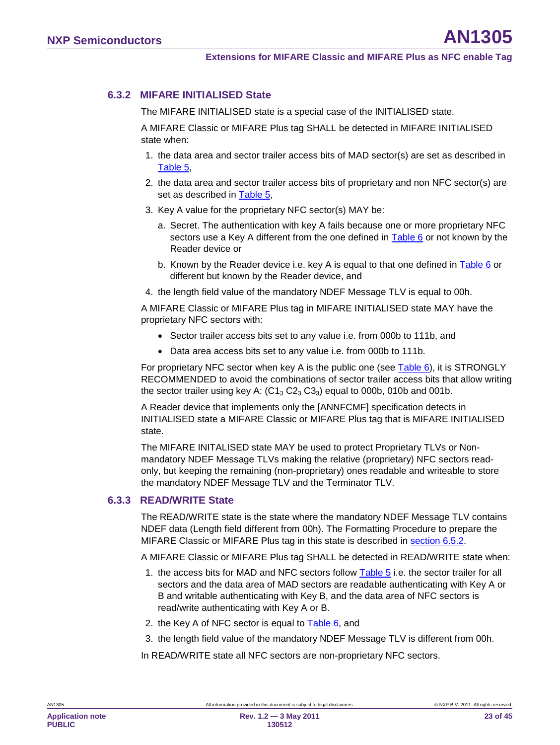### 6.3.2 MIFARE INITIALISED State

The MIFARE INITIALISED state is a special case of the INITIALISED state.

A MIFARE Classic or MIFARE Plus tag SHALL be detected in MIFARE INITIALISED state when:

1. the data area and sector trailer access bits of MAD sector(s) are set as described in Table 5,
2. the data area and sector trailer access bits of proprietary and non NFC sector(s) are set as described in Table 5,
3. Key A value for the proprietary NFC sector(s) MAY be:
   a. Secret. The authentication with key A fails because one or more proprietary NFC sectors use a Key A different from the one defined in Table 6 or not known by the Reader device or
   b. Known by the Reader device i.e. key A is equal to that one defined in Table 6 or different but known by the Reader device, and
4. the length field value of the mandatory NDEF Message TLV is equal to 00h.

A MIFARE Classic or MIFARE Plus tag in MIFARE INITIALISED state MAY have the proprietary NFC sectors with:

- Sector trailer access bits set to any value i.e. from 000b to 111b, and
- Data area access bits set to any value i.e. from 000b to 111b.

For proprietary NFC sector when key A is the public one (see Table 6), it is STRONGLY RECOMMENDED to avoid the combinations of sector trailer access bits that allow writing the sector trailer using key A: ($C1_3$ $C2_3$ $C3_3$) equal to 000b, 010b and 001b.

A Reader device that implements only the [ANNFCMF] specification detects in INITIALISED state a MIFARE Classic or MIFARE Plus tag that is MIFARE INITIALISED state.

The MIFARE INITALISED state MAY be used to protect Proprietary TLVs or Non-mandatory NDEF Message TLVs making the relative (proprietary) NFC sectors read-only, but keeping the remaining (non-proprietary) ones readable and writeable to store the mandatory NDEF Message TLV and the Terminator TLV.

### 6.3.3 READ/WRITE State

The READ/WRITE state is the state where the mandatory NDEF Message TLV contains NDEF data (Length field different from 00h). The Formatting Procedure to prepare the MIFARE Classic or MIFARE Plus tag in this state is described in section 6.5.2.

A MIFARE Classic or MIFARE Plus tag SHALL be detected in READ/WRITE state when:

1. the access bits for MAD and NFC sectors follow Table 5 i.e. the sector trailer for all sectors and the data area of MAD sectors are readable authenticating with Key A or B and writable authenticating with Key B, and the data area of NFC sectors is read/write authenticating with Key A or B.
2. the Key A of NFC sector is equal to Table 6, and
3. the length field value of the mandatory NDEF Message TLV is different from 00h.

In READ/WRITE state all NFC sectors are non-proprietary NFC sectors.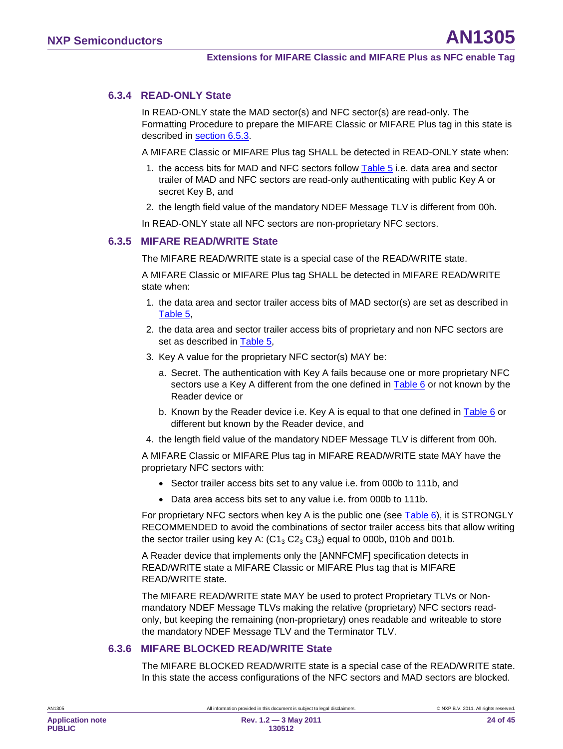### 6.3.4 READ-ONLY State

In READ-ONLY state the MAD sector(s) and NFC sector(s) are read-only. The Formatting Procedure to prepare the MIFARE Classic or MIFARE Plus tag in this state is described in section 6.5.3.

A MIFARE Classic or MIFARE Plus tag SHALL be detected in READ-ONLY state when:

1. the access bits for MAD and NFC sectors follow Table 5 i.e. data area and sector trailer of MAD and NFC sectors are read-only authenticating with public Key A or secret Key B, and
2. the length field value of the mandatory NDEF Message TLV is different from 00h.

In READ-ONLY state all NFC sectors are non-proprietary NFC sectors.

### 6.3.5 MIFARE READ/WRITE State

The MIFARE READ/WRITE state is a special case of the READ/WRITE state.

A MIFARE Classic or MIFARE Plus tag SHALL be detected in MIFARE READ/WRITE state when:

1. the data area and sector trailer access bits of MAD sector(s) are set as described in Table 5,
2. the data area and sector trailer access bits of proprietary and non NFC sectors are set as described in Table 5,
3. Key A value for the proprietary NFC sector(s) MAY be:
   a. Secret. The authentication with Key A fails because one or more proprietary NFC sectors use a Key A different from the one defined in Table 6 or not known by the Reader device or
   b. Known by the Reader device i.e. Key A is equal to that one defined in Table 6 or different but known by the Reader device, and
4. the length field value of the mandatory NDEF Message TLV is different from 00h.

A MIFARE Classic or MIFARE Plus tag in MIFARE READ/WRITE state MAY have the proprietary NFC sectors with:

- Sector trailer access bits set to any value i.e. from 000b to 111b, and
- Data area access bits set to any value i.e. from 000b to 111b.

For proprietary NFC sectors when key A is the public one (see Table 6), it is STRONGLY RECOMMENDED to avoid the combinations of sector trailer access bits that allow writing the sector trailer using key A: ($C1_3$ $C2_3$ $C3_3$) equal to 000b, 010b and 001b.

A Reader device that implements only the [ANNFCMF] specification detects in READ/WRITE state a MIFARE Classic or MIFARE Plus tag that is MIFARE READ/WRITE state.

The MIFARE READ/WRITE state MAY be used to protect Proprietary TLVs or Non-mandatory NDEF Message TLVs making the relative (proprietary) NFC sectors read-only, but keeping the remaining (non-proprietary) ones readable and writeable to store the mandatory NDEF Message TLV and the Terminator TLV.

### 6.3.6 MIFARE BLOCKED READ/WRITE State

The MIFARE BLOCKED READ/WRITE state is a special case of the READ/WRITE state. In this state the access configurations of the NFC sectors and MAD sectors are blocked.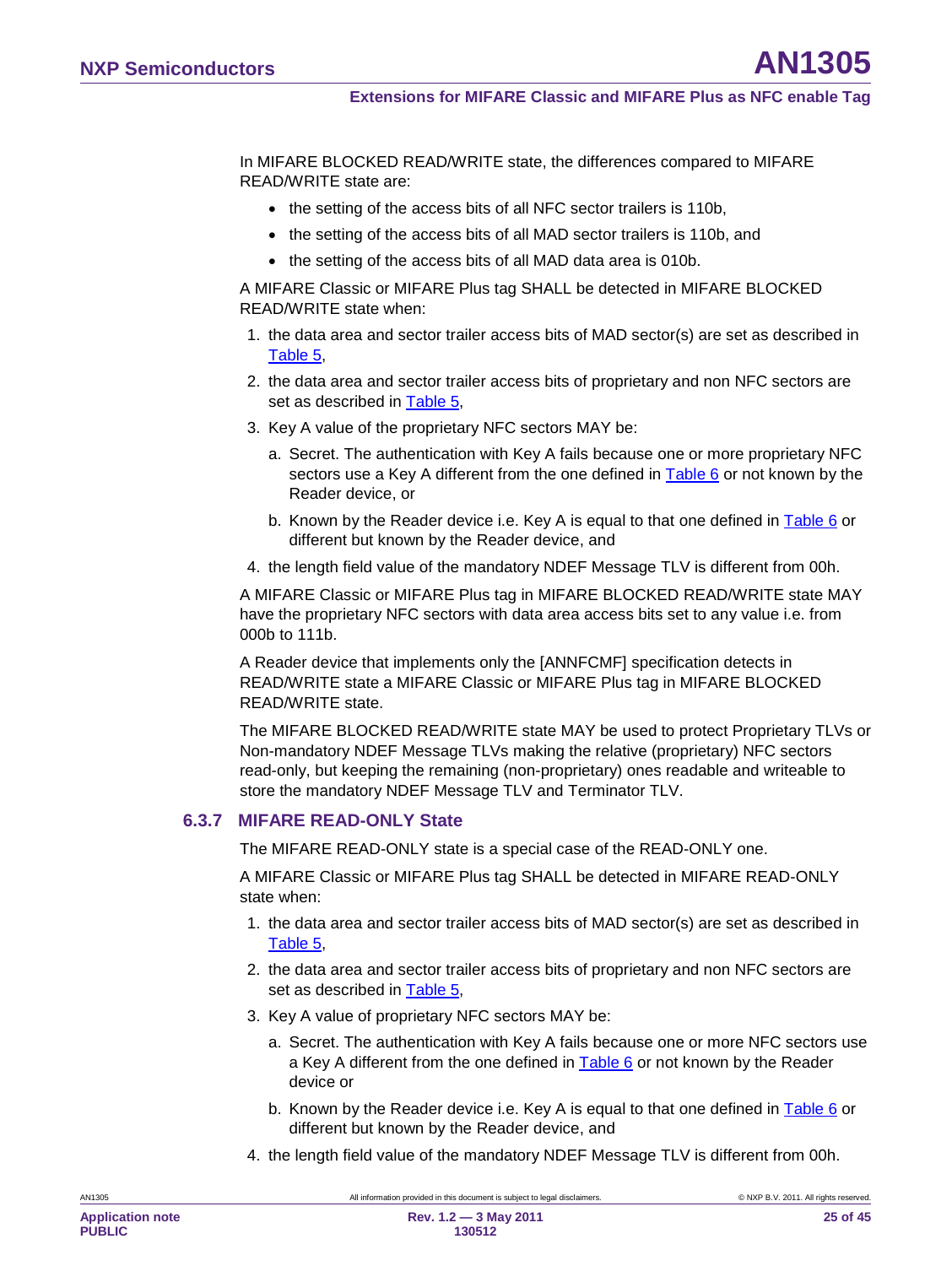In MIFARE BLOCKED READ/WRITE state, the differences compared to MIFARE READ/WRITE state are:

- the setting of the access bits of all NFC sector trailers is 110b,
- the setting of the access bits of all MAD sector trailers is 110b, and
- the setting of the access bits of all MAD data area is 010b.

A MIFARE Classic or MIFARE Plus tag SHALL be detected in MIFARE BLOCKED READ/WRITE state when:

1. the data area and sector trailer access bits of MAD sector(s) are set as described in Table 5,
2. the data area and sector trailer access bits of proprietary and non NFC sectors are set as described in Table 5,
3. Key A value of the proprietary NFC sectors MAY be:
   a. Secret. The authentication with Key A fails because one or more proprietary NFC sectors use a Key A different from the one defined in Table 6 or not known by the Reader device, or
   b. Known by the Reader device i.e. Key A is equal to that one defined in Table 6 or different but known by the Reader device, and
4. the length field value of the mandatory NDEF Message TLV is different from 00h.

A MIFARE Classic or MIFARE Plus tag in MIFARE BLOCKED READ/WRITE state MAY have the proprietary NFC sectors with data area access bits set to any value i.e. from 000b to 111b.

A Reader device that implements only the [ANNFCMF] specification detects in READ/WRITE state a MIFARE Classic or MIFARE Plus tag in MIFARE BLOCKED READ/WRITE state.

The MIFARE BLOCKED READ/WRITE state MAY be used to protect Proprietary TLVs or Non-mandatory NDEF Message TLVs making the relative (proprietary) NFC sectors read-only, but keeping the remaining (non-proprietary) ones readable and writeable to store the mandatory NDEF Message TLV and Terminator TLV.

### 6.3.7 MIFARE READ-ONLY State

The MIFARE READ-ONLY state is a special case of the READ-ONLY one.

A MIFARE Classic or MIFARE Plus tag SHALL be detected in MIFARE READ-ONLY state when:

1. the data area and sector trailer access bits of MAD sector(s) are set as described in Table 5,
2. the data area and sector trailer access bits of proprietary and non NFC sectors are set as described in Table 5,
3. Key A value of proprietary NFC sectors MAY be:
   a. Secret. The authentication with Key A fails because one or more NFC sectors use a Key A different from the one defined in Table 6 or not known by the Reader device or
   b. Known by the Reader device i.e. Key A is equal to that one defined in Table 6 or different but known by the Reader device, and
4. the length field value of the mandatory NDEF Message TLV is different from 00h.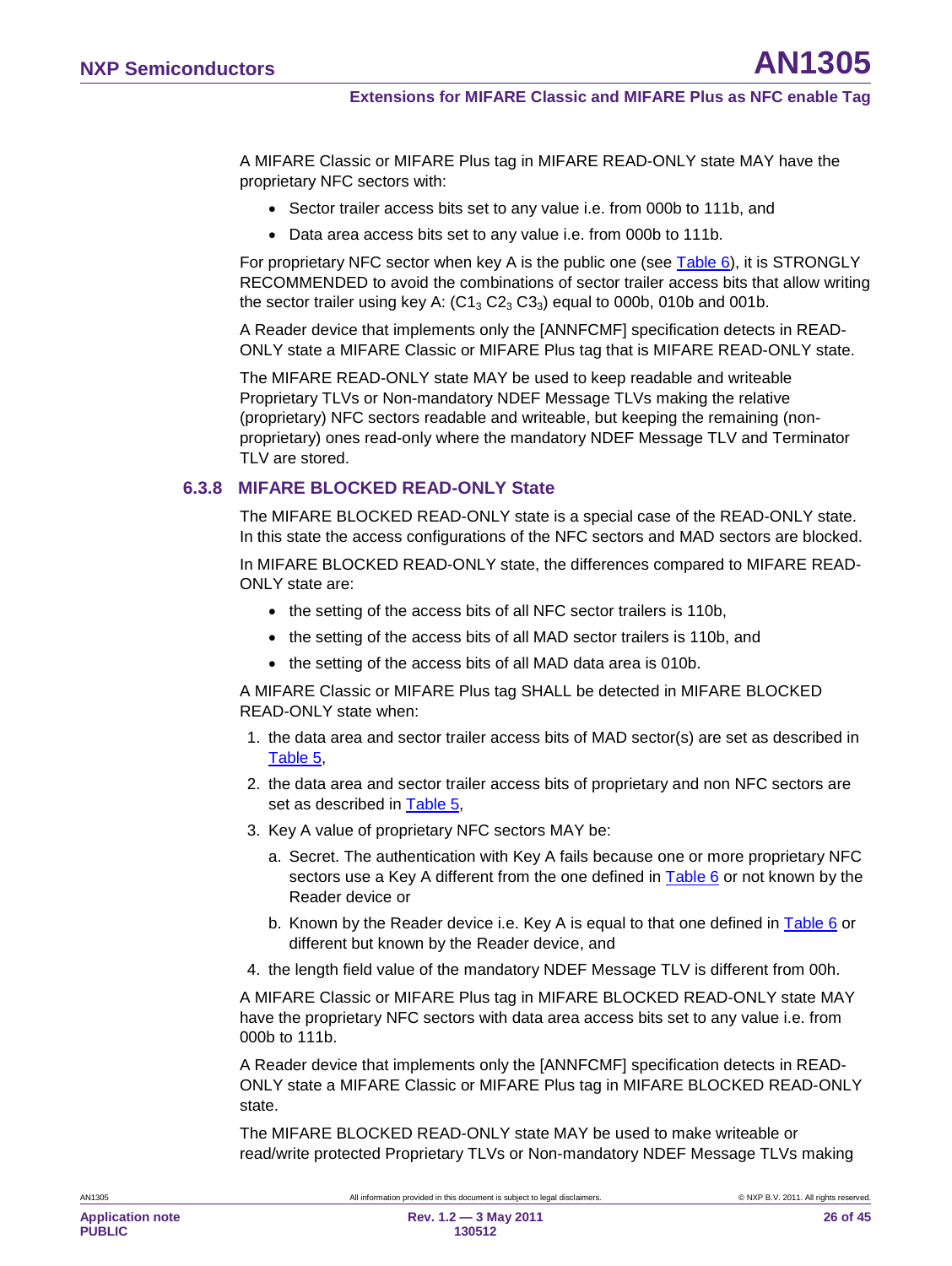A MIFARE Classic or MIFARE Plus tag in MIFARE READ-ONLY state MAY have the proprietary NFC sectors with:

- Sector trailer access bits set to any value i.e. from 000b to 111b, and
- Data area access bits set to any value i.e. from 000b to 111b.

For proprietary NFC sector when key A is the public one (see Table 6), it is STRONGLY RECOMMENDED to avoid the combinations of sector trailer access bits that allow writing the sector trailer using key A: ($C1_3$ $C2_3$ $C3_3$) equal to 000b, 010b and 001b.

A Reader device that implements only the [ANNFCMF] specification detects in READ-ONLY state a MIFARE Classic or MIFARE Plus tag that is MIFARE READ-ONLY state.

The MIFARE READ-ONLY state MAY be used to keep readable and writeable Proprietary TLVs or Non-mandatory NDEF Message TLVs making the relative (proprietary) NFC sectors readable and writeable, but keeping the remaining (non-proprietary) ones read-only where the mandatory NDEF Message TLV and Terminator TLV are stored.

### 6.3.8 MIFARE BLOCKED READ-ONLY State

The MIFARE BLOCKED READ-ONLY state is a special case of the READ-ONLY state. In this state the access configurations of the NFC sectors and MAD sectors are blocked.

In MIFARE BLOCKED READ-ONLY state, the differences compared to MIFARE READ-ONLY state are:

- the setting of the access bits of all NFC sector trailers is 110b,
- the setting of the access bits of all MAD sector trailers is 110b, and
- the setting of the access bits of all MAD data area is 010b.

A MIFARE Classic or MIFARE Plus tag SHALL be detected in MIFARE BLOCKED READ-ONLY state when:

1. the data area and sector trailer access bits of MAD sector(s) are set as described in Table 5,
2. the data area and sector trailer access bits of proprietary and non NFC sectors are set as described in Table 5,
3. Key A value of proprietary NFC sectors MAY be:
   a. Secret. The authentication with Key A fails because one or more proprietary NFC sectors use a Key A different from the one defined in Table 6 or not known by the Reader device or
   b. Known by the Reader device i.e. Key A is equal to that one defined in Table 6 or different but known by the Reader device, and
4. the length field value of the mandatory NDEF Message TLV is different from 00h.

A MIFARE Classic or MIFARE Plus tag in MIFARE BLOCKED READ-ONLY state MAY have the proprietary NFC sectors with data area access bits set to any value i.e. from 000b to 111b.

A Reader device that implements only the [ANNFCMF] specification detects in READ-ONLY state a MIFARE Classic or MIFARE Plus tag in MIFARE BLOCKED READ-ONLY state.

The MIFARE BLOCKED READ-ONLY state MAY be used to make writeable or read/write protected Proprietary TLVs or Non-mandatory NDEF Message TLVs making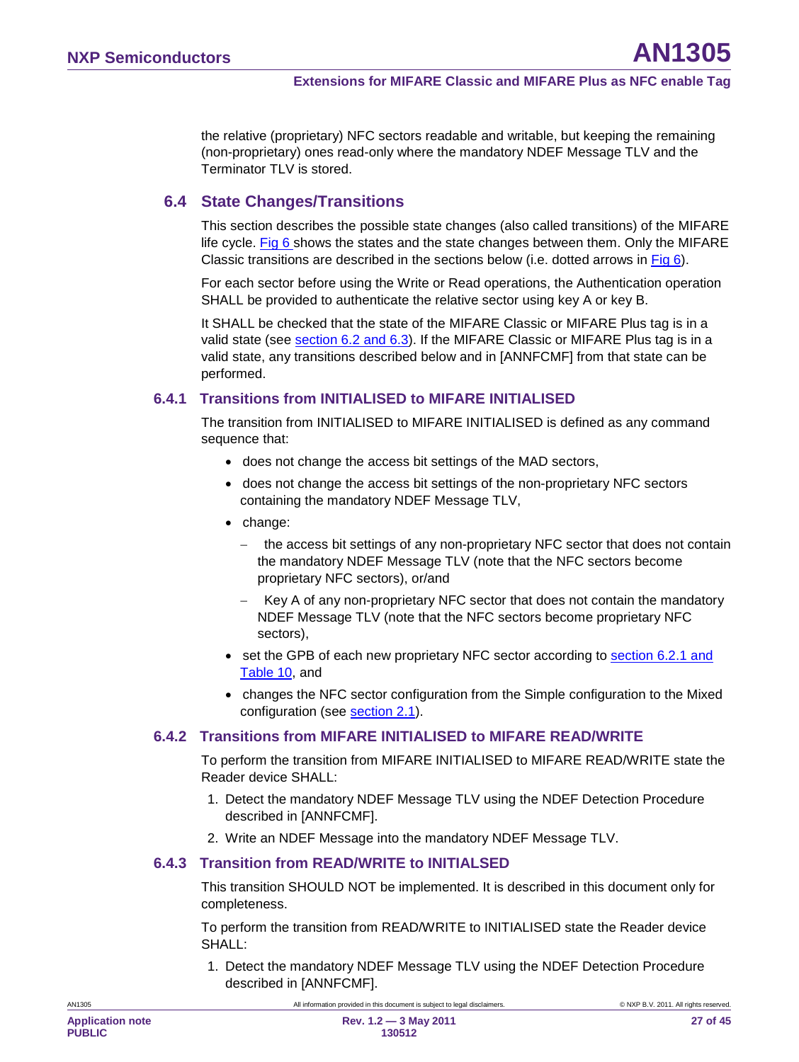the relative (proprietary) NFC sectors readable and writable, but keeping the remaining (non-proprietary) ones read-only where the mandatory NDEF Message TLV and the Terminator TLV is stored.

## 6.4 State Changes/Transitions

This section describes the possible state changes (also called transitions) of the MIFARE life cycle. Fig 6 shows the states and the state changes between them. Only the MIFARE Classic transitions are described in the sections below (i.e. dotted arrows in Fig 6).

For each sector before using the Write or Read operations, the Authentication operation SHALL be provided to authenticate the relative sector using key A or key B.

It SHALL be checked that the state of the MIFARE Classic or MIFARE Plus tag is in a valid state (see section 6.2 and 6.3). If the MIFARE Classic or MIFARE Plus tag is in a valid state, any transitions described below and in [ANNFCMF] from that state can be performed.

### 6.4.1 Transitions from INITIALISED to MIFARE INITIALISED

The transition from INITIALISED to MIFARE INITIALISED is defined as any command sequence that:

- does not change the access bit settings of the MAD sectors,
- does not change the access bit settings of the non-proprietary NFC sectors containing the mandatory NDEF Message TLV,
- change:
  - the access bit settings of any non-proprietary NFC sector that does not contain the mandatory NDEF Message TLV (note that the NFC sectors become proprietary NFC sectors), or/and
  - Key A of any non-proprietary NFC sector that does not contain the mandatory NDEF Message TLV (note that the NFC sectors become proprietary NFC sectors),
- set the GPB of each new proprietary NFC sector according to section 6.2.1 and Table 10, and
- changes the NFC sector configuration from the Simple configuration to the Mixed configuration (see section 2.1).

### 6.4.2 Transitions from MIFARE INITIALISED to MIFARE READ/WRITE

To perform the transition from MIFARE INITIALISED to MIFARE READ/WRITE state the Reader device SHALL:

1. Detect the mandatory NDEF Message TLV using the NDEF Detection Procedure described in [ANNFCMF].
2. Write an NDEF Message into the mandatory NDEF Message TLV.

### 6.4.3 Transition from READ/WRITE to INITIALSED

This transition SHOULD NOT be implemented. It is described in this document only for completeness.

To perform the transition from READ/WRITE to INITIALISED state the Reader device SHALL:

1. Detect the mandatory NDEF Message TLV using the NDEF Detection Procedure described in [ANNFCMF].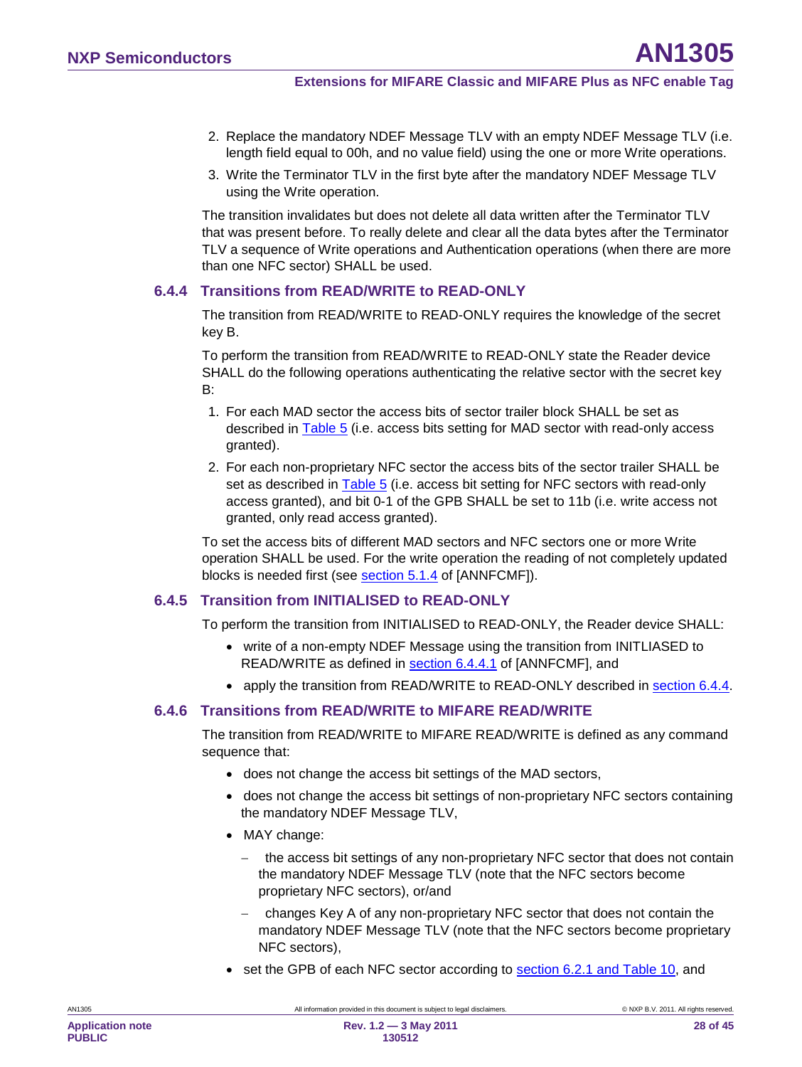2. Replace the mandatory NDEF Message TLV with an empty NDEF Message TLV (i.e. length field equal to 00h, and no value field) using the one or more Write operations.
3. Write the Terminator TLV in the first byte after the mandatory NDEF Message TLV using the Write operation.

The transition invalidates but does not delete all data written after the Terminator TLV that was present before. To really delete and clear all the data bytes after the Terminator TLV a sequence of Write operations and Authentication operations (when there are more than one NFC sector) SHALL be used.

### 6.4.4 Transitions from READ/WRITE to READ-ONLY

The transition from READ/WRITE to READ-ONLY requires the knowledge of the secret key B.

To perform the transition from READ/WRITE to READ-ONLY state the Reader device SHALL do the following operations authenticating the relative sector with the secret key B:

1. For each MAD sector the access bits of sector trailer block SHALL be set as described in Table 5 (i.e. access bits setting for MAD sector with read-only access granted).
2. For each non-proprietary NFC sector the access bits of the sector trailer SHALL be set as described in Table 5 (i.e. access bit setting for NFC sectors with read-only access granted), and bit 0-1 of the GPB SHALL be set to 11b (i.e. write access not granted, only read access granted).

To set the access bits of different MAD sectors and NFC sectors one or more Write operation SHALL be used. For the write operation the reading of not completely updated blocks is needed first (see section 5.1.4 of [ANNFCMF]).

### 6.4.5 Transition from INITIALISED to READ-ONLY

To perform the transition from INITIALISED to READ-ONLY, the Reader device SHALL:

- write of a non-empty NDEF Message using the transition from INITLIASED to READ/WRITE as defined in section 6.4.4.1 of [ANNFCMF], and
- apply the transition from READ/WRITE to READ-ONLY described in section 6.4.4.

### 6.4.6 Transitions from READ/WRITE to MIFARE READ/WRITE

The transition from READ/WRITE to MIFARE READ/WRITE is defined as any command sequence that:

- does not change the access bit settings of the MAD sectors,
- does not change the access bit settings of non-proprietary NFC sectors containing the mandatory NDEF Message TLV,
- MAY change:
  - the access bit settings of any non-proprietary NFC sector that does not contain the mandatory NDEF Message TLV (note that the NFC sectors become proprietary NFC sectors), or/and
  - changes Key A of any non-proprietary NFC sector that does not contain the mandatory NDEF Message TLV (note that the NFC sectors become proprietary NFC sectors),
- set the GPB of each NFC sector according to section 6.2.1 and Table 10, and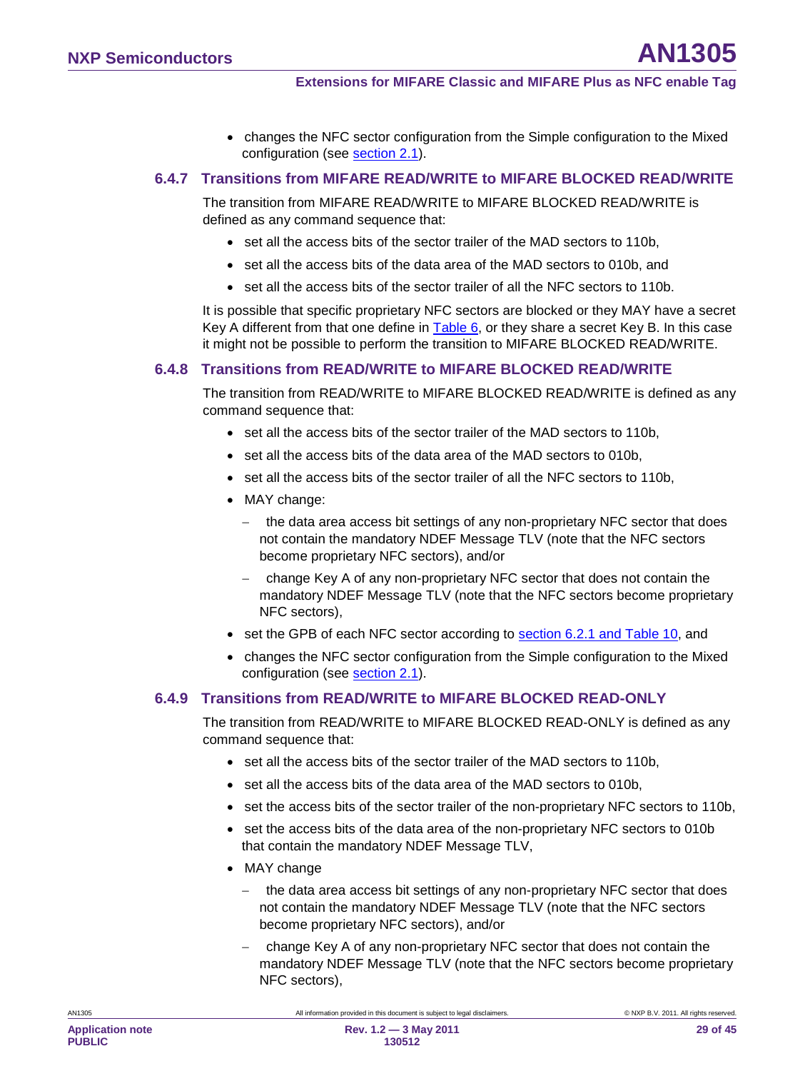- changes the NFC sector configuration from the Simple configuration to the Mixed configuration (see section 2.1).

### 6.4.7 Transitions from MIFARE READ/WRITE to MIFARE BLOCKED READ/WRITE

The transition from MIFARE READ/WRITE to MIFARE BLOCKED READ/WRITE is defined as any command sequence that:

- set all the access bits of the sector trailer of the MAD sectors to 110b,
- set all the access bits of the data area of the MAD sectors to 010b, and
- set all the access bits of the sector trailer of all the NFC sectors to 110b.

It is possible that specific proprietary NFC sectors are blocked or they MAY have a secret Key A different from that one define in Table 6, or they share a secret Key B. In this case it might not be possible to perform the transition to MIFARE BLOCKED READ/WRITE.

### 6.4.8 Transitions from READ/WRITE to MIFARE BLOCKED READ/WRITE

The transition from READ/WRITE to MIFARE BLOCKED READ/WRITE is defined as any command sequence that:

- set all the access bits of the sector trailer of the MAD sectors to 110b,
- set all the access bits of the data area of the MAD sectors to 010b,
- set all the access bits of the sector trailer of all the NFC sectors to 110b,
- MAY change:
  - the data area access bit settings of any non-proprietary NFC sector that does not contain the mandatory NDEF Message TLV (note that the NFC sectors become proprietary NFC sectors), and/or
  - change Key A of any non-proprietary NFC sector that does not contain the mandatory NDEF Message TLV (note that the NFC sectors become proprietary NFC sectors),
- set the GPB of each NFC sector according to section 6.2.1 and Table 10, and
- changes the NFC sector configuration from the Simple configuration to the Mixed configuration (see section 2.1).

### 6.4.9 Transitions from READ/WRITE to MIFARE BLOCKED READ-ONLY

The transition from READ/WRITE to MIFARE BLOCKED READ-ONLY is defined as any command sequence that:

- set all the access bits of the sector trailer of the MAD sectors to 110b,
- set all the access bits of the data area of the MAD sectors to 010b,
- set the access bits of the sector trailer of the non-proprietary NFC sectors to 110b,
- set the access bits of the data area of the non-proprietary NFC sectors to 010b that contain the mandatory NDEF Message TLV,
- MAY change
  - the data area access bit settings of any non-proprietary NFC sector that does not contain the mandatory NDEF Message TLV (note that the NFC sectors become proprietary NFC sectors), and/or
  - change Key A of any non-proprietary NFC sector that does not contain the mandatory NDEF Message TLV (note that the NFC sectors become proprietary NFC sectors),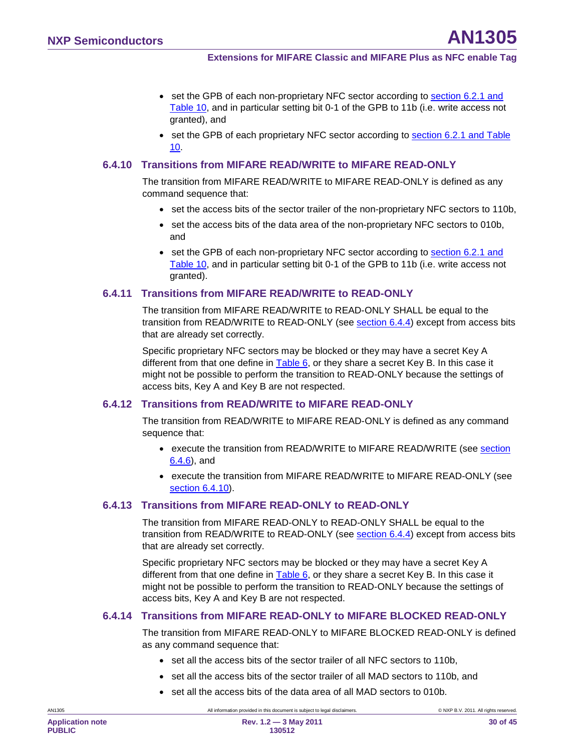- set the GPB of each non-proprietary NFC sector according to section 6.2.1 and Table 10, and in particular setting bit 0-1 of the GPB to 11b (i.e. write access not granted), and
- set the GPB of each proprietary NFC sector according to section 6.2.1 and Table 10.

### 6.4.10 Transitions from MIFARE READ/WRITE to MIFARE READ-ONLY

The transition from MIFARE READ/WRITE to MIFARE READ-ONLY is defined as any command sequence that:

- set the access bits of the sector trailer of the non-proprietary NFC sectors to 110b,
- set the access bits of the data area of the non-proprietary NFC sectors to 010b, and
- set the GPB of each non-proprietary NFC sector according to section 6.2.1 and Table 10, and in particular setting bit 0-1 of the GPB to 11b (i.e. write access not granted).

### 6.4.11 Transitions from MIFARE READ/WRITE to READ-ONLY

The transition from MIFARE READ/WRITE to READ-ONLY SHALL be equal to the transition from READ/WRITE to READ-ONLY (see section 6.4.4) except from access bits that are already set correctly.

Specific proprietary NFC sectors may be blocked or they may have a secret Key A different from that one define in Table 6, or they share a secret Key B. In this case it might not be possible to perform the transition to READ-ONLY because the settings of access bits, Key A and Key B are not respected.

### 6.4.12 Transitions from READ/WRITE to MIFARE READ-ONLY

The transition from READ/WRITE to MIFARE READ-ONLY is defined as any command sequence that:

- execute the transition from READ/WRITE to MIFARE READ/WRITE (see section 6.4.6), and
- execute the transition from MIFARE READ/WRITE to MIFARE READ-ONLY (see section 6.4.10).

### 6.4.13 Transitions from MIFARE READ-ONLY to READ-ONLY

The transition from MIFARE READ-ONLY to READ-ONLY SHALL be equal to the transition from READ/WRITE to READ-ONLY (see section 6.4.4) except from access bits that are already set correctly.

Specific proprietary NFC sectors may be blocked or they may have a secret Key A different from that one define in Table 6, or they share a secret Key B. In this case it might not be possible to perform the transition to READ-ONLY because the settings of access bits, Key A and Key B are not respected.

### 6.4.14 Transitions from MIFARE READ-ONLY to MIFARE BLOCKED READ-ONLY

The transition from MIFARE READ-ONLY to MIFARE BLOCKED READ-ONLY is defined as any command sequence that:

- set all the access bits of the sector trailer of all NFC sectors to 110b,
- set all the access bits of the sector trailer of all MAD sectors to 110b, and
- set all the access bits of the data area of all MAD sectors to 010b.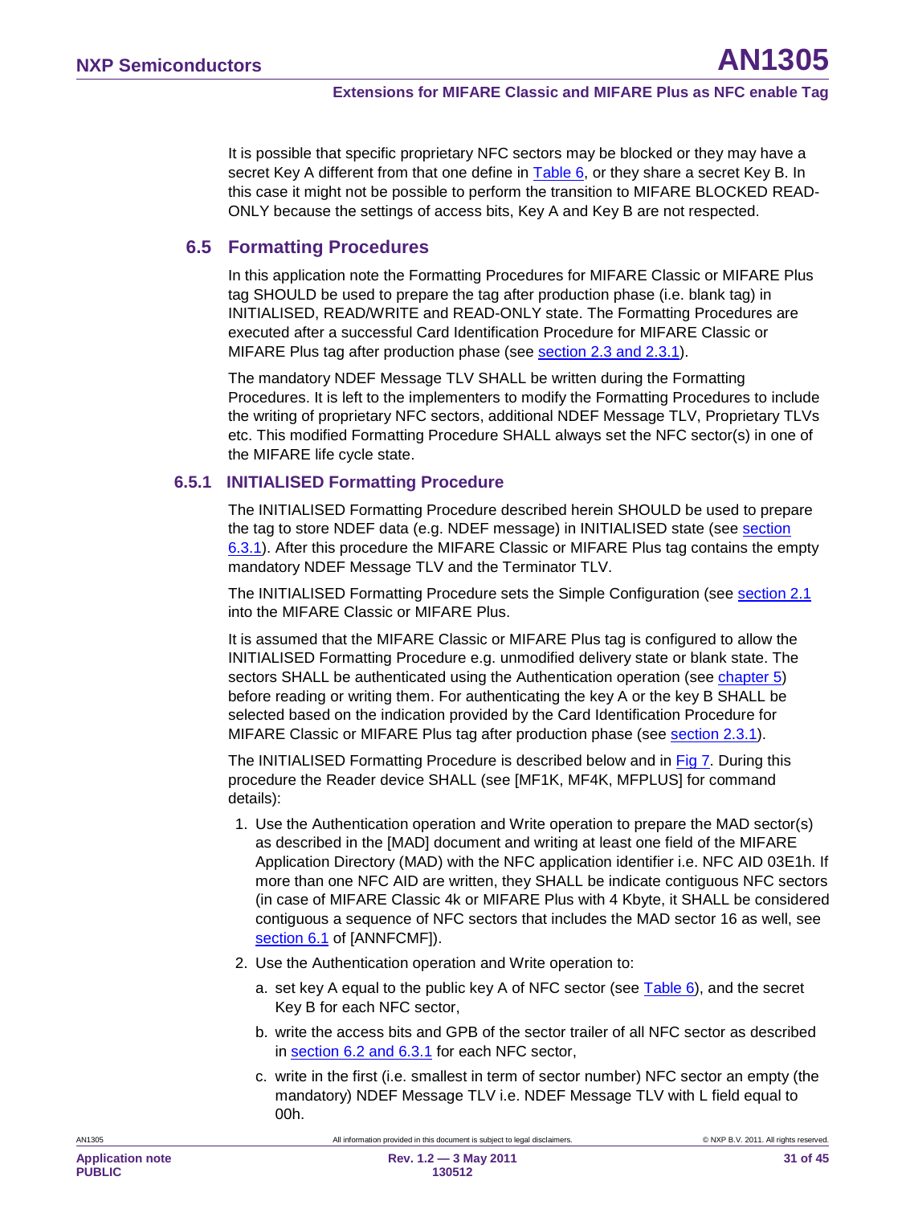It is possible that specific proprietary NFC sectors may be blocked or they may have a secret Key A different from that one define in Table 6, or they share a secret Key B. In this case it might not be possible to perform the transition to MIFARE BLOCKED READ-ONLY because the settings of access bits, Key A and Key B are not respected.

## 6.5 Formatting Procedures

In this application note the Formatting Procedures for MIFARE Classic or MIFARE Plus tag SHOULD be used to prepare the tag after production phase (i.e. blank tag) in INITIALISED, READ/WRITE and READ-ONLY state. The Formatting Procedures are executed after a successful Card Identification Procedure for MIFARE Classic or MIFARE Plus tag after production phase (see section 2.3 and 2.3.1).

The mandatory NDEF Message TLV SHALL be written during the Formatting Procedures. It is left to the implementers to modify the Formatting Procedures to include the writing of proprietary NFC sectors, additional NDEF Message TLV, Proprietary TLVs etc. This modified Formatting Procedure SHALL always set the NFC sector(s) in one of the MIFARE life cycle state.

### 6.5.1 INITIALISED Formatting Procedure

The INITIALISED Formatting Procedure described herein SHOULD be used to prepare the tag to store NDEF data (e.g. NDEF message) in INITIALISED state (see section 6.3.1). After this procedure the MIFARE Classic or MIFARE Plus tag contains the empty mandatory NDEF Message TLV and the Terminator TLV.

The INITIALISED Formatting Procedure sets the Simple Configuration (see section 2.1 into the MIFARE Classic or MIFARE Plus.

It is assumed that the MIFARE Classic or MIFARE Plus tag is configured to allow the INITIALISED Formatting Procedure e.g. unmodified delivery state or blank state. The sectors SHALL be authenticated using the Authentication operation (see chapter 5) before reading or writing them. For authenticating the key A or the key B SHALL be selected based on the indication provided by the Card Identification Procedure for MIFARE Classic or MIFARE Plus tag after production phase (see section 2.3.1).

The INITIALISED Formatting Procedure is described below and in Fig 7. During this procedure the Reader device SHALL (see [MF1K, MF4K, MFPLUS] for command details):

1. Use the Authentication operation and Write operation to prepare the MAD sector(s) as described in the [MAD] document and writing at least one field of the MIFARE Application Directory (MAD) with the NFC application identifier i.e. NFC AID 03E1h. If more than one NFC AID are written, they SHALL be indicate contiguous NFC sectors (in case of MIFARE Classic 4k or MIFARE Plus with 4 Kbyte, it SHALL be considered contiguous a sequence of NFC sectors that includes the MAD sector 16 as well, see section 6.1 of [ANNFCMF]).
2. Use the Authentication operation and Write operation to:
   a. set key A equal to the public key A of NFC sector (see Table 6), and the secret Key B for each NFC sector,
   b. write the access bits and GPB of the sector trailer of all NFC sector as described in section 6.2 and 6.3.1 for each NFC sector,
   c. write in the first (i.e. smallest in term of sector number) NFC sector an empty (the mandatory) NDEF Message TLV i.e. NDEF Message TLV with L field equal to 00h.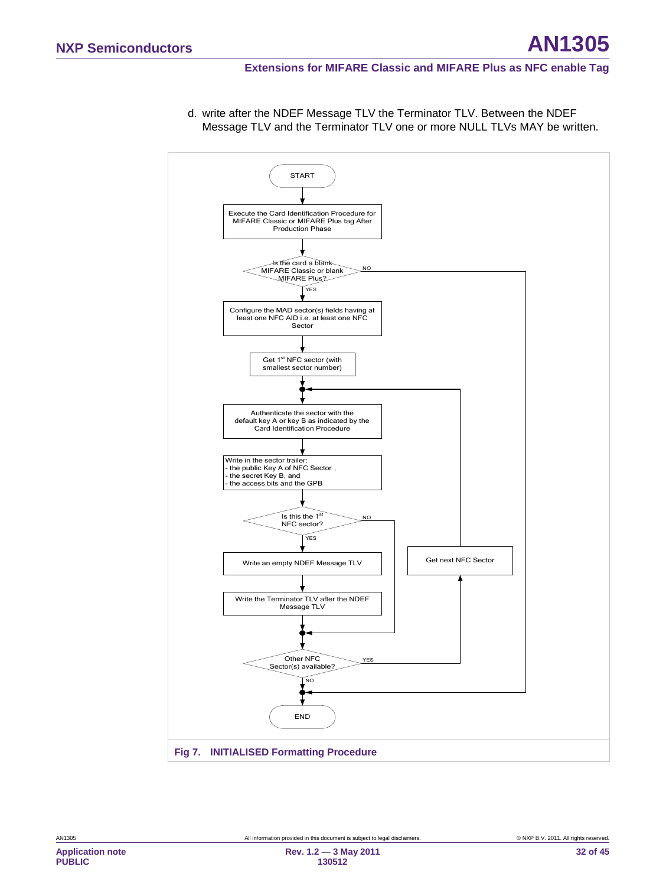d. write after the NDEF Message TLV the Terminator TLV. Between the NDEF Message TLV and the Terminator TLV one or more NULL TLVs MAY be written.

START

Execute the Card Identification Procedure for MIFARE Classic or MIFARE Plus tag After Production Phase

Is the card a blank MIFARE Classic or blank MIFARE Plus?

YES

NO

Configure the MAD sector(s) fields having at least one NFC AID i.e. at least one NFC Sector

Get 1st NFC sector (with smallest sector number)

Authenticate the sector with the default key A or key B as indicated by the Card Identification Procedure

Write in the sector trailer:
- the public Key A of NFC Sector ,
- the secret Key B, and
- the access bits and the GPB

Is this the 1st NFC sector?

YES

NO

Write an empty NDEF Message TLV

Write the Terminator TLV after the NDEF Message TLV

Get next NFC Sector

Other NFC Sector(s) available?

YES

NO

END

**Fig 7. INITIALISED Formatting Procedure**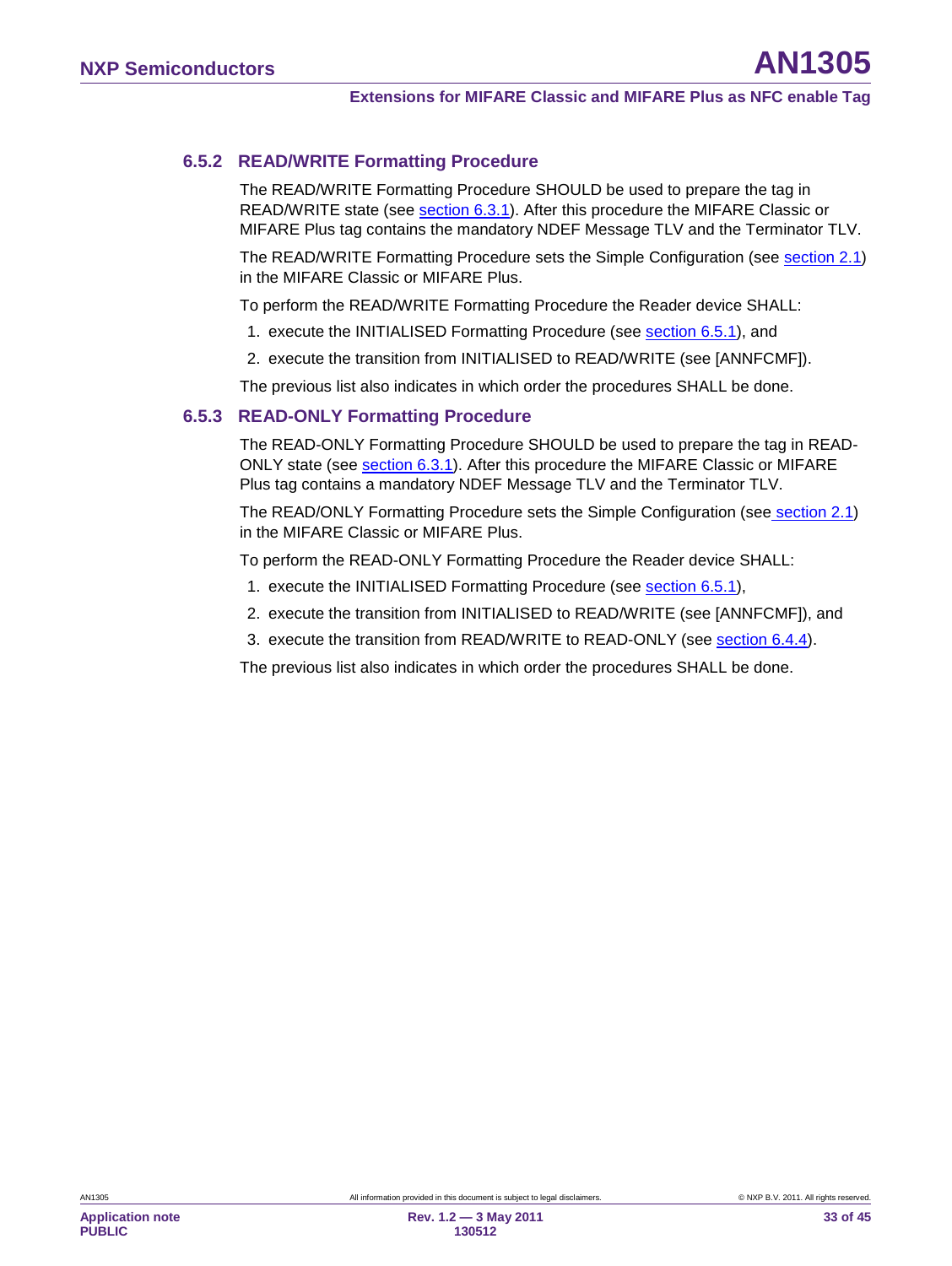### 6.5.2 READ/WRITE Formatting Procedure

The READ/WRITE Formatting Procedure SHOULD be used to prepare the tag in READ/WRITE state (see section 6.3.1). After this procedure the MIFARE Classic or MIFARE Plus tag contains the mandatory NDEF Message TLV and the Terminator TLV.

The READ/WRITE Formatting Procedure sets the Simple Configuration (see section 2.1) in the MIFARE Classic or MIFARE Plus.

To perform the READ/WRITE Formatting Procedure the Reader device SHALL:

1. execute the INITIALISED Formatting Procedure (see section 6.5.1), and
2. execute the transition from INITIALISED to READ/WRITE (see [ANNFCMF]).

The previous list also indicates in which order the procedures SHALL be done.

### 6.5.3 READ-ONLY Formatting Procedure

The READ-ONLY Formatting Procedure SHOULD be used to prepare the tag in READ-ONLY state (see section 6.3.1). After this procedure the MIFARE Classic or MIFARE Plus tag contains a mandatory NDEF Message TLV and the Terminator TLV.

The READ/ONLY Formatting Procedure sets the Simple Configuration (see section 2.1) in the MIFARE Classic or MIFARE Plus.

To perform the READ-ONLY Formatting Procedure the Reader device SHALL:

1. execute the INITIALISED Formatting Procedure (see section 6.5.1),
2. execute the transition from INITIALISED to READ/WRITE (see [ANNFCMF]), and
3. execute the transition from READ/WRITE to READ-ONLY (see section 6.4.4).

The previous list also indicates in which order the procedures SHALL be done.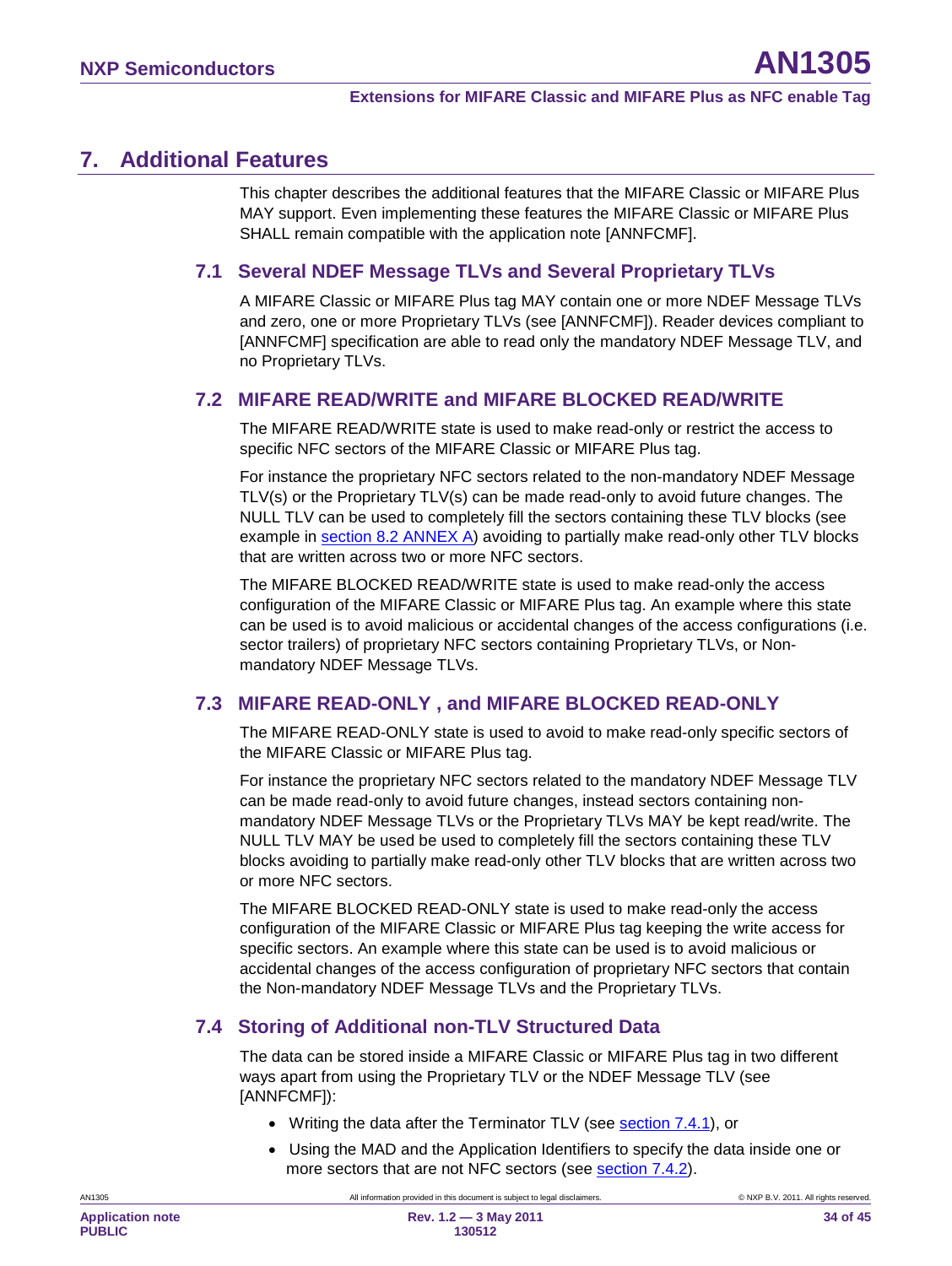# 7. Additional Features

This chapter describes the additional features that the MIFARE Classic or MIFARE Plus MAY support. Even implementing these features the MIFARE Classic or MIFARE Plus SHALL remain compatible with the application note [ANNFCMF].

## 7.1 Several NDEF Message TLVs and Several Proprietary TLVs

A MIFARE Classic or MIFARE Plus tag MAY contain one or more NDEF Message TLVs and zero, one or more Proprietary TLVs (see [ANNFCMF]). Reader devices compliant to [ANNFCMF] specification are able to read only the mandatory NDEF Message TLV, and no Proprietary TLVs.

## 7.2 MIFARE READ/WRITE and MIFARE BLOCKED READ/WRITE

The MIFARE READ/WRITE state is used to make read-only or restrict the access to specific NFC sectors of the MIFARE Classic or MIFARE Plus tag.

For instance the proprietary NFC sectors related to the non-mandatory NDEF Message TLV(s) or the Proprietary TLV(s) can be made read-only to avoid future changes. The NULL TLV can be used to completely fill the sectors containing these TLV blocks (see example in section 8.2 ANNEX A) avoiding to partially make read-only other TLV blocks that are written across two or more NFC sectors.

The MIFARE BLOCKED READ/WRITE state is used to make read-only the access configuration of the MIFARE Classic or MIFARE Plus tag. An example where this state can be used is to avoid malicious or accidental changes of the access configurations (i.e. sector trailers) of proprietary NFC sectors containing Proprietary TLVs, or Non-mandatory NDEF Message TLVs.

## 7.3 MIFARE READ-ONLY , and MIFARE BLOCKED READ-ONLY

The MIFARE READ-ONLY state is used to avoid to make read-only specific sectors of the MIFARE Classic or MIFARE Plus tag.

For instance the proprietary NFC sectors related to the mandatory NDEF Message TLV can be made read-only to avoid future changes, instead sectors containing non-mandatory NDEF Message TLVs or the Proprietary TLVs MAY be kept read/write. The NULL TLV MAY be used be used to completely fill the sectors containing these TLV blocks avoiding to partially make read-only other TLV blocks that are written across two or more NFC sectors.

The MIFARE BLOCKED READ-ONLY state is used to make read-only the access configuration of the MIFARE Classic or MIFARE Plus tag keeping the write access for specific sectors. An example where this state can be used is to avoid malicious or accidental changes of the access configuration of proprietary NFC sectors that contain the Non-mandatory NDEF Message TLVs and the Proprietary TLVs.

## 7.4 Storing of Additional non-TLV Structured Data

The data can be stored inside a MIFARE Classic or MIFARE Plus tag in two different ways apart from using the Proprietary TLV or the NDEF Message TLV (see [ANNFCMF]):

- Writing the data after the Terminator TLV (see section 7.4.1), or
- Using the MAD and the Application Identifiers to specify the data inside one or more sectors that are not NFC sectors (see section 7.4.2).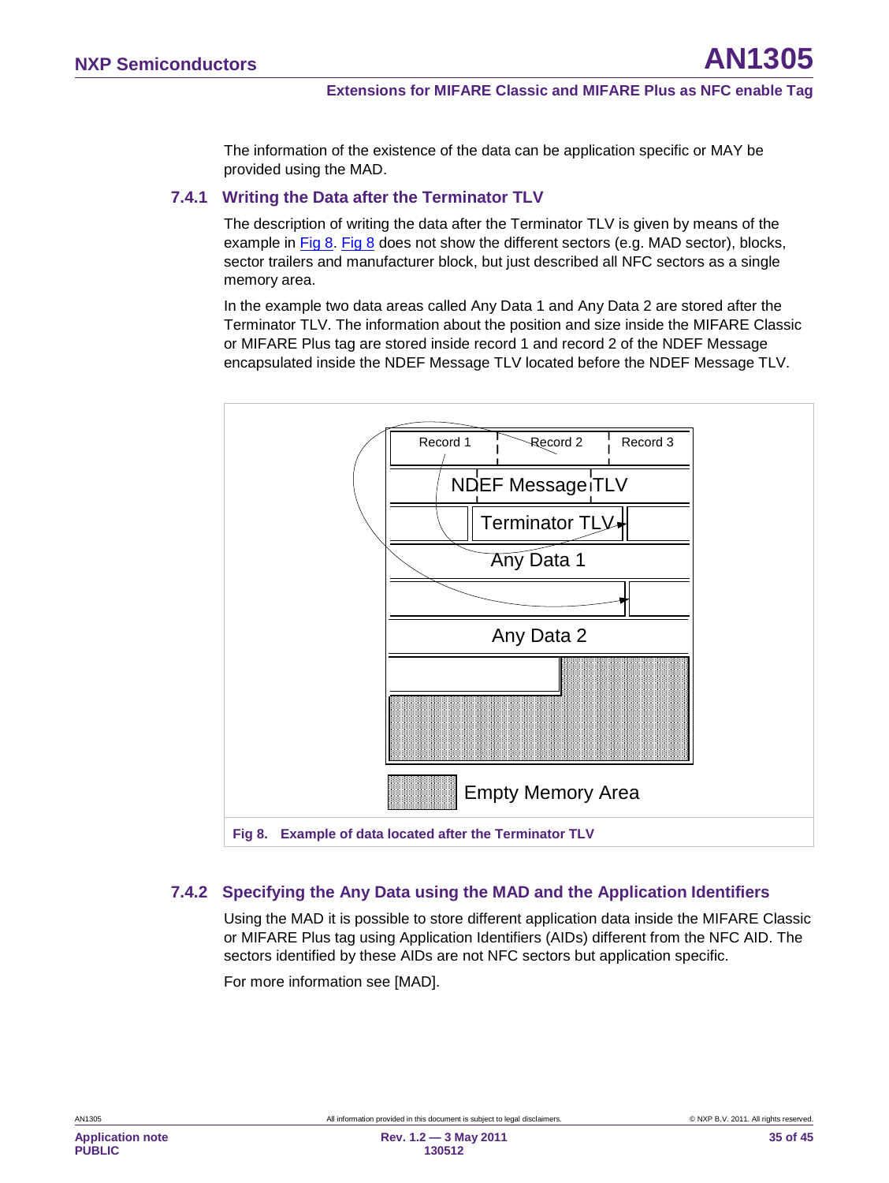The information of the existence of the data can be application specific or MAY be provided using the MAD.

### 7.4.1 Writing the Data after the Terminator TLV

The description of writing the data after the Terminator TLV is given by means of the example in Fig 8. Fig 8 does not show the different sectors (e.g. MAD sector), blocks, sector trailers and manufacturer block, but just described all NFC sectors as a single memory area.

In the example two data areas called Any Data 1 and Any Data 2 are stored after the Terminator TLV. The information about the position and size inside the MIFARE Classic or MIFARE Plus tag are stored inside record 1 and record 2 of the NDEF Message encapsulated inside the NDEF Message TLV located before the NDEF Message TLV.

Record 1 | Record 2 | Record 3

NDEF Message TLV

Terminator TLV

Any Data 1

Any Data 2

Empty Memory Area

**Fig 8. Example of data located after the Terminator TLV**

### 7.4.2 Specifying the Any Data using the MAD and the Application Identifiers

Using the MAD it is possible to store different application data inside the MIFARE Classic or MIFARE Plus tag using Application Identifiers (AIDs) different from the NFC AID. The sectors identified by these AIDs are not NFC sectors but application specific.

For more information see [MAD].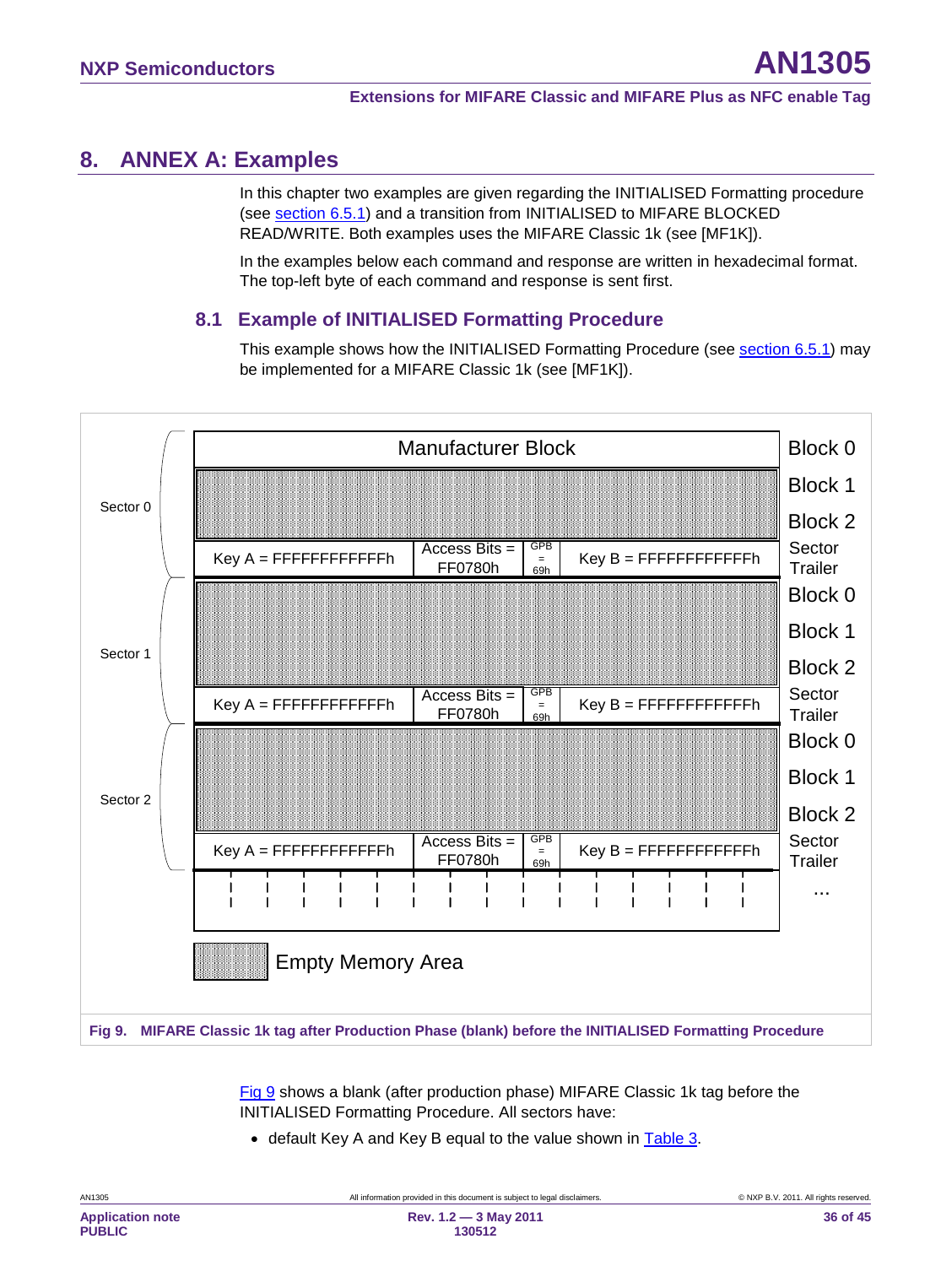# 8. ANNEX A: Examples

In this chapter two examples are given regarding the INITIALISED Formatting procedure (see section 6.5.1) and a transition from INITIALISED to MIFARE BLOCKED READ/WRITE. Both examples uses the MIFARE Classic 1k (see [MF1K]).

In the examples below each command and response are written in hexadecimal format. The top-left byte of each command and response is sent first.

## 8.1 Example of INITIALISED Formatting Procedure

This example shows how the INITIALISED Formatting Procedure (see section 6.5.1) may be implemented for a MIFARE Classic 1k (see [MF1K]).

| Sector | Content | | | | Block |
|---|---|---|---|---|---|
| Sector 0 | Manufacturer Block | | | | Block 0 |
| | Empty Memory Area | | | | Block 1 |
| | Empty Memory Area | | | | Block 2 |
| | Key A = FFFFFFFFFFFFh | Access Bits = FF0780h | GPB = 69h | Key B = FFFFFFFFFFFFh | Sector Trailer |
| Sector 1 | Empty Memory Area | | | | Block 0 |
| | Empty Memory Area | | | | Block 1 |
| | Empty Memory Area | | | | Block 2 |
| | Key A = FFFFFFFFFFFFh | Access Bits = FF0780h | GPB = 69h | Key B = FFFFFFFFFFFFh | Sector Trailer |
| Sector 2 | Empty Memory Area | | | | Block 0 |
| | Empty Memory Area | | | | Block 1 |
| | Empty Memory Area | | | | Block 2 |
| | Key A = FFFFFFFFFFFFh | Access Bits = FF0780h | GPB = 69h | Key B = FFFFFFFFFFFFh | Sector Trailer |
| | ... | | | | ... |

Fig 9. MIFARE Classic 1k tag after Production Phase (blank) before the INITIALISED Formatting Procedure

Fig 9 shows a blank (after production phase) MIFARE Classic 1k tag before the INITIALISED Formatting Procedure. All sectors have:

- default Key A and Key B equal to the value shown in Table 3.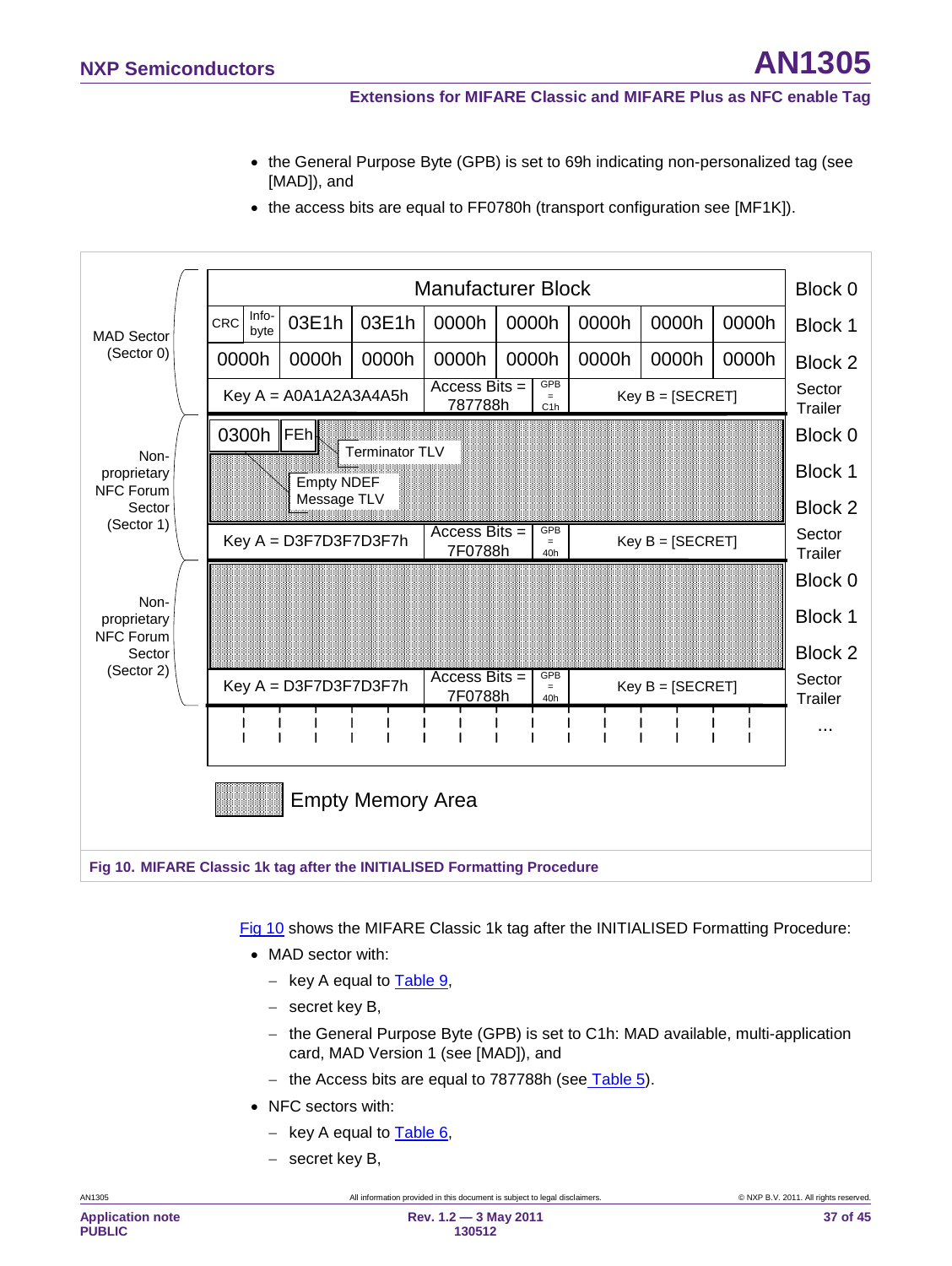- the General Purpose Byte (GPB) is set to 69h indicating non-personalized tag (see [MAD]), and
- the access bits are equal to FF0780h (transport configuration see [MF1K]).

| Sector | Content | | | | | | | | Block |
|---|---|---|---|---|---|---|---|---|---|
| MAD Sector (Sector 0) | Manufacturer Block | | | | | | | | Block 0 |
| | CRC / Info-byte | 03E1h | 03E1h | 0000h | 0000h | 0000h | 0000h | 0000h | Block 1 |
| | 0000h | 0000h | 0000h | 0000h | 0000h | 0000h | 0000h | 0000h | Block 2 |
| | Key A = A0A1A2A3A4A5h | | | Access Bits = 787788h | GPB = C1h | Key B = [SECRET] | | | Sector Trailer |
| Non-proprietary NFC Forum Sector (Sector 1) | 0300h (Empty NDEF Message TLV) | FEh (Terminator TLV) | | | | | | | Block 0 |
| | | | | | | | | | Block 1 |
| | | | | | | | | | Block 2 |
| | Key A = D3F7D3F7D3F7h | | | Access Bits = 7F0788h | GPB = 40h | Key B = [SECRET] | | | Sector Trailer |
| Non-proprietary NFC Forum Sector (Sector 2) | | | | | | | | | Block 0 |
| | | | | | | | | | Block 1 |
| | | | | | | | | | Block 2 |
| | Key A = D3F7D3F7D3F7h | | | Access Bits = 7F0788h | GPB = 40h | Key B = [SECRET] | | | Sector Trailer |
| | ... | | | | | | | | ... |

Empty Memory Area

**Fig 10. MIFARE Classic 1k tag after the INITIALISED Formatting Procedure**

Fig 10 shows the MIFARE Classic 1k tag after the INITIALISED Formatting Procedure:

- MAD sector with:
  - key A equal to Table 9,
  - secret key B,
  - the General Purpose Byte (GPB) is set to C1h: MAD available, multi-application card, MAD Version 1 (see [MAD]), and
  - the Access bits are equal to 787788h (see Table 5).
- NFC sectors with:
  - key A equal to Table 6,
  - secret key B,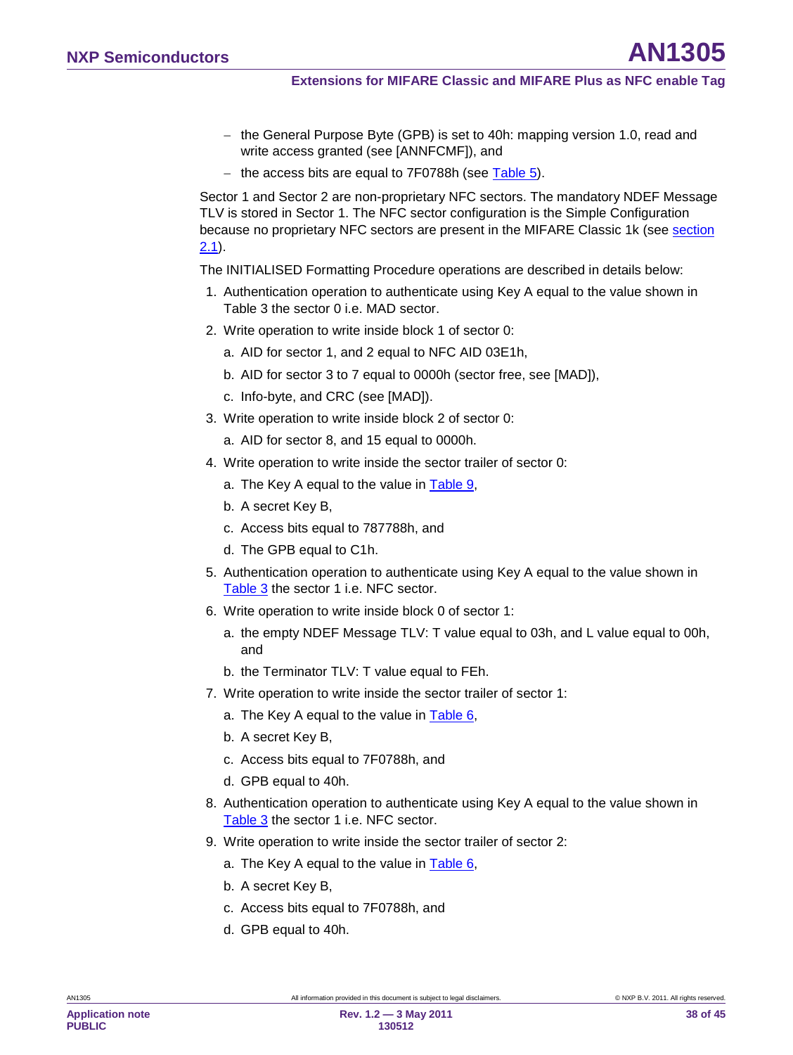- the General Purpose Byte (GPB) is set to 40h: mapping version 1.0, read and write access granted (see [ANNFCMF]), and
- the access bits are equal to 7F0788h (see Table 5).

Sector 1 and Sector 2 are non-proprietary NFC sectors. The mandatory NDEF Message TLV is stored in Sector 1. The NFC sector configuration is the Simple Configuration because no proprietary NFC sectors are present in the MIFARE Classic 1k (see section 2.1).

The INITIALISED Formatting Procedure operations are described in details below:

1. Authentication operation to authenticate using Key A equal to the value shown in Table 3 the sector 0 i.e. MAD sector.
2. Write operation to write inside block 1 of sector 0:
   a. AID for sector 1, and 2 equal to NFC AID 03E1h,
   b. AID for sector 3 to 7 equal to 0000h (sector free, see [MAD]),
   c. Info-byte, and CRC (see [MAD]).
3. Write operation to write inside block 2 of sector 0:
   a. AID for sector 8, and 15 equal to 0000h.
4. Write operation to write inside the sector trailer of sector 0:
   a. The Key A equal to the value in Table 9,
   b. A secret Key B,
   c. Access bits equal to 787788h, and
   d. The GPB equal to C1h.
5. Authentication operation to authenticate using Key A equal to the value shown in Table 3 the sector 1 i.e. NFC sector.
6. Write operation to write inside block 0 of sector 1:
   a. the empty NDEF Message TLV: T value equal to 03h, and L value equal to 00h, and
   b. the Terminator TLV: T value equal to FEh.
7. Write operation to write inside the sector trailer of sector 1:
   a. The Key A equal to the value in Table 6,
   b. A secret Key B,
   c. Access bits equal to 7F0788h, and
   d. GPB equal to 40h.
8. Authentication operation to authenticate using Key A equal to the value shown in Table 3 the sector 1 i.e. NFC sector.
9. Write operation to write inside the sector trailer of sector 2:
   a. The Key A equal to the value in Table 6,
   b. A secret Key B,
   c. Access bits equal to 7F0788h, and
   d. GPB equal to 40h.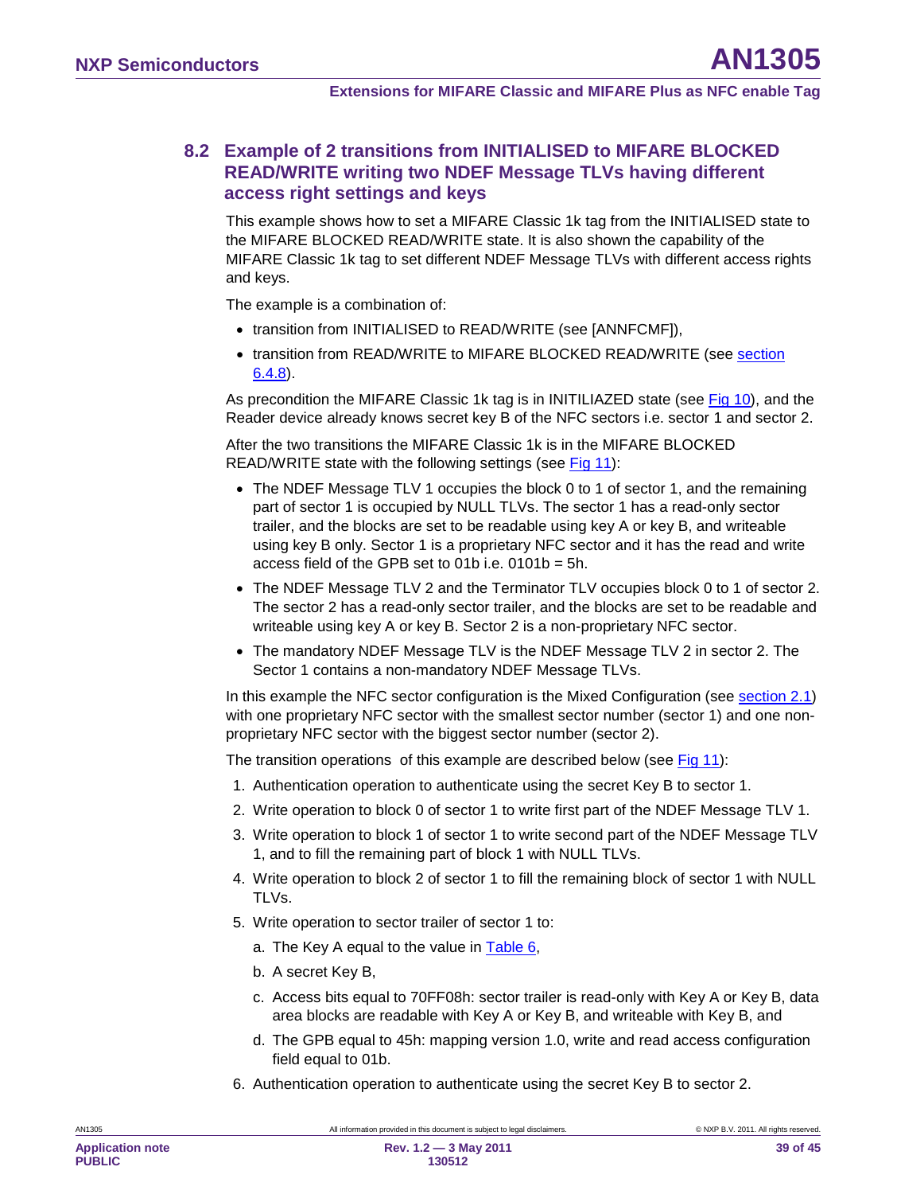### 8.2 Example of 2 transitions from INITIALISED to MIFARE BLOCKED READ/WRITE writing two NDEF Message TLVs having different access right settings and keys

This example shows how to set a MIFARE Classic 1k tag from the INITIALISED state to the MIFARE BLOCKED READ/WRITE state. It is also shown the capability of the MIFARE Classic 1k tag to set different NDEF Message TLVs with different access rights and keys.

The example is a combination of:

- transition from INITIALISED to READ/WRITE (see [ANNFCMF]),
- transition from READ/WRITE to MIFARE BLOCKED READ/WRITE (see section 6.4.8).

As precondition the MIFARE Classic 1k tag is in INITILIAZED state (see Fig 10), and the Reader device already knows secret key B of the NFC sectors i.e. sector 1 and sector 2.

After the two transitions the MIFARE Classic 1k is in the MIFARE BLOCKED READ/WRITE state with the following settings (see Fig 11):

- The NDEF Message TLV 1 occupies the block 0 to 1 of sector 1, and the remaining part of sector 1 is occupied by NULL TLVs. The sector 1 has a read-only sector trailer, and the blocks are set to be readable using key A or key B, and writeable using key B only. Sector 1 is a proprietary NFC sector and it has the read and write access field of the GPB set to 01b i.e. 0101b = 5h.
- The NDEF Message TLV 2 and the Terminator TLV occupies block 0 to 1 of sector 2. The sector 2 has a read-only sector trailer, and the blocks are set to be readable and writeable using key A or key B. Sector 2 is a non-proprietary NFC sector.
- The mandatory NDEF Message TLV is the NDEF Message TLV 2 in sector 2. The Sector 1 contains a non-mandatory NDEF Message TLVs.

In this example the NFC sector configuration is the Mixed Configuration (see section 2.1) with one proprietary NFC sector with the smallest sector number (sector 1) and one non-proprietary NFC sector with the biggest sector number (sector 2).

The transition operations of this example are described below (see Fig 11):

1. Authentication operation to authenticate using the secret Key B to sector 1.
2. Write operation to block 0 of sector 1 to write first part of the NDEF Message TLV 1.
3. Write operation to block 1 of sector 1 to write second part of the NDEF Message TLV 1, and to fill the remaining part of block 1 with NULL TLVs.
4. Write operation to block 2 of sector 1 to fill the remaining block of sector 1 with NULL TLVs.
5. Write operation to sector trailer of sector 1 to:
   a. The Key A equal to the value in Table 6,
   b. A secret Key B,
   c. Access bits equal to 70FF08h: sector trailer is read-only with Key A or Key B, data area blocks are readable with Key A or Key B, and writeable with Key B, and
   d. The GPB equal to 45h: mapping version 1.0, write and read access configuration field equal to 01b.
6. Authentication operation to authenticate using the secret Key B to sector 2.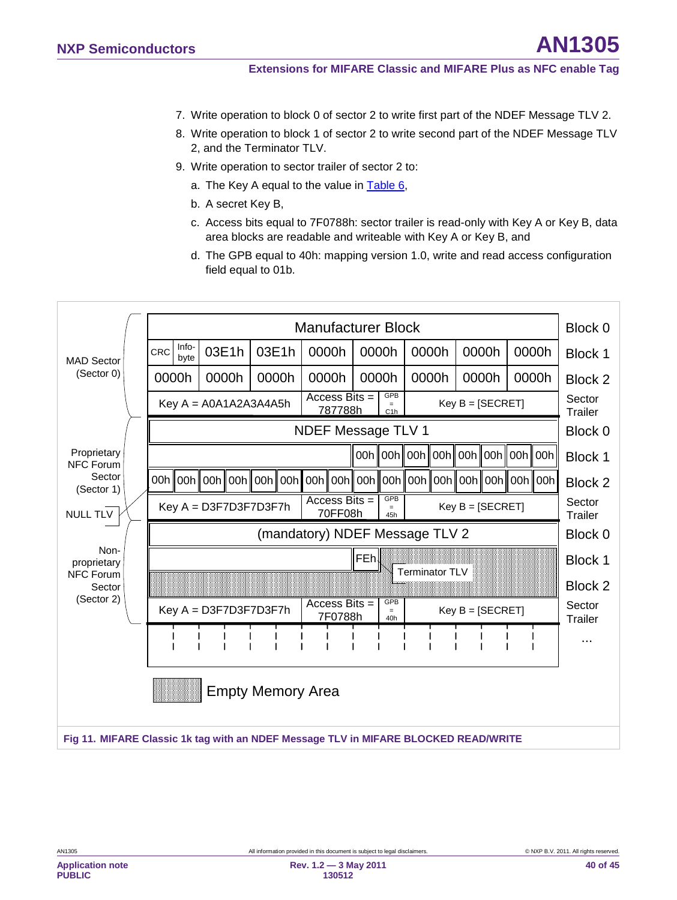7. Write operation to block 0 of sector 2 to write first part of the NDEF Message TLV 2.
8. Write operation to block 1 of sector 2 to write second part of the NDEF Message TLV 2, and the Terminator TLV.
9. Write operation to sector trailer of sector 2 to:
   a. The Key A equal to the value in Table 6,
   b. A secret Key B,
   c. Access bits equal to 7F0788h: sector trailer is read-only with Key A or Key B, data area blocks are readable and writeable with Key A or Key B, and
   d. The GPB equal to 40h: mapping version 1.0, write and read access configuration field equal to 01b.

| Sector | Content | Block |
|---|---|---|
| MAD Sector (Sector 0) | Manufacturer Block | Block 0 |
| | CRC, Info-byte, 03E1h, 03E1h, 0000h, 0000h, 0000h, 0000h, 0000h | Block 1 |
| | 0000h, 0000h, 0000h, 0000h, 0000h, 0000h, 0000h, 0000h | Block 2 |
| | Key A = A0A1A2A3A4A5h, Access Bits = 787788h, GPB = C1h, Key B = [SECRET] | Sector Trailer |
| Proprietary NFC Forum Sector (Sector 1) | NDEF Message TLV 1 | Block 0 |
| | ..., 00h, 00h, 00h, 00h, 00h, 00h, 00h, 00h | Block 1 |
| | NULL TLV: 00h, 00h, 00h, 00h, 00h, 00h, 00h, 00h, 00h, 00h, 00h, 00h, 00h, 00h, 00h, 00h | Block 2 |
| | Key A = D3F7D3F7D3F7h, Access Bits = 70FF08h, GPB = 45h, Key B = [SECRET] | Sector Trailer |
| Non-proprietary NFC Forum Sector (Sector 2) | (mandatory) NDEF Message TLV 2 | Block 0 |
| | ..., FEh (Terminator TLV), Empty Memory Area | Block 1 |
| | Empty Memory Area | Block 2 |
| | Key A = D3F7D3F7D3F7h, Access Bits = 7F0788h, GPB = 40h, Key B = [SECRET] | Sector Trailer |
| | ... | ... |

Empty Memory Area

**Fig 11. MIFARE Classic 1k tag with an NDEF Message TLV in MIFARE BLOCKED READ/WRITE**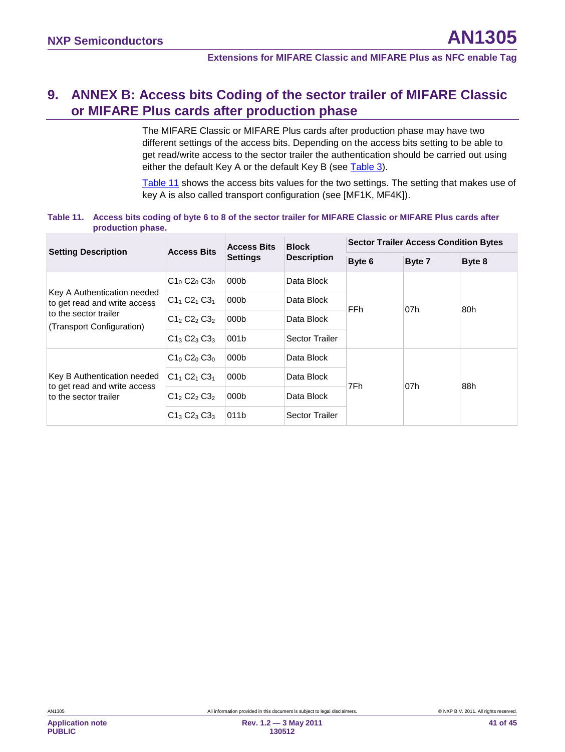# 9. ANNEX B: Access bits Coding of the sector trailer of MIFARE Classic or MIFARE Plus cards after production phase

The MIFARE Classic or MIFARE Plus cards after production phase may have two different settings of the access bits. Depending on the access bits setting to be able to get read/write access to the sector trailer the authentication should be carried out using either the default Key A or the default Key B (see Table 3).

Table 11 shows the access bits values for the two settings. The setting that makes use of key A is also called transport configuration (see [MF1K, MF4K]).

**Table 11. Access bits coding of byte 6 to 8 of the sector trailer for MIFARE Classic or MIFARE Plus cards after production phase.**

| Setting Description | Access Bits | Access Bits Settings | Block Description | Sector Trailer Access Condition Bytes | | |
|---|---|---|---|---|---|---|
| | | | | Byte 6 | Byte 7 | Byte 8 |
| Key A Authentication needed to get read and write access to the sector trailer (Transport Configuration) | $C1_0$ $C2_0$ $C3_0$ | 000b | Data Block | FFh | 07h | 80h |
| | $C1_1$ $C2_1$ $C3_1$ | 000b | Data Block | | | |
| | $C1_2$ $C2_2$ $C3_2$ | 000b | Data Block | | | |
| | $C1_3$ $C2_3$ $C3_3$ | 001b | Sector Trailer | | | |
| Key B Authentication needed to get read and write access to the sector trailer | $C1_0$ $C2_0$ $C3_0$ | 000b | Data Block | 7Fh | 07h | 88h |
| | $C1_1$ $C2_1$ $C3_1$ | 000b | Data Block | | | |
| | $C1_2$ $C2_2$ $C3_2$ | 000b | Data Block | | | |
| | $C1_3$ $C2_3$ $C3_3$ | 011b | Sector Trailer | | | |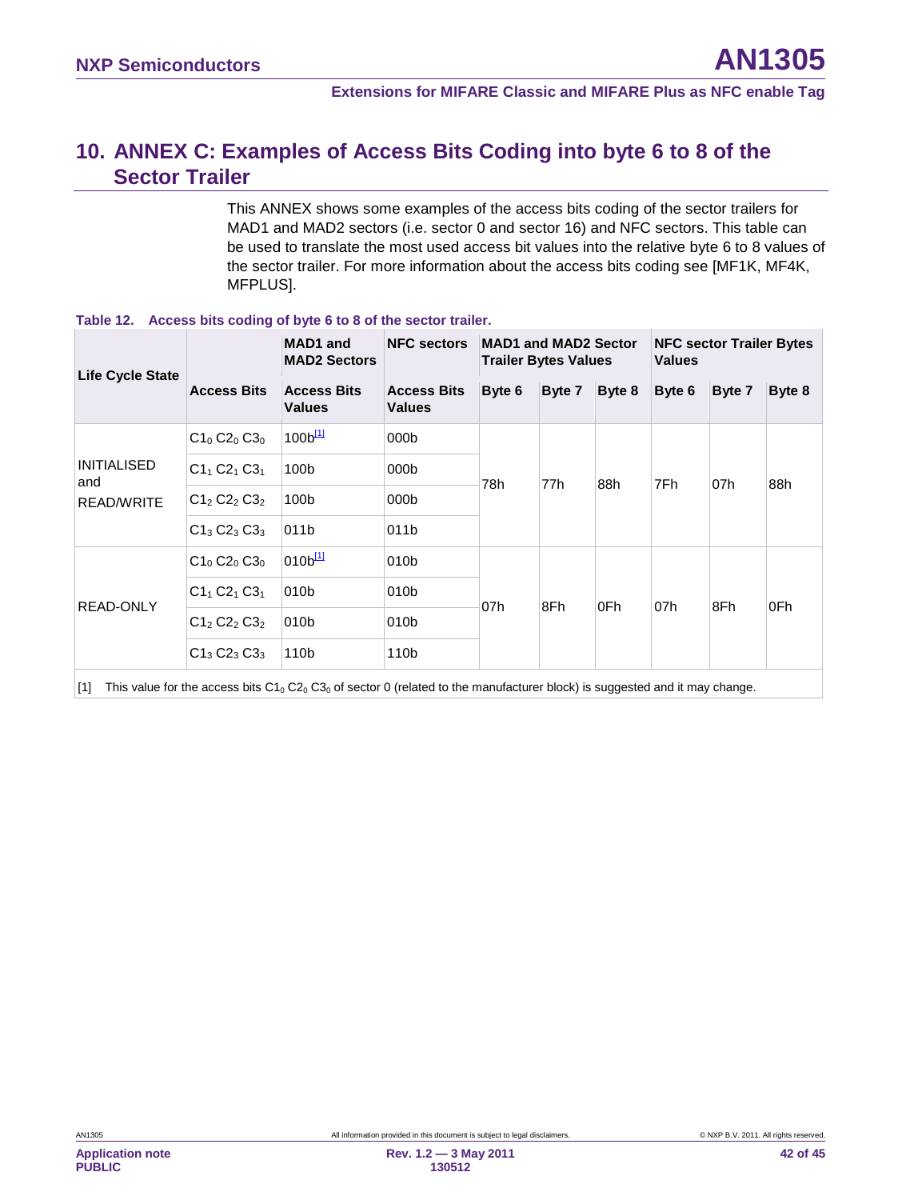# 10. ANNEX C: Examples of Access Bits Coding into byte 6 to 8 of the Sector Trailer

This ANNEX shows some examples of the access bits coding of the sector trailers for MAD1 and MAD2 sectors (i.e. sector 0 and sector 16) and NFC sectors. This table can be used to translate the most used access bit values into the relative byte 6 to 8 values of the sector trailer. For more information about the access bits coding see [MF1K, MF4K, MFPLUS].

**Table 12. Access bits coding of byte 6 to 8 of the sector trailer.**

| Life Cycle State | | MAD1 and MAD2 Sectors | NFC sectors | MAD1 and MAD2 Sector Trailer Bytes Values | | | NFC sector Trailer Bytes Values | | |
|---|---|---|---|---|---|---|---|---|---|
| | Access Bits | Access Bits Values | Access Bits Values | Byte 6 | Byte 7 | Byte 8 | Byte 6 | Byte 7 | Byte 8 |
| INITIALISED and READ/WRITE | $C1_0$ $C2_0$ $C3_0$ | 100b[1] | 000b | 78h | 77h | 88h | 7Fh | 07h | 88h |
| | $C1_1$ $C2_1$ $C3_1$ | 100b | 000b | | | | | | |
| | $C1_2$ $C2_2$ $C3_2$ | 100b | 000b | | | | | | |
| | $C1_3$ $C2_3$ $C3_3$ | 011b | 011b | | | | | | |
| READ-ONLY | $C1_0$ $C2_0$ $C3_0$ | 010b[1] | 010b | 07h | 8Fh | 0Fh | 07h | 8Fh | 0Fh |
| | $C1_1$ $C2_1$ $C3_1$ | 010b | 010b | | | | | | |
| | $C1_2$ $C2_2$ $C3_2$ | 010b | 010b | | | | | | |
| | $C1_3$ $C2_3$ $C3_3$ | 110b | 110b | | | | | | |

[1] This value for the access bits $C1_0$ $C2_0$ $C3_0$ of sector 0 (related to the manufacturer block) is suggested and it may change.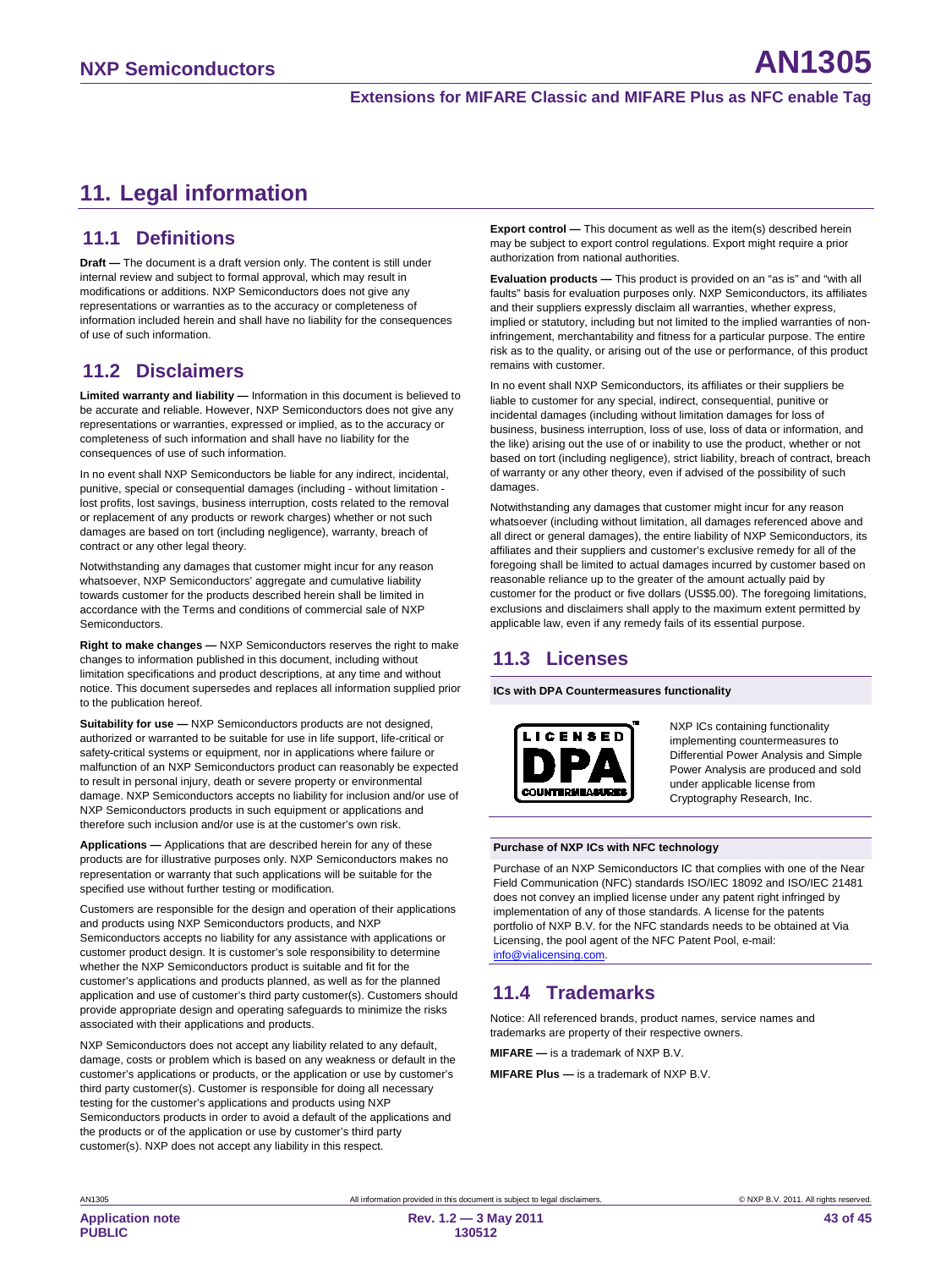# 11. Legal information

## 11.1 Definitions

**Draft —** The document is a draft version only. The content is still under internal review and subject to formal approval, which may result in modifications or additions. NXP Semiconductors does not give any representations or warranties as to the accuracy or completeness of information included herein and shall have no liability for the consequences of use of such information.

## 11.2 Disclaimers

**Limited warranty and liability —** Information in this document is believed to be accurate and reliable. However, NXP Semiconductors does not give any representations or warranties, expressed or implied, as to the accuracy or completeness of such information and shall have no liability for the consequences of use of such information.

In no event shall NXP Semiconductors be liable for any indirect, incidental, punitive, special or consequential damages (including - without limitation - lost profits, lost savings, business interruption, costs related to the removal or replacement of any products or rework charges) whether or not such damages are based on tort (including negligence), warranty, breach of contract or any other legal theory.

Notwithstanding any damages that customer might incur for any reason whatsoever, NXP Semiconductors' aggregate and cumulative liability towards customer for the products described herein shall be limited in accordance with the Terms and conditions of commercial sale of NXP Semiconductors.

**Right to make changes —** NXP Semiconductors reserves the right to make changes to information published in this document, including without limitation specifications and product descriptions, at any time and without notice. This document supersedes and replaces all information supplied prior to the publication hereof.

**Suitability for use —** NXP Semiconductors products are not designed, authorized or warranted to be suitable for use in life support, life-critical or safety-critical systems or equipment, nor in applications where failure or malfunction of an NXP Semiconductors product can reasonably be expected to result in personal injury, death or severe property or environmental damage. NXP Semiconductors accepts no liability for inclusion and/or use of NXP Semiconductors products in such equipment or applications and therefore such inclusion and/or use is at the customer's own risk.

**Applications —** Applications that are described herein for any of these products are for illustrative purposes only. NXP Semiconductors makes no representation or warranty that such applications will be suitable for the specified use without further testing or modification.

Customers are responsible for the design and operation of their applications and products using NXP Semiconductors products, and NXP Semiconductors accepts no liability for any assistance with applications or customer product design. It is customer's sole responsibility to determine whether the NXP Semiconductors product is suitable and fit for the customer's applications and products planned, as well as for the planned application and use of customer's third party customer(s). Customers should provide appropriate design and operating safeguards to minimize the risks associated with their applications and products.

NXP Semiconductors does not accept any liability related to any default, damage, costs or problem which is based on any weakness or default in the customer's applications or products, or the application or use by customer's third party customer(s). Customer is responsible for doing all necessary testing for the customer's applications and products using NXP Semiconductors products in order to avoid a default of the applications and the products or of the application or use by customer's third party customer(s). NXP does not accept any liability in this respect.

**Export control —** This document as well as the item(s) described herein may be subject to export control regulations. Export might require a prior authorization from national authorities.

**Evaluation products —** This product is provided on an "as is" and "with all faults" basis for evaluation purposes only. NXP Semiconductors, its affiliates and their suppliers expressly disclaim all warranties, whether express, implied or statutory, including but not limited to the implied warranties of non-infringement, merchantability and fitness for a particular purpose. The entire risk as to the quality, or arising out of the use or performance, of this product remains with customer.

In no event shall NXP Semiconductors, its affiliates or their suppliers be liable to customer for any special, indirect, consequential, punitive or incidental damages (including without limitation damages for loss of business, business interruption, loss of use, loss of data or information, and the like) arising out the use of or inability to use the product, whether or not based on tort (including negligence), strict liability, breach of contract, breach of warranty or any other theory, even if advised of the possibility of such damages.

Notwithstanding any damages that customer might incur for any reason whatsoever (including without limitation, all damages referenced above and all direct or general damages), the entire liability of NXP Semiconductors, its affiliates and their suppliers and customer's exclusive remedy for all of the foregoing shall be limited to actual damages incurred by customer based on reasonable reliance up to the greater of the amount actually paid by customer for the product or five dollars (US$5.00). The foregoing limitations, exclusions and disclaimers shall apply to the maximum extent permitted by applicable law, even if any remedy fails of its essential purpose.

## 11.3 Licenses

**ICs with DPA Countermeasures functionality**

NXP ICs containing functionality implementing countermeasures to Differential Power Analysis and Simple Power Analysis are produced and sold under applicable license from Cryptography Research, Inc.

**Purchase of NXP ICs with NFC technology**

Purchase of an NXP Semiconductors IC that complies with one of the Near Field Communication (NFC) standards ISO/IEC 18092 and ISO/IEC 21481 does not convey an implied license under any patent right infringed by implementation of any of those standards. A license for the patents portfolio of NXP B.V. for the NFC standards needs to be obtained at Via Licensing, the pool agent of the NFC Patent Pool, e-mail: info@vialicensing.com.

## 11.4 Trademarks

Notice: All referenced brands, product names, service names and trademarks are property of their respective owners.

**MIFARE —** is a trademark of NXP B.V.

**MIFARE Plus —** is a trademark of NXP B.V.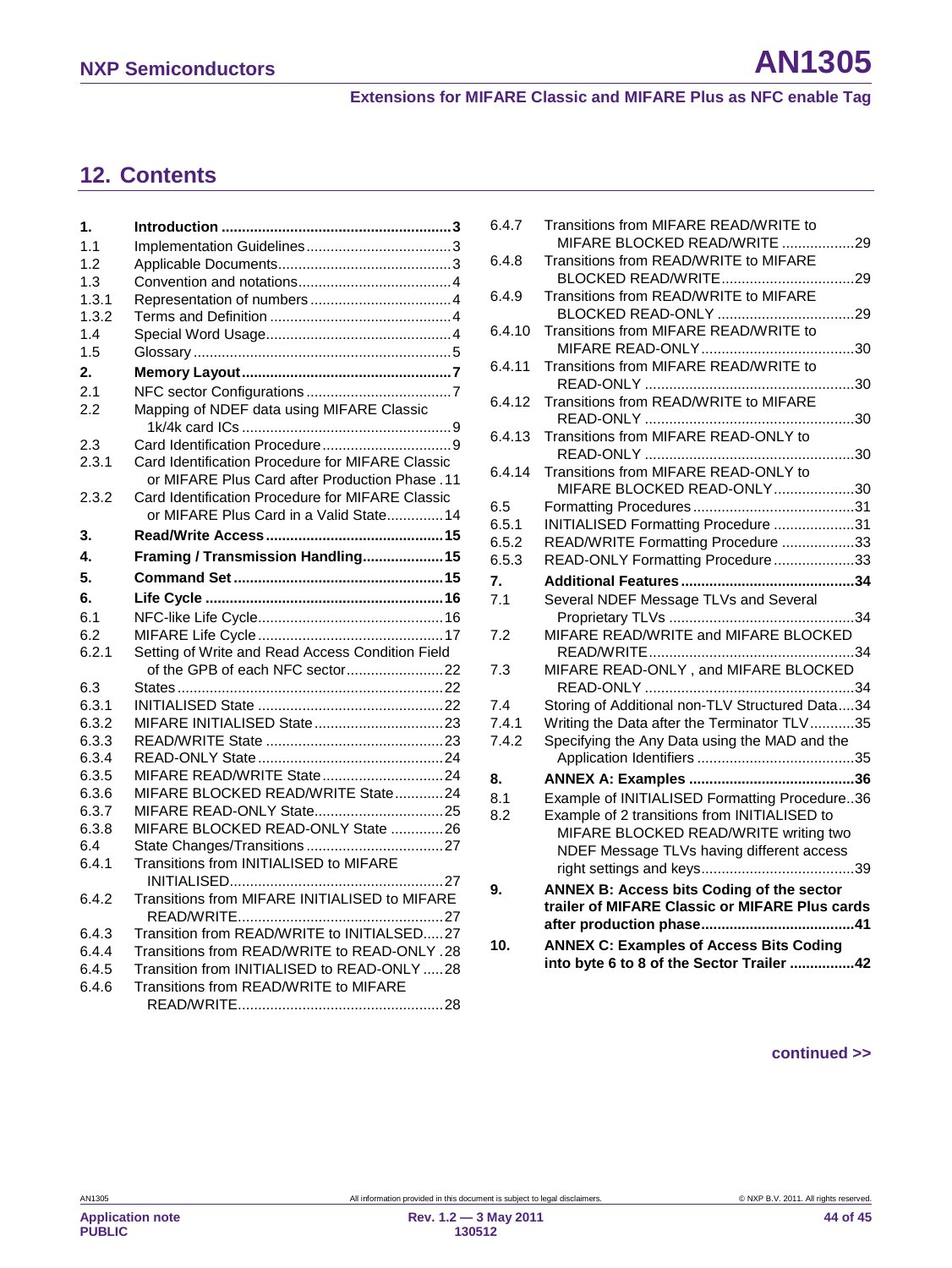## 12. Contents

| | | |
|---|---|---|
| **1.** | **Introduction** | **3** |
| 1.1 | Implementation Guidelines | 3 |
| 1.2 | Applicable Documents | 3 |
| 1.3 | Convention and notations | 4 |
| 1.3.1 | Representation of numbers | 4 |
| 1.3.2 | Terms and Definition | 4 |
| 1.4 | Special Word Usage | 4 |
| 1.5 | Glossary | 5 |
| **2.** | **Memory Layout** | **7** |
| 2.1 | NFC sector Configurations | 7 |
| 2.2 | Mapping of NDEF data using MIFARE Classic 1k/4k card ICs | 9 |
| 2.3 | Card Identification Procedure | 9 |
| 2.3.1 | Card Identification Procedure for MIFARE Classic or MIFARE Plus Card after Production Phase | 11 |
| 2.3.2 | Card Identification Procedure for MIFARE Classic or MIFARE Plus Card in a Valid State | 14 |
| **3.** | **Read/Write Access** | **15** |
| **4.** | **Framing / Transmission Handling** | **15** |
| **5.** | **Command Set** | **15** |
| **6.** | **Life Cycle** | **16** |
| 6.1 | NFC-like Life Cycle | 16 |
| 6.2 | MIFARE Life Cycle | 17 |
| 6.2.1 | Setting of Write and Read Access Condition Field of the GPB of each NFC sector | 22 |
| 6.3 | States | 22 |
| 6.3.1 | INITIALISED State | 22 |
| 6.3.2 | MIFARE INITIALISED State | 23 |
| 6.3.3 | READ/WRITE State | 23 |
| 6.3.4 | READ-ONLY State | 24 |
| 6.3.5 | MIFARE READ/WRITE State | 24 |
| 6.3.6 | MIFARE BLOCKED READ/WRITE State | 24 |
| 6.3.7 | MIFARE READ-ONLY State | 25 |
| 6.3.8 | MIFARE BLOCKED READ-ONLY State | 26 |
| 6.4 | State Changes/Transitions | 27 |
| 6.4.1 | Transitions from INITIALISED to MIFARE INITIALISED | 27 |
| 6.4.2 | Transitions from MIFARE INITIALISED to MIFARE READ/WRITE | 27 |
| 6.4.3 | Transition from READ/WRITE to INITIALSED | 27 |
| 6.4.4 | Transitions from READ/WRITE to READ-ONLY | 28 |
| 6.4.5 | Transition from INITIALISED to READ-ONLY | 28 |
| 6.4.6 | Transitions from READ/WRITE to MIFARE READ/WRITE | 28 |
| 6.4.7 | Transitions from MIFARE READ/WRITE to MIFARE BLOCKED READ/WRITE | 29 |
| 6.4.8 | Transitions from READ/WRITE to MIFARE BLOCKED READ/WRITE | 29 |
| 6.4.9 | Transitions from READ/WRITE to MIFARE BLOCKED READ-ONLY | 29 |
| 6.4.10 | Transitions from MIFARE READ/WRITE to MIFARE READ-ONLY | 30 |
| 6.4.11 | Transitions from MIFARE READ/WRITE to READ-ONLY | 30 |
| 6.4.12 | Transitions from READ/WRITE to MIFARE READ-ONLY | 30 |
| 6.4.13 | Transitions from MIFARE READ-ONLY to READ-ONLY | 30 |
| 6.4.14 | Transitions from MIFARE READ-ONLY to MIFARE BLOCKED READ-ONLY | 30 |
| 6.5 | Formatting Procedures | 31 |
| 6.5.1 | INITIALISED Formatting Procedure | 31 |
| 6.5.2 | READ/WRITE Formatting Procedure | 33 |
| 6.5.3 | READ-ONLY Formatting Procedure | 33 |
| **7.** | **Additional Features** | **34** |
| 7.1 | Several NDEF Message TLVs and Several Proprietary TLVs | 34 |
| 7.2 | MIFARE READ/WRITE and MIFARE BLOCKED READ/WRITE | 34 |
| 7.3 | MIFARE READ-ONLY , and MIFARE BLOCKED READ-ONLY | 34 |
| 7.4 | Storing of Additional non-TLV Structured Data | 34 |
| 7.4.1 | Writing the Data after the Terminator TLV | 35 |
| 7.4.2 | Specifying the Any Data using the MAD and the Application Identifiers | 35 |
| **8.** | **ANNEX A: Examples** | **36** |
| 8.1 | Example of INITIALISED Formatting Procedure | 36 |
| 8.2 | Example of 2 transitions from INITIALISED to MIFARE BLOCKED READ/WRITE writing two NDEF Message TLVs having different access right settings and keys | 39 |
| **9.** | **ANNEX B: Access bits Coding of the sector trailer of MIFARE Classic or MIFARE Plus cards after production phase** | **41** |
| **10.** | **ANNEX C: Examples of Access Bits Coding into byte 6 to 8 of the Sector Trailer** | **42** |

**continued >>**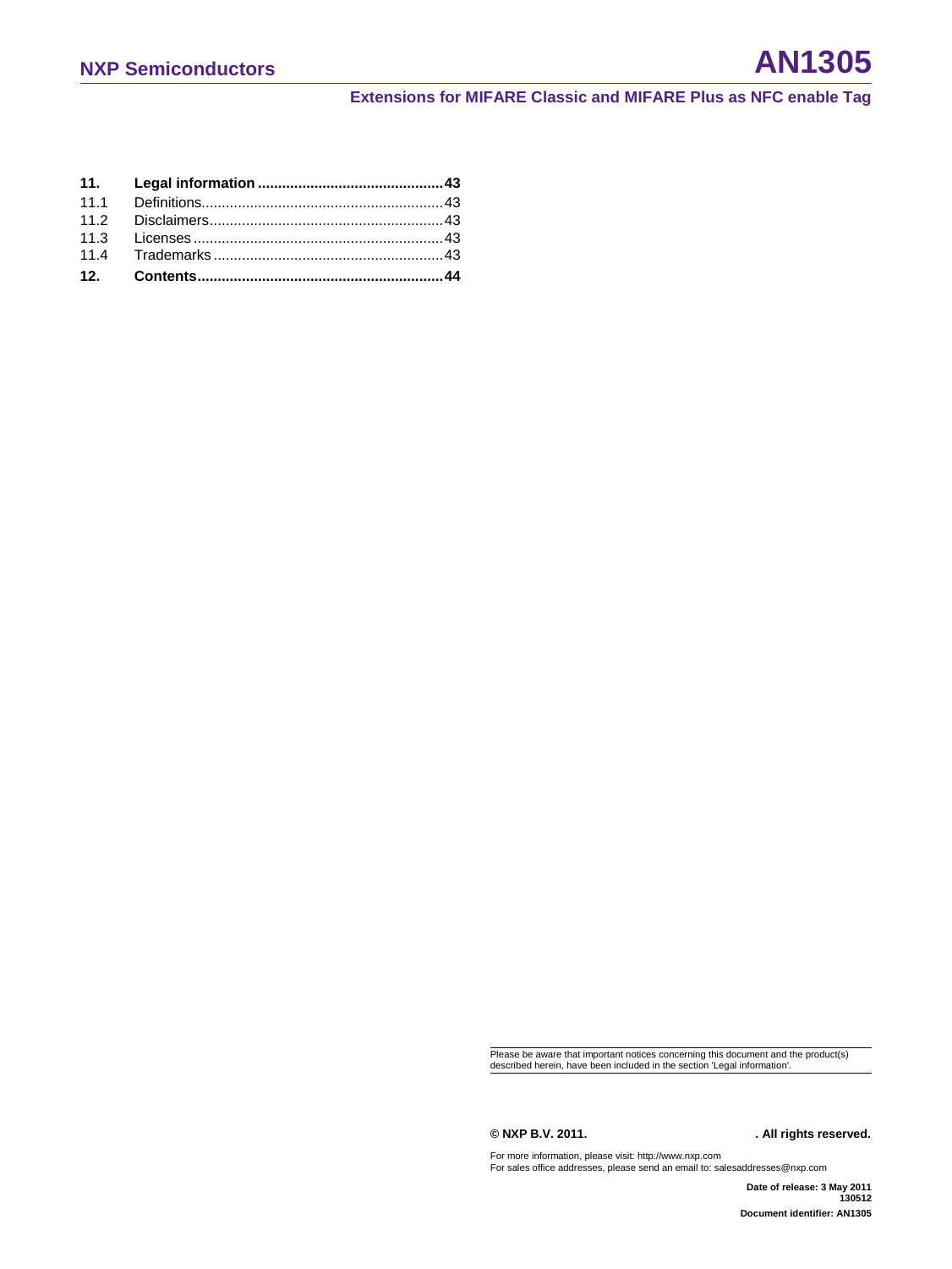| | | |
|---|---|---|
| **11.** | **Legal information** | **43** |
| 11.1 | Definitions | 43 |
| 11.2 | Disclaimers | 43 |
| 11.3 | Licenses | 43 |
| 11.4 | Trademarks | 43 |
| **12.** | **Contents** | **44** |

Please be aware that important notices concerning this document and the product(s) described herein, have been included in the section 'Legal information'.

**© NXP B.V. 2011. . All rights reserved.**

For more information, please visit: http://www.nxp.com
For sales office addresses, please send an email to: salesaddresses@nxp.com

**Date of release: 3 May 2011**
**130512**

**Document identifier: AN1305**